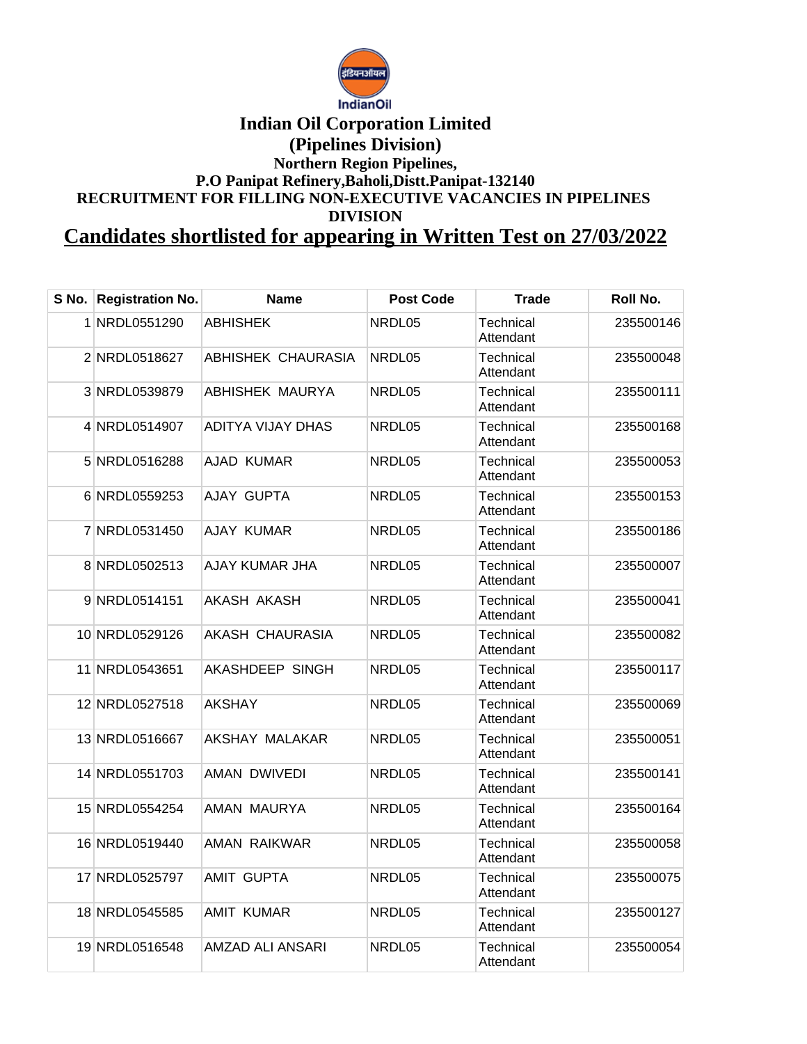IndianOil

# Indian Oil Corporation Limited

## (Pipelines Division)

### Northern Region Pipelines,

### P.O Panipat Refinery,Baholi,Distt.Panipat-132140

### RECRUITMENT FOR FILLING NON-EXECUTIVE VACANCIES IN PIPELINES DIVISION

## Candidates shortlisted for appearing in Written Test on 27/03/2022

| S No. | Registration No. | Name | Post Code | Trade | Roll No. |
|---|---|---|---|---|---|
| 1 | NRDL0551290 | ABHISHEK | NRDL05 | Technical Attendant | 235500146 |
| 2 | NRDL0518627 | ABHISHEK CHAURASIA | NRDL05 | Technical Attendant | 235500048 |
| 3 | NRDL0539879 | ABHISHEK MAURYA | NRDL05 | Technical Attendant | 235500111 |
| 4 | NRDL0514907 | ADITYA VIJAY DHAS | NRDL05 | Technical Attendant | 235500168 |
| 5 | NRDL0516288 | AJAD KUMAR | NRDL05 | Technical Attendant | 235500053 |
| 6 | NRDL0559253 | AJAY GUPTA | NRDL05 | Technical Attendant | 235500153 |
| 7 | NRDL0531450 | AJAY KUMAR | NRDL05 | Technical Attendant | 235500186 |
| 8 | NRDL0502513 | AJAY KUMAR JHA | NRDL05 | Technical Attendant | 235500007 |
| 9 | NRDL0514151 | AKASH AKASH | NRDL05 | Technical Attendant | 235500041 |
| 10 | NRDL0529126 | AKASH CHAURASIA | NRDL05 | Technical Attendant | 235500082 |
| 11 | NRDL0543651 | AKASHDEEP SINGH | NRDL05 | Technical Attendant | 235500117 |
| 12 | NRDL0527518 | AKSHAY | NRDL05 | Technical Attendant | 235500069 |
| 13 | NRDL0516667 | AKSHAY MALAKAR | NRDL05 | Technical Attendant | 235500051 |
| 14 | NRDL0551703 | AMAN DWIVEDI | NRDL05 | Technical Attendant | 235500141 |
| 15 | NRDL0554254 | AMAN MAURYA | NRDL05 | Technical Attendant | 235500164 |
| 16 | NRDL0519440 | AMAN RAIKWAR | NRDL05 | Technical Attendant | 235500058 |
| 17 | NRDL0525797 | AMIT GUPTA | NRDL05 | Technical Attendant | 235500075 |
| 18 | NRDL0545585 | AMIT KUMAR | NRDL05 | Technical Attendant | 235500127 |
| 19 | NRDL0516548 | AMZAD ALI ANSARI | NRDL05 | Technical Attendant | 235500054 |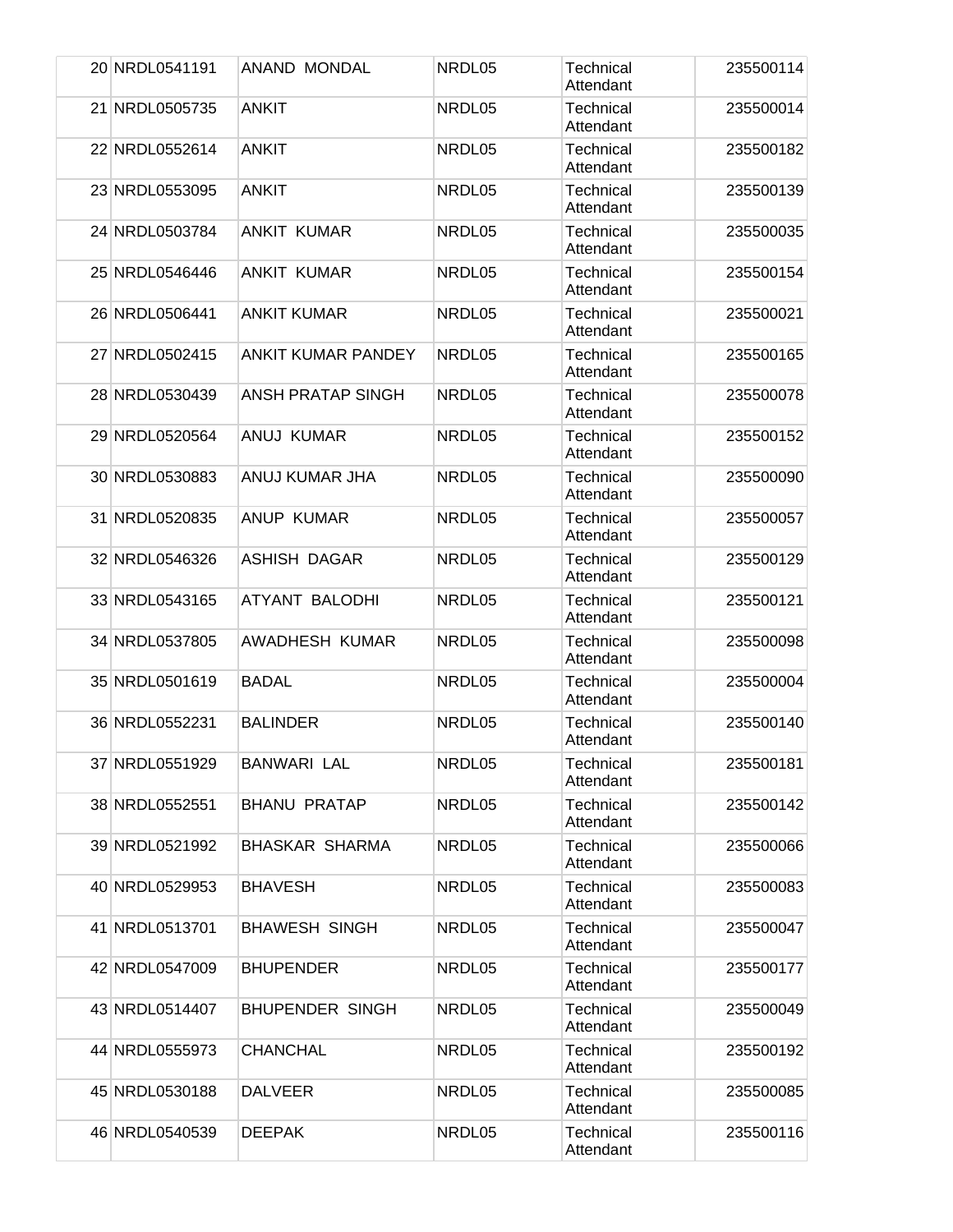| | | | | | |
|---|---|---|---|---|---|
| 20 | NRDL0541191 | ANAND MONDAL | NRDL05 | Technical Attendant | 235500114 |
| 21 | NRDL0505735 | ANKIT | NRDL05 | Technical Attendant | 235500014 |
| 22 | NRDL0552614 | ANKIT | NRDL05 | Technical Attendant | 235500182 |
| 23 | NRDL0553095 | ANKIT | NRDL05 | Technical Attendant | 235500139 |
| 24 | NRDL0503784 | ANKIT KUMAR | NRDL05 | Technical Attendant | 235500035 |
| 25 | NRDL0546446 | ANKIT KUMAR | NRDL05 | Technical Attendant | 235500154 |
| 26 | NRDL0506441 | ANKIT KUMAR | NRDL05 | Technical Attendant | 235500021 |
| 27 | NRDL0502415 | ANKIT KUMAR PANDEY | NRDL05 | Technical Attendant | 235500165 |
| 28 | NRDL0530439 | ANSH PRATAP SINGH | NRDL05 | Technical Attendant | 235500078 |
| 29 | NRDL0520564 | ANUJ KUMAR | NRDL05 | Technical Attendant | 235500152 |
| 30 | NRDL0530883 | ANUJ KUMAR JHA | NRDL05 | Technical Attendant | 235500090 |
| 31 | NRDL0520835 | ANUP KUMAR | NRDL05 | Technical Attendant | 235500057 |
| 32 | NRDL0546326 | ASHISH DAGAR | NRDL05 | Technical Attendant | 235500129 |
| 33 | NRDL0543165 | ATYANT BALODHI | NRDL05 | Technical Attendant | 235500121 |
| 34 | NRDL0537805 | AWADHESH KUMAR | NRDL05 | Technical Attendant | 235500098 |
| 35 | NRDL0501619 | BADAL | NRDL05 | Technical Attendant | 235500004 |
| 36 | NRDL0552231 | BALINDER | NRDL05 | Technical Attendant | 235500140 |
| 37 | NRDL0551929 | BANWARI LAL | NRDL05 | Technical Attendant | 235500181 |
| 38 | NRDL0552551 | BHANU PRATAP | NRDL05 | Technical Attendant | 235500142 |
| 39 | NRDL0521992 | BHASKAR SHARMA | NRDL05 | Technical Attendant | 235500066 |
| 40 | NRDL0529953 | BHAVESH | NRDL05 | Technical Attendant | 235500083 |
| 41 | NRDL0513701 | BHAWESH SINGH | NRDL05 | Technical Attendant | 235500047 |
| 42 | NRDL0547009 | BHUPENDER | NRDL05 | Technical Attendant | 235500177 |
| 43 | NRDL0514407 | BHUPENDER SINGH | NRDL05 | Technical Attendant | 235500049 |
| 44 | NRDL0555973 | CHANCHAL | NRDL05 | Technical Attendant | 235500192 |
| 45 | NRDL0530188 | DALVEER | NRDL05 | Technical Attendant | 235500085 |
| 46 | NRDL0540539 | DEEPAK | NRDL05 | Technical Attendant | 235500116 |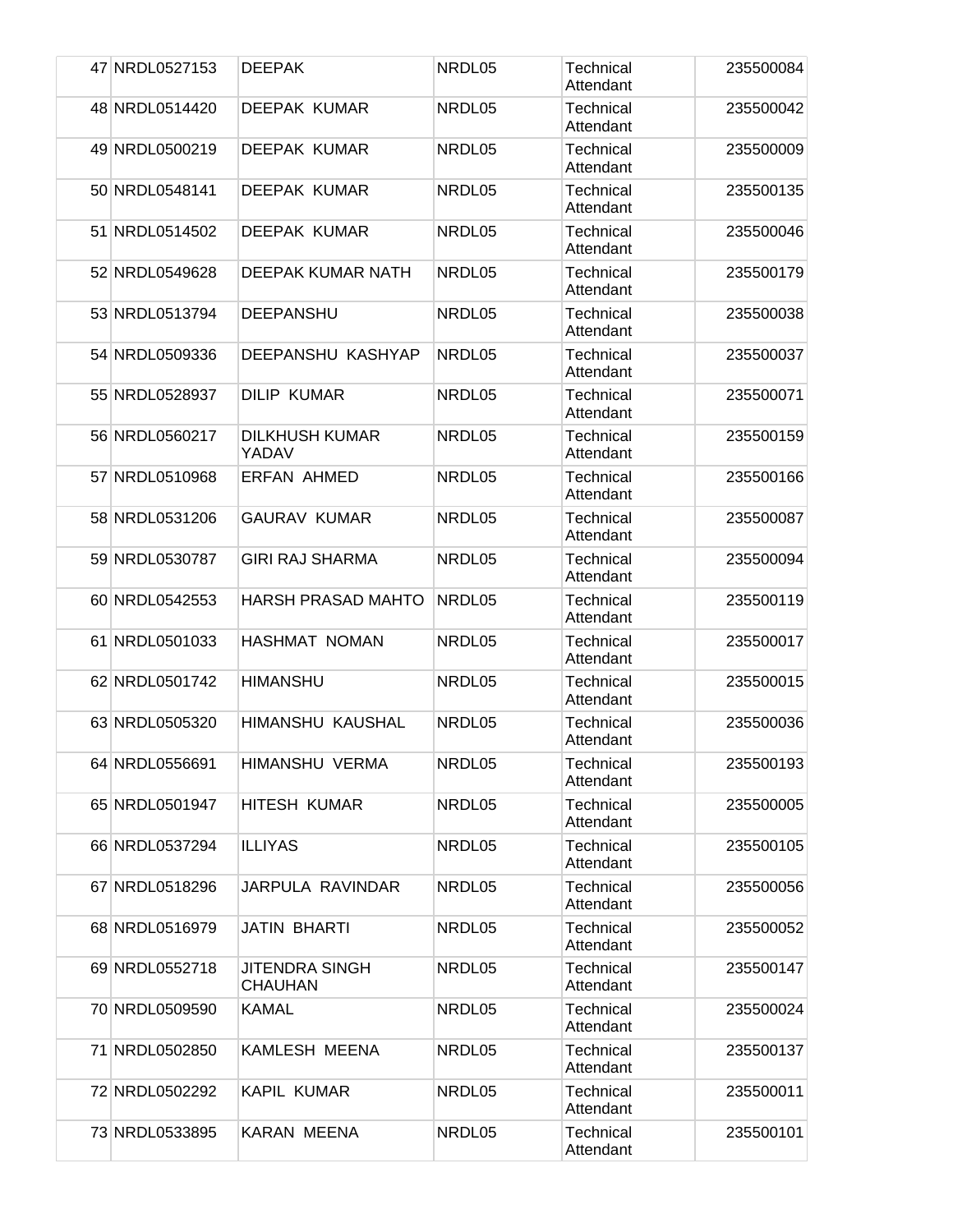| | | | | | |
|---|---|---|---|---|---|
| 47 | NRDL0527153 | DEEPAK | NRDL05 | Technical Attendant | 235500084 |
| 48 | NRDL0514420 | DEEPAK KUMAR | NRDL05 | Technical Attendant | 235500042 |
| 49 | NRDL0500219 | DEEPAK KUMAR | NRDL05 | Technical Attendant | 235500009 |
| 50 | NRDL0548141 | DEEPAK KUMAR | NRDL05 | Technical Attendant | 235500135 |
| 51 | NRDL0514502 | DEEPAK KUMAR | NRDL05 | Technical Attendant | 235500046 |
| 52 | NRDL0549628 | DEEPAK KUMAR NATH | NRDL05 | Technical Attendant | 235500179 |
| 53 | NRDL0513794 | DEEPANSHU | NRDL05 | Technical Attendant | 235500038 |
| 54 | NRDL0509336 | DEEPANSHU KASHYAP | NRDL05 | Technical Attendant | 235500037 |
| 55 | NRDL0528937 | DILIP KUMAR | NRDL05 | Technical Attendant | 235500071 |
| 56 | NRDL0560217 | DILKHUSH KUMAR YADAV | NRDL05 | Technical Attendant | 235500159 |
| 57 | NRDL0510968 | ERFAN AHMED | NRDL05 | Technical Attendant | 235500166 |
| 58 | NRDL0531206 | GAURAV KUMAR | NRDL05 | Technical Attendant | 235500087 |
| 59 | NRDL0530787 | GIRI RAJ SHARMA | NRDL05 | Technical Attendant | 235500094 |
| 60 | NRDL0542553 | HARSH PRASAD MAHTO | NRDL05 | Technical Attendant | 235500119 |
| 61 | NRDL0501033 | HASHMAT NOMAN | NRDL05 | Technical Attendant | 235500017 |
| 62 | NRDL0501742 | HIMANSHU | NRDL05 | Technical Attendant | 235500015 |
| 63 | NRDL0505320 | HIMANSHU KAUSHAL | NRDL05 | Technical Attendant | 235500036 |
| 64 | NRDL0556691 | HIMANSHU VERMA | NRDL05 | Technical Attendant | 235500193 |
| 65 | NRDL0501947 | HITESH KUMAR | NRDL05 | Technical Attendant | 235500005 |
| 66 | NRDL0537294 | ILLIYAS | NRDL05 | Technical Attendant | 235500105 |
| 67 | NRDL0518296 | JARPULA RAVINDAR | NRDL05 | Technical Attendant | 235500056 |
| 68 | NRDL0516979 | JATIN BHARTI | NRDL05 | Technical Attendant | 235500052 |
| 69 | NRDL0552718 | JITENDRA SINGH CHAUHAN | NRDL05 | Technical Attendant | 235500147 |
| 70 | NRDL0509590 | KAMAL | NRDL05 | Technical Attendant | 235500024 |
| 71 | NRDL0502850 | KAMLESH MEENA | NRDL05 | Technical Attendant | 235500137 |
| 72 | NRDL0502292 | KAPIL KUMAR | NRDL05 | Technical Attendant | 235500011 |
| 73 | NRDL0533895 | KARAN MEENA | NRDL05 | Technical Attendant | 235500101 |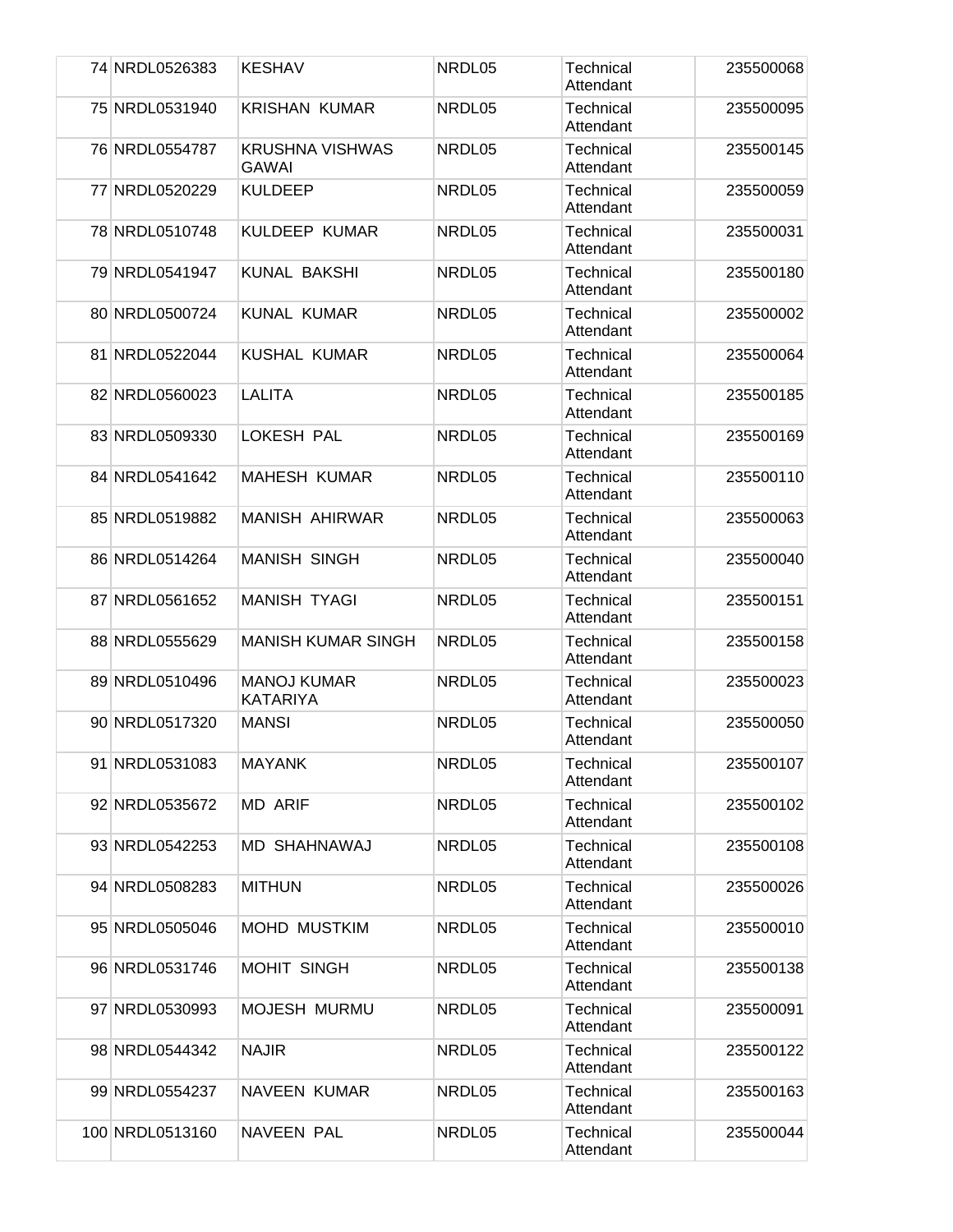| | | | | | |
|---|---|---|---|---|---|
| 74 | NRDL0526383 | KESHAV | NRDL05 | Technical Attendant | 235500068 |
| 75 | NRDL0531940 | KRISHAN KUMAR | NRDL05 | Technical Attendant | 235500095 |
| 76 | NRDL0554787 | KRUSHNA VISHWAS GAWAI | NRDL05 | Technical Attendant | 235500145 |
| 77 | NRDL0520229 | KULDEEP | NRDL05 | Technical Attendant | 235500059 |
| 78 | NRDL0510748 | KULDEEP KUMAR | NRDL05 | Technical Attendant | 235500031 |
| 79 | NRDL0541947 | KUNAL BAKSHI | NRDL05 | Technical Attendant | 235500180 |
| 80 | NRDL0500724 | KUNAL KUMAR | NRDL05 | Technical Attendant | 235500002 |
| 81 | NRDL0522044 | KUSHAL KUMAR | NRDL05 | Technical Attendant | 235500064 |
| 82 | NRDL0560023 | LALITA | NRDL05 | Technical Attendant | 235500185 |
| 83 | NRDL0509330 | LOKESH PAL | NRDL05 | Technical Attendant | 235500169 |
| 84 | NRDL0541642 | MAHESH KUMAR | NRDL05 | Technical Attendant | 235500110 |
| 85 | NRDL0519882 | MANISH AHIRWAR | NRDL05 | Technical Attendant | 235500063 |
| 86 | NRDL0514264 | MANISH SINGH | NRDL05 | Technical Attendant | 235500040 |
| 87 | NRDL0561652 | MANISH TYAGI | NRDL05 | Technical Attendant | 235500151 |
| 88 | NRDL0555629 | MANISH KUMAR SINGH | NRDL05 | Technical Attendant | 235500158 |
| 89 | NRDL0510496 | MANOJ KUMAR KATARIYA | NRDL05 | Technical Attendant | 235500023 |
| 90 | NRDL0517320 | MANSI | NRDL05 | Technical Attendant | 235500050 |
| 91 | NRDL0531083 | MAYANK | NRDL05 | Technical Attendant | 235500107 |
| 92 | NRDL0535672 | MD ARIF | NRDL05 | Technical Attendant | 235500102 |
| 93 | NRDL0542253 | MD SHAHNAWAJ | NRDL05 | Technical Attendant | 235500108 |
| 94 | NRDL0508283 | MITHUN | NRDL05 | Technical Attendant | 235500026 |
| 95 | NRDL0505046 | MOHD MUSTKIM | NRDL05 | Technical Attendant | 235500010 |
| 96 | NRDL0531746 | MOHIT SINGH | NRDL05 | Technical Attendant | 235500138 |
| 97 | NRDL0530993 | MOJESH MURMU | NRDL05 | Technical Attendant | 235500091 |
| 98 | NRDL0544342 | NAJIR | NRDL05 | Technical Attendant | 235500122 |
| 99 | NRDL0554237 | NAVEEN KUMAR | NRDL05 | Technical Attendant | 235500163 |
| 100 | NRDL0513160 | NAVEEN PAL | NRDL05 | Technical Attendant | 235500044 |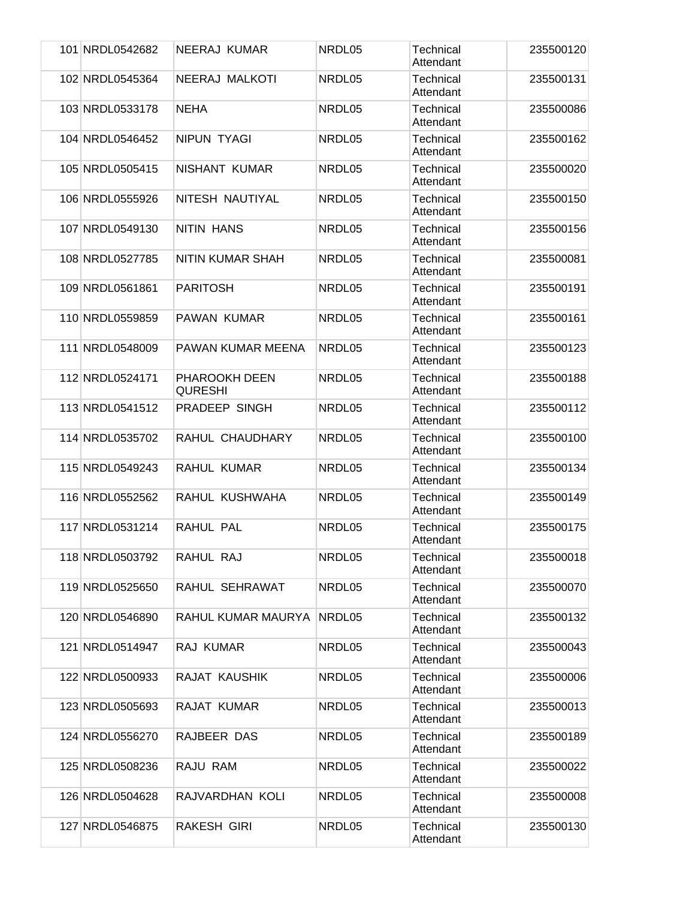| 101 | NRDL0542682 | NEERAJ KUMAR | NRDL05 | Technical Attendant | 235500120 |
|---|---|---|---|---|---|
| 102 | NRDL0545364 | NEERAJ MALKOTI | NRDL05 | Technical Attendant | 235500131 |
| 103 | NRDL0533178 | NEHA | NRDL05 | Technical Attendant | 235500086 |
| 104 | NRDL0546452 | NIPUN TYAGI | NRDL05 | Technical Attendant | 235500162 |
| 105 | NRDL0505415 | NISHANT KUMAR | NRDL05 | Technical Attendant | 235500020 |
| 106 | NRDL0555926 | NITESH NAUTIYAL | NRDL05 | Technical Attendant | 235500150 |
| 107 | NRDL0549130 | NITIN HANS | NRDL05 | Technical Attendant | 235500156 |
| 108 | NRDL0527785 | NITIN KUMAR SHAH | NRDL05 | Technical Attendant | 235500081 |
| 109 | NRDL0561861 | PARITOSH | NRDL05 | Technical Attendant | 235500191 |
| 110 | NRDL0559859 | PAWAN KUMAR | NRDL05 | Technical Attendant | 235500161 |
| 111 | NRDL0548009 | PAWAN KUMAR MEENA | NRDL05 | Technical Attendant | 235500123 |
| 112 | NRDL0524171 | PHAROOKH DEEN QURESHI | NRDL05 | Technical Attendant | 235500188 |
| 113 | NRDL0541512 | PRADEEP SINGH | NRDL05 | Technical Attendant | 235500112 |
| 114 | NRDL0535702 | RAHUL CHAUDHARY | NRDL05 | Technical Attendant | 235500100 |
| 115 | NRDL0549243 | RAHUL KUMAR | NRDL05 | Technical Attendant | 235500134 |
| 116 | NRDL0552562 | RAHUL KUSHWAHA | NRDL05 | Technical Attendant | 235500149 |
| 117 | NRDL0531214 | RAHUL PAL | NRDL05 | Technical Attendant | 235500175 |
| 118 | NRDL0503792 | RAHUL RAJ | NRDL05 | Technical Attendant | 235500018 |
| 119 | NRDL0525650 | RAHUL SEHRAWAT | NRDL05 | Technical Attendant | 235500070 |
| 120 | NRDL0546890 | RAHUL KUMAR MAURYA | NRDL05 | Technical Attendant | 235500132 |
| 121 | NRDL0514947 | RAJ KUMAR | NRDL05 | Technical Attendant | 235500043 |
| 122 | NRDL0500933 | RAJAT KAUSHIK | NRDL05 | Technical Attendant | 235500006 |
| 123 | NRDL0505693 | RAJAT KUMAR | NRDL05 | Technical Attendant | 235500013 |
| 124 | NRDL0556270 | RAJBEER DAS | NRDL05 | Technical Attendant | 235500189 |
| 125 | NRDL0508236 | RAJU RAM | NRDL05 | Technical Attendant | 235500022 |
| 126 | NRDL0504628 | RAJVARDHAN KOLI | NRDL05 | Technical Attendant | 235500008 |
| 127 | NRDL0546875 | RAKESH GIRI | NRDL05 | Technical Attendant | 235500130 |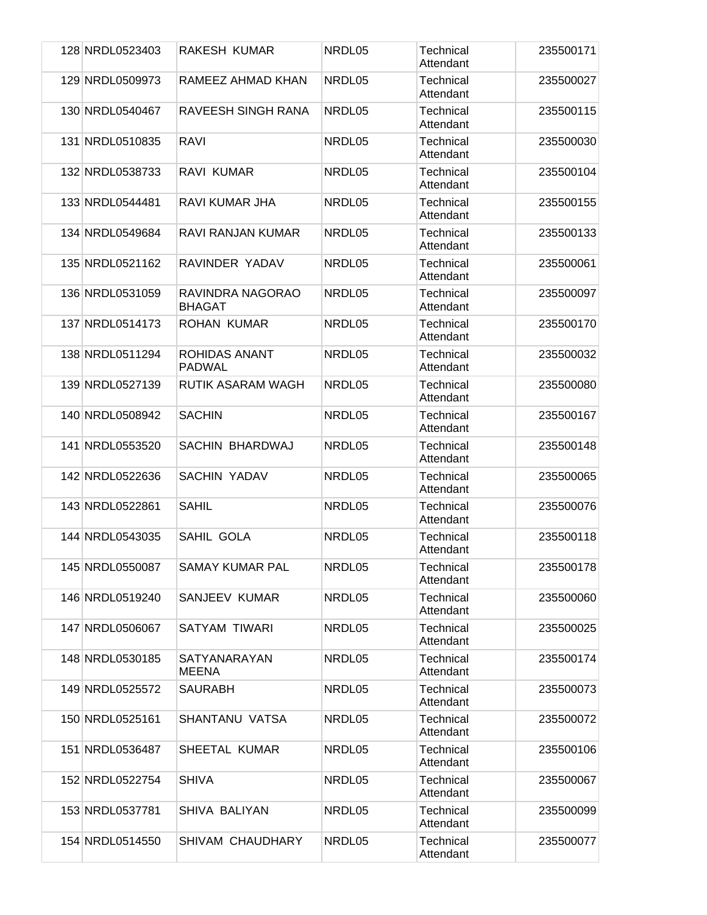| | | | | | |
|---|---|---|---|---|---|
| 128 | NRDL0523403 | RAKESH KUMAR | NRDL05 | Technical Attendant | 235500171 |
| 129 | NRDL0509973 | RAMEEZ AHMAD KHAN | NRDL05 | Technical Attendant | 235500027 |
| 130 | NRDL0540467 | RAVEESH SINGH RANA | NRDL05 | Technical Attendant | 235500115 |
| 131 | NRDL0510835 | RAVI | NRDL05 | Technical Attendant | 235500030 |
| 132 | NRDL0538733 | RAVI KUMAR | NRDL05 | Technical Attendant | 235500104 |
| 133 | NRDL0544481 | RAVI KUMAR JHA | NRDL05 | Technical Attendant | 235500155 |
| 134 | NRDL0549684 | RAVI RANJAN KUMAR | NRDL05 | Technical Attendant | 235500133 |
| 135 | NRDL0521162 | RAVINDER YADAV | NRDL05 | Technical Attendant | 235500061 |
| 136 | NRDL0531059 | RAVINDRA NAGORAO BHAGAT | NRDL05 | Technical Attendant | 235500097 |
| 137 | NRDL0514173 | ROHAN KUMAR | NRDL05 | Technical Attendant | 235500170 |
| 138 | NRDL0511294 | ROHIDAS ANANT PADWAL | NRDL05 | Technical Attendant | 235500032 |
| 139 | NRDL0527139 | RUTIK ASARAM WAGH | NRDL05 | Technical Attendant | 235500080 |
| 140 | NRDL0508942 | SACHIN | NRDL05 | Technical Attendant | 235500167 |
| 141 | NRDL0553520 | SACHIN BHARDWAJ | NRDL05 | Technical Attendant | 235500148 |
| 142 | NRDL0522636 | SACHIN YADAV | NRDL05 | Technical Attendant | 235500065 |
| 143 | NRDL0522861 | SAHIL | NRDL05 | Technical Attendant | 235500076 |
| 144 | NRDL0543035 | SAHIL GOLA | NRDL05 | Technical Attendant | 235500118 |
| 145 | NRDL0550087 | SAMAY KUMAR PAL | NRDL05 | Technical Attendant | 235500178 |
| 146 | NRDL0519240 | SANJEEV KUMAR | NRDL05 | Technical Attendant | 235500060 |
| 147 | NRDL0506067 | SATYAM TIWARI | NRDL05 | Technical Attendant | 235500025 |
| 148 | NRDL0530185 | SATYANARAYAN MEENA | NRDL05 | Technical Attendant | 235500174 |
| 149 | NRDL0525572 | SAURABH | NRDL05 | Technical Attendant | 235500073 |
| 150 | NRDL0525161 | SHANTANU VATSA | NRDL05 | Technical Attendant | 235500072 |
| 151 | NRDL0536487 | SHEETAL KUMAR | NRDL05 | Technical Attendant | 235500106 |
| 152 | NRDL0522754 | SHIVA | NRDL05 | Technical Attendant | 235500067 |
| 153 | NRDL0537781 | SHIVA BALIYAN | NRDL05 | Technical Attendant | 235500099 |
| 154 | NRDL0514550 | SHIVAM CHAUDHARY | NRDL05 | Technical Attendant | 235500077 |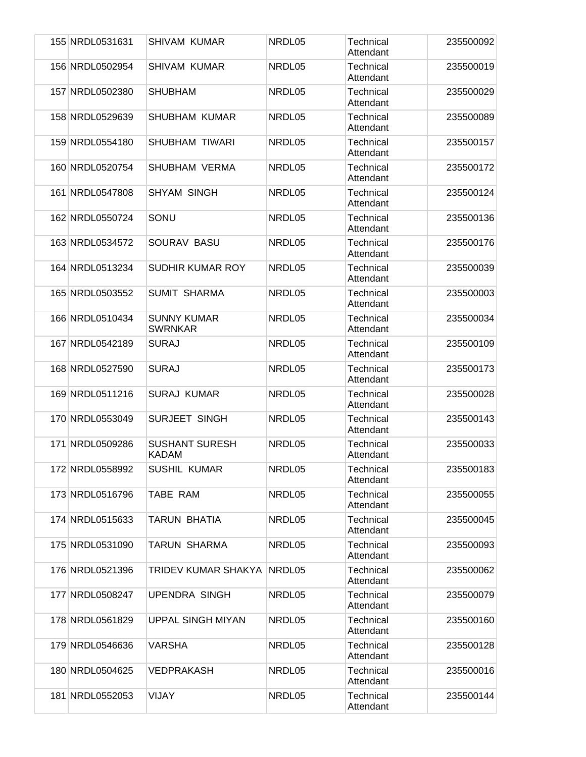| | | | | | |
|---|---|---|---|---|---|
| 155 | NRDL0531631 | SHIVAM KUMAR | NRDL05 | Technical Attendant | 235500092 |
| 156 | NRDL0502954 | SHIVAM KUMAR | NRDL05 | Technical Attendant | 235500019 |
| 157 | NRDL0502380 | SHUBHAM | NRDL05 | Technical Attendant | 235500029 |
| 158 | NRDL0529639 | SHUBHAM KUMAR | NRDL05 | Technical Attendant | 235500089 |
| 159 | NRDL0554180 | SHUBHAM TIWARI | NRDL05 | Technical Attendant | 235500157 |
| 160 | NRDL0520754 | SHUBHAM VERMA | NRDL05 | Technical Attendant | 235500172 |
| 161 | NRDL0547808 | SHYAM SINGH | NRDL05 | Technical Attendant | 235500124 |
| 162 | NRDL0550724 | SONU | NRDL05 | Technical Attendant | 235500136 |
| 163 | NRDL0534572 | SOURAV BASU | NRDL05 | Technical Attendant | 235500176 |
| 164 | NRDL0513234 | SUDHIR KUMAR ROY | NRDL05 | Technical Attendant | 235500039 |
| 165 | NRDL0503552 | SUMIT SHARMA | NRDL05 | Technical Attendant | 235500003 |
| 166 | NRDL0510434 | SUNNY KUMAR SWRNKAR | NRDL05 | Technical Attendant | 235500034 |
| 167 | NRDL0542189 | SURAJ | NRDL05 | Technical Attendant | 235500109 |
| 168 | NRDL0527590 | SURAJ | NRDL05 | Technical Attendant | 235500173 |
| 169 | NRDL0511216 | SURAJ KUMAR | NRDL05 | Technical Attendant | 235500028 |
| 170 | NRDL0553049 | SURJEET SINGH | NRDL05 | Technical Attendant | 235500143 |
| 171 | NRDL0509286 | SUSHANT SURESH KADAM | NRDL05 | Technical Attendant | 235500033 |
| 172 | NRDL0558992 | SUSHIL KUMAR | NRDL05 | Technical Attendant | 235500183 |
| 173 | NRDL0516796 | TABE RAM | NRDL05 | Technical Attendant | 235500055 |
| 174 | NRDL0515633 | TARUN BHATIA | NRDL05 | Technical Attendant | 235500045 |
| 175 | NRDL0531090 | TARUN SHARMA | NRDL05 | Technical Attendant | 235500093 |
| 176 | NRDL0521396 | TRIDEV KUMAR SHAKYA | NRDL05 | Technical Attendant | 235500062 |
| 177 | NRDL0508247 | UPENDRA SINGH | NRDL05 | Technical Attendant | 235500079 |
| 178 | NRDL0561829 | UPPAL SINGH MIYAN | NRDL05 | Technical Attendant | 235500160 |
| 179 | NRDL0546636 | VARSHA | NRDL05 | Technical Attendant | 235500128 |
| 180 | NRDL0504625 | VEDPRAKASH | NRDL05 | Technical Attendant | 235500016 |
| 181 | NRDL0552053 | VIJAY | NRDL05 | Technical Attendant | 235500144 |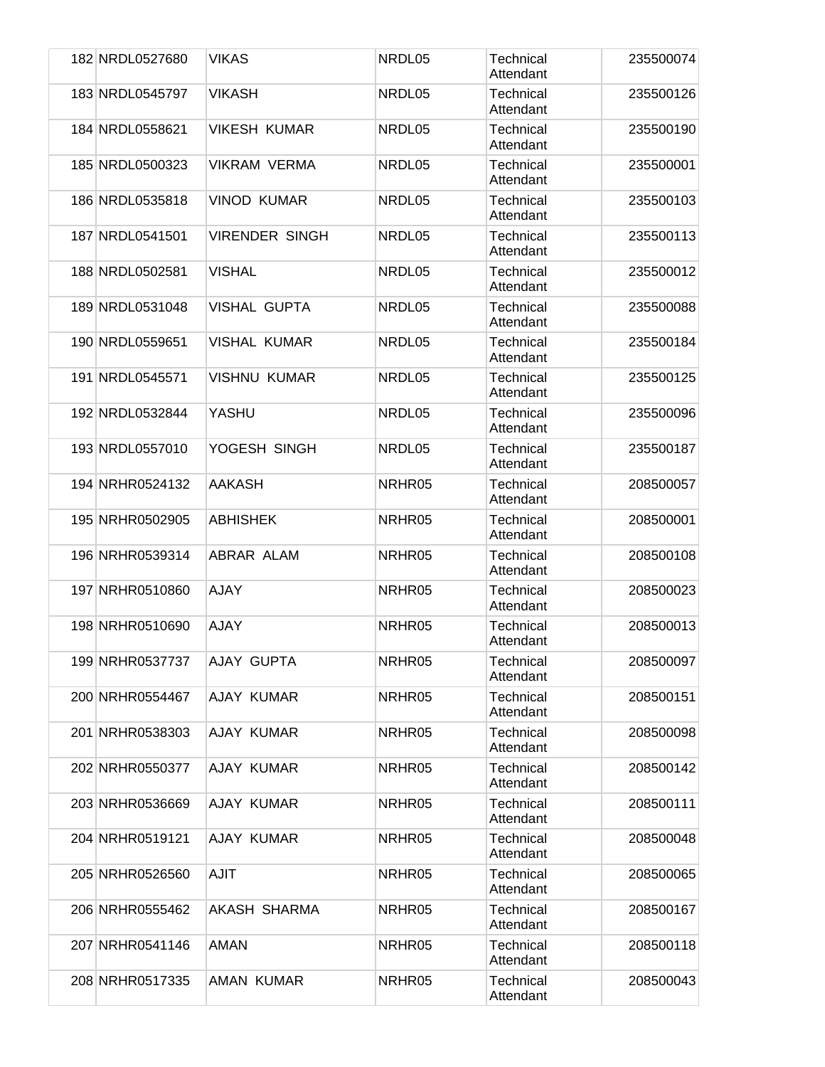| | | | | | |
|---|---|---|---|---|---|
| 182 | NRDL0527680 | VIKAS | NRDL05 | Technical Attendant | 235500074 |
| 183 | NRDL0545797 | VIKASH | NRDL05 | Technical Attendant | 235500126 |
| 184 | NRDL0558621 | VIKESH KUMAR | NRDL05 | Technical Attendant | 235500190 |
| 185 | NRDL0500323 | VIKRAM VERMA | NRDL05 | Technical Attendant | 235500001 |
| 186 | NRDL0535818 | VINOD KUMAR | NRDL05 | Technical Attendant | 235500103 |
| 187 | NRDL0541501 | VIRENDER SINGH | NRDL05 | Technical Attendant | 235500113 |
| 188 | NRDL0502581 | VISHAL | NRDL05 | Technical Attendant | 235500012 |
| 189 | NRDL0531048 | VISHAL GUPTA | NRDL05 | Technical Attendant | 235500088 |
| 190 | NRDL0559651 | VISHAL KUMAR | NRDL05 | Technical Attendant | 235500184 |
| 191 | NRDL0545571 | VISHNU KUMAR | NRDL05 | Technical Attendant | 235500125 |
| 192 | NRDL0532844 | YASHU | NRDL05 | Technical Attendant | 235500096 |
| 193 | NRDL0557010 | YOGESH SINGH | NRDL05 | Technical Attendant | 235500187 |
| 194 | NRHR0524132 | AAKASH | NRHR05 | Technical Attendant | 208500057 |
| 195 | NRHR0502905 | ABHISHEK | NRHR05 | Technical Attendant | 208500001 |
| 196 | NRHR0539314 | ABRAR ALAM | NRHR05 | Technical Attendant | 208500108 |
| 197 | NRHR0510860 | AJAY | NRHR05 | Technical Attendant | 208500023 |
| 198 | NRHR0510690 | AJAY | NRHR05 | Technical Attendant | 208500013 |
| 199 | NRHR0537737 | AJAY GUPTA | NRHR05 | Technical Attendant | 208500097 |
| 200 | NRHR0554467 | AJAY KUMAR | NRHR05 | Technical Attendant | 208500151 |
| 201 | NRHR0538303 | AJAY KUMAR | NRHR05 | Technical Attendant | 208500098 |
| 202 | NRHR0550377 | AJAY KUMAR | NRHR05 | Technical Attendant | 208500142 |
| 203 | NRHR0536669 | AJAY KUMAR | NRHR05 | Technical Attendant | 208500111 |
| 204 | NRHR0519121 | AJAY KUMAR | NRHR05 | Technical Attendant | 208500048 |
| 205 | NRHR0526560 | AJIT | NRHR05 | Technical Attendant | 208500065 |
| 206 | NRHR0555462 | AKASH SHARMA | NRHR05 | Technical Attendant | 208500167 |
| 207 | NRHR0541146 | AMAN | NRHR05 | Technical Attendant | 208500118 |
| 208 | NRHR0517335 | AMAN KUMAR | NRHR05 | Technical Attendant | 208500043 |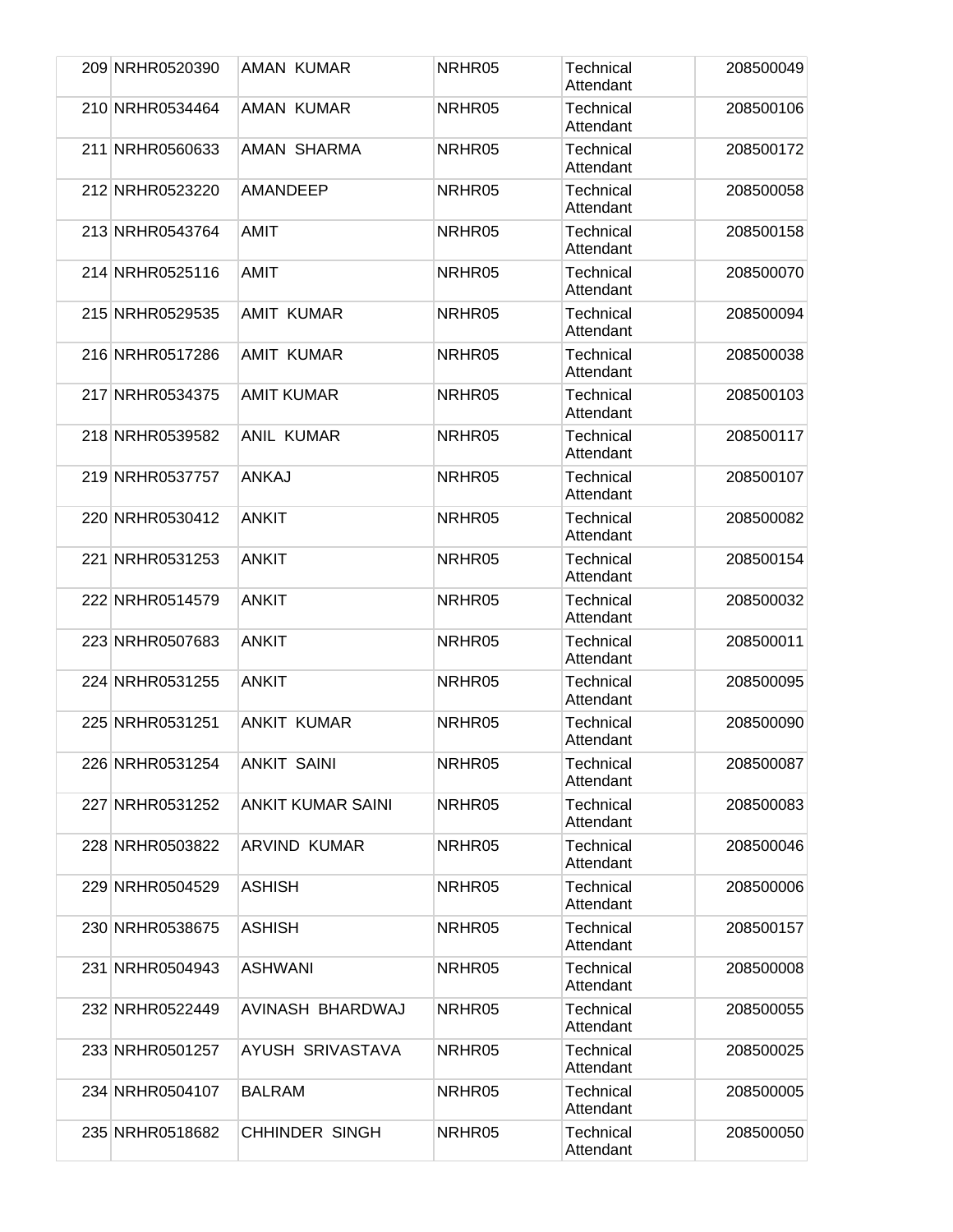| | | | | | |
|---|---|---|---|---|---|
| 209 | NRHR0520390 | AMAN KUMAR | NRHR05 | Technical Attendant | 208500049 |
| 210 | NRHR0534464 | AMAN KUMAR | NRHR05 | Technical Attendant | 208500106 |
| 211 | NRHR0560633 | AMAN SHARMA | NRHR05 | Technical Attendant | 208500172 |
| 212 | NRHR0523220 | AMANDEEP | NRHR05 | Technical Attendant | 208500058 |
| 213 | NRHR0543764 | AMIT | NRHR05 | Technical Attendant | 208500158 |
| 214 | NRHR0525116 | AMIT | NRHR05 | Technical Attendant | 208500070 |
| 215 | NRHR0529535 | AMIT KUMAR | NRHR05 | Technical Attendant | 208500094 |
| 216 | NRHR0517286 | AMIT KUMAR | NRHR05 | Technical Attendant | 208500038 |
| 217 | NRHR0534375 | AMIT KUMAR | NRHR05 | Technical Attendant | 208500103 |
| 218 | NRHR0539582 | ANIL KUMAR | NRHR05 | Technical Attendant | 208500117 |
| 219 | NRHR0537757 | ANKAJ | NRHR05 | Technical Attendant | 208500107 |
| 220 | NRHR0530412 | ANKIT | NRHR05 | Technical Attendant | 208500082 |
| 221 | NRHR0531253 | ANKIT | NRHR05 | Technical Attendant | 208500154 |
| 222 | NRHR0514579 | ANKIT | NRHR05 | Technical Attendant | 208500032 |
| 223 | NRHR0507683 | ANKIT | NRHR05 | Technical Attendant | 208500011 |
| 224 | NRHR0531255 | ANKIT | NRHR05 | Technical Attendant | 208500095 |
| 225 | NRHR0531251 | ANKIT KUMAR | NRHR05 | Technical Attendant | 208500090 |
| 226 | NRHR0531254 | ANKIT SAINI | NRHR05 | Technical Attendant | 208500087 |
| 227 | NRHR0531252 | ANKIT KUMAR SAINI | NRHR05 | Technical Attendant | 208500083 |
| 228 | NRHR0503822 | ARVIND KUMAR | NRHR05 | Technical Attendant | 208500046 |
| 229 | NRHR0504529 | ASHISH | NRHR05 | Technical Attendant | 208500006 |
| 230 | NRHR0538675 | ASHISH | NRHR05 | Technical Attendant | 208500157 |
| 231 | NRHR0504943 | ASHWANI | NRHR05 | Technical Attendant | 208500008 |
| 232 | NRHR0522449 | AVINASH BHARDWAJ | NRHR05 | Technical Attendant | 208500055 |
| 233 | NRHR0501257 | AYUSH SRIVASTAVA | NRHR05 | Technical Attendant | 208500025 |
| 234 | NRHR0504107 | BALRAM | NRHR05 | Technical Attendant | 208500005 |
| 235 | NRHR0518682 | CHHINDER SINGH | NRHR05 | Technical Attendant | 208500050 |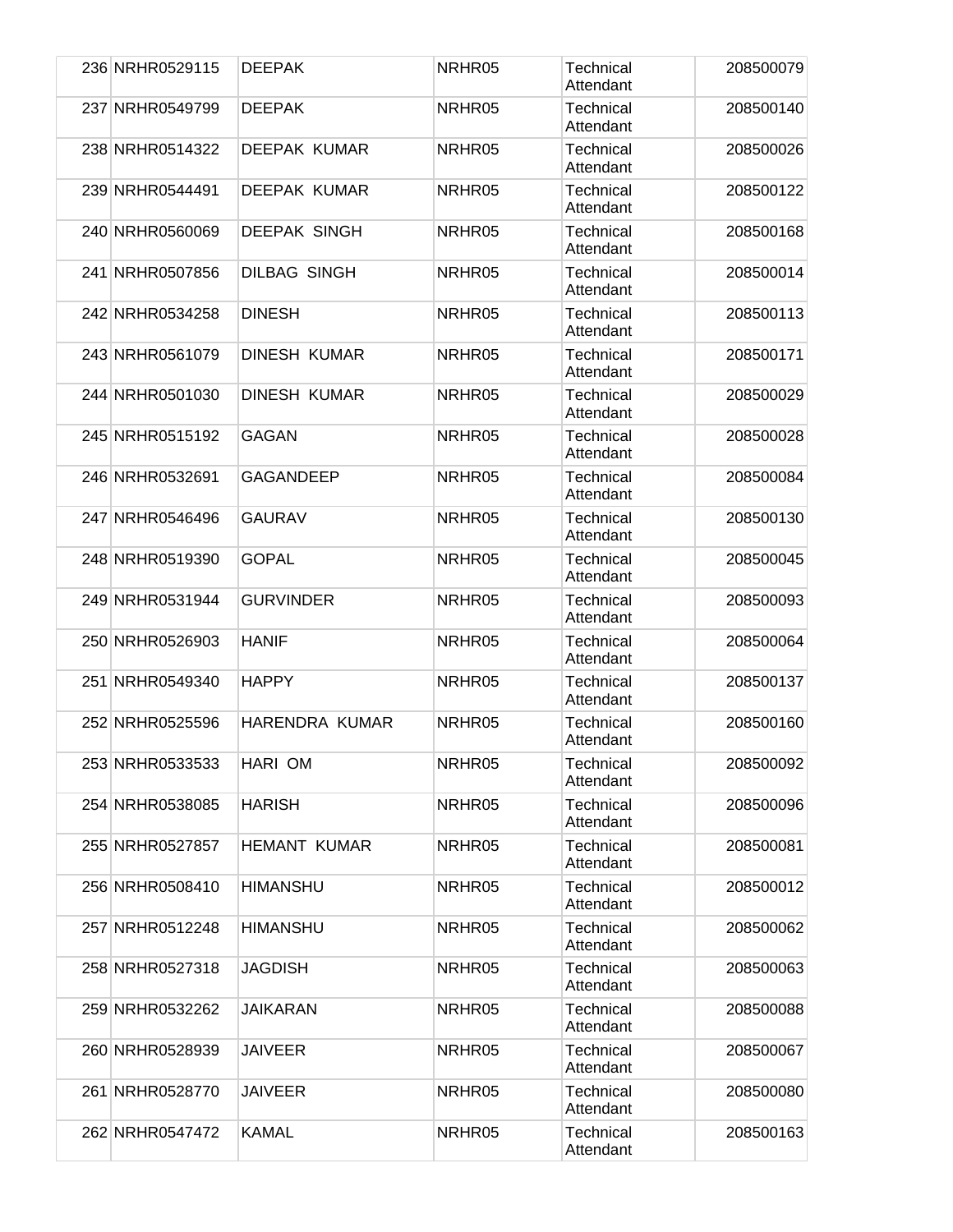| | | | | | |
|---|---|---|---|---|---|
| 236 | NRHR0529115 | DEEPAK | NRHR05 | Technical Attendant | 208500079 |
| 237 | NRHR0549799 | DEEPAK | NRHR05 | Technical Attendant | 208500140 |
| 238 | NRHR0514322 | DEEPAK KUMAR | NRHR05 | Technical Attendant | 208500026 |
| 239 | NRHR0544491 | DEEPAK KUMAR | NRHR05 | Technical Attendant | 208500122 |
| 240 | NRHR0560069 | DEEPAK SINGH | NRHR05 | Technical Attendant | 208500168 |
| 241 | NRHR0507856 | DILBAG SINGH | NRHR05 | Technical Attendant | 208500014 |
| 242 | NRHR0534258 | DINESH | NRHR05 | Technical Attendant | 208500113 |
| 243 | NRHR0561079 | DINESH KUMAR | NRHR05 | Technical Attendant | 208500171 |
| 244 | NRHR0501030 | DINESH KUMAR | NRHR05 | Technical Attendant | 208500029 |
| 245 | NRHR0515192 | GAGAN | NRHR05 | Technical Attendant | 208500028 |
| 246 | NRHR0532691 | GAGANDEEP | NRHR05 | Technical Attendant | 208500084 |
| 247 | NRHR0546496 | GAURAV | NRHR05 | Technical Attendant | 208500130 |
| 248 | NRHR0519390 | GOPAL | NRHR05 | Technical Attendant | 208500045 |
| 249 | NRHR0531944 | GURVINDER | NRHR05 | Technical Attendant | 208500093 |
| 250 | NRHR0526903 | HANIF | NRHR05 | Technical Attendant | 208500064 |
| 251 | NRHR0549340 | HAPPY | NRHR05 | Technical Attendant | 208500137 |
| 252 | NRHR0525596 | HARENDRA KUMAR | NRHR05 | Technical Attendant | 208500160 |
| 253 | NRHR0533533 | HARI OM | NRHR05 | Technical Attendant | 208500092 |
| 254 | NRHR0538085 | HARISH | NRHR05 | Technical Attendant | 208500096 |
| 255 | NRHR0527857 | HEMANT KUMAR | NRHR05 | Technical Attendant | 208500081 |
| 256 | NRHR0508410 | HIMANSHU | NRHR05 | Technical Attendant | 208500012 |
| 257 | NRHR0512248 | HIMANSHU | NRHR05 | Technical Attendant | 208500062 |
| 258 | NRHR0527318 | JAGDISH | NRHR05 | Technical Attendant | 208500063 |
| 259 | NRHR0532262 | JAIKARAN | NRHR05 | Technical Attendant | 208500088 |
| 260 | NRHR0528939 | JAIVEER | NRHR05 | Technical Attendant | 208500067 |
| 261 | NRHR0528770 | JAIVEER | NRHR05 | Technical Attendant | 208500080 |
| 262 | NRHR0547472 | KAMAL | NRHR05 | Technical Attendant | 208500163 |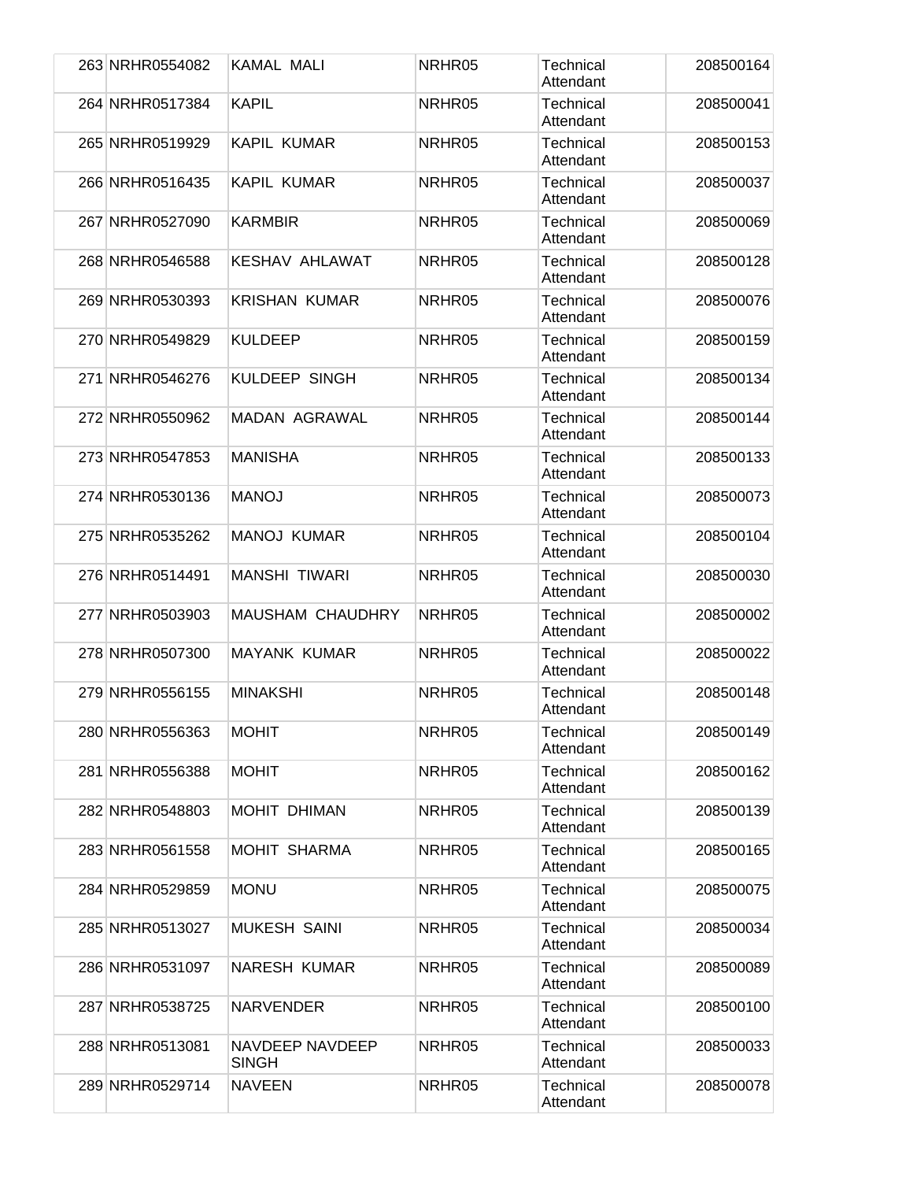| 263 | NRHR0554082 | KAMAL  MALI | NRHR05 | Technical Attendant | 208500164 |
|---|---|---|---|---|---|
| 264 | NRHR0517384 | KAPIL | NRHR05 | Technical Attendant | 208500041 |
| 265 | NRHR0519929 | KAPIL  KUMAR | NRHR05 | Technical Attendant | 208500153 |
| 266 | NRHR0516435 | KAPIL  KUMAR | NRHR05 | Technical Attendant | 208500037 |
| 267 | NRHR0527090 | KARMBIR | NRHR05 | Technical Attendant | 208500069 |
| 268 | NRHR0546588 | KESHAV  AHLAWAT | NRHR05 | Technical Attendant | 208500128 |
| 269 | NRHR0530393 | KRISHAN  KUMAR | NRHR05 | Technical Attendant | 208500076 |
| 270 | NRHR0549829 | KULDEEP | NRHR05 | Technical Attendant | 208500159 |
| 271 | NRHR0546276 | KULDEEP  SINGH | NRHR05 | Technical Attendant | 208500134 |
| 272 | NRHR0550962 | MADAN  AGRAWAL | NRHR05 | Technical Attendant | 208500144 |
| 273 | NRHR0547853 | MANISHA | NRHR05 | Technical Attendant | 208500133 |
| 274 | NRHR0530136 | MANOJ | NRHR05 | Technical Attendant | 208500073 |
| 275 | NRHR0535262 | MANOJ  KUMAR | NRHR05 | Technical Attendant | 208500104 |
| 276 | NRHR0514491 | MANSHI  TIWARI | NRHR05 | Technical Attendant | 208500030 |
| 277 | NRHR0503903 | MAUSHAM  CHAUDHRY | NRHR05 | Technical Attendant | 208500002 |
| 278 | NRHR0507300 | MAYANK  KUMAR | NRHR05 | Technical Attendant | 208500022 |
| 279 | NRHR0556155 | MINAKSHI | NRHR05 | Technical Attendant | 208500148 |
| 280 | NRHR0556363 | MOHIT | NRHR05 | Technical Attendant | 208500149 |
| 281 | NRHR0556388 | MOHIT | NRHR05 | Technical Attendant | 208500162 |
| 282 | NRHR0548803 | MOHIT  DHIMAN | NRHR05 | Technical Attendant | 208500139 |
| 283 | NRHR0561558 | MOHIT  SHARMA | NRHR05 | Technical Attendant | 208500165 |
| 284 | NRHR0529859 | MONU | NRHR05 | Technical Attendant | 208500075 |
| 285 | NRHR0513027 | MUKESH  SAINI | NRHR05 | Technical Attendant | 208500034 |
| 286 | NRHR0531097 | NARESH  KUMAR | NRHR05 | Technical Attendant | 208500089 |
| 287 | NRHR0538725 | NARVENDER | NRHR05 | Technical Attendant | 208500100 |
| 288 | NRHR0513081 | NAVDEEP NAVDEEP SINGH | NRHR05 | Technical Attendant | 208500033 |
| 289 | NRHR0529714 | NAVEEN | NRHR05 | Technical Attendant | 208500078 |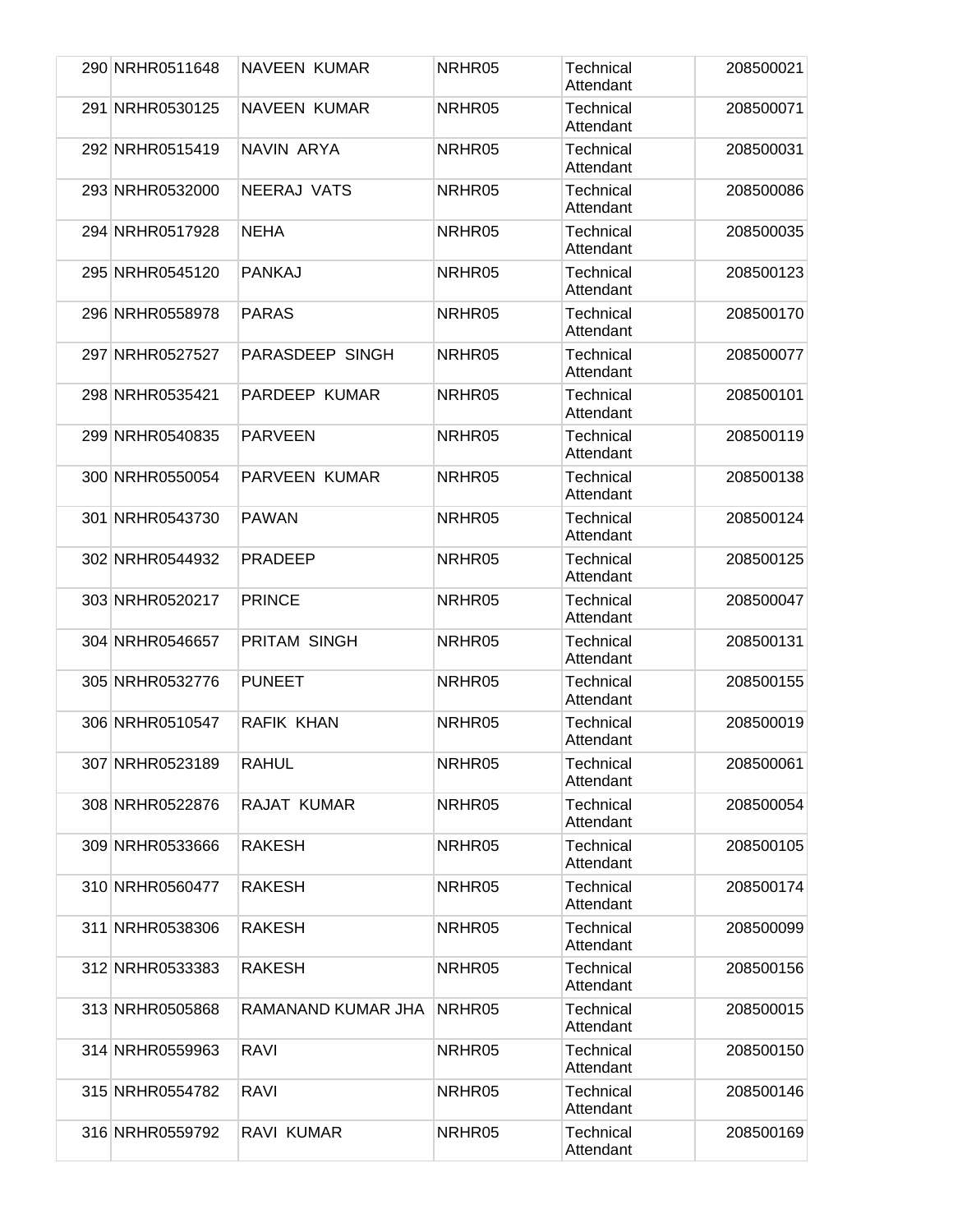| 290 | NRHR0511648 | NAVEEN KUMAR | NRHR05 | Technical Attendant | 208500021 |
|---|---|---|---|---|---|
| 291 | NRHR0530125 | NAVEEN KUMAR | NRHR05 | Technical Attendant | 208500071 |
| 292 | NRHR0515419 | NAVIN ARYA | NRHR05 | Technical Attendant | 208500031 |
| 293 | NRHR0532000 | NEERAJ VATS | NRHR05 | Technical Attendant | 208500086 |
| 294 | NRHR0517928 | NEHA | NRHR05 | Technical Attendant | 208500035 |
| 295 | NRHR0545120 | PANKAJ | NRHR05 | Technical Attendant | 208500123 |
| 296 | NRHR0558978 | PARAS | NRHR05 | Technical Attendant | 208500170 |
| 297 | NRHR0527527 | PARASDEEP SINGH | NRHR05 | Technical Attendant | 208500077 |
| 298 | NRHR0535421 | PARDEEP KUMAR | NRHR05 | Technical Attendant | 208500101 |
| 299 | NRHR0540835 | PARVEEN | NRHR05 | Technical Attendant | 208500119 |
| 300 | NRHR0550054 | PARVEEN KUMAR | NRHR05 | Technical Attendant | 208500138 |
| 301 | NRHR0543730 | PAWAN | NRHR05 | Technical Attendant | 208500124 |
| 302 | NRHR0544932 | PRADEEP | NRHR05 | Technical Attendant | 208500125 |
| 303 | NRHR0520217 | PRINCE | NRHR05 | Technical Attendant | 208500047 |
| 304 | NRHR0546657 | PRITAM SINGH | NRHR05 | Technical Attendant | 208500131 |
| 305 | NRHR0532776 | PUNEET | NRHR05 | Technical Attendant | 208500155 |
| 306 | NRHR0510547 | RAFIK KHAN | NRHR05 | Technical Attendant | 208500019 |
| 307 | NRHR0523189 | RAHUL | NRHR05 | Technical Attendant | 208500061 |
| 308 | NRHR0522876 | RAJAT KUMAR | NRHR05 | Technical Attendant | 208500054 |
| 309 | NRHR0533666 | RAKESH | NRHR05 | Technical Attendant | 208500105 |
| 310 | NRHR0560477 | RAKESH | NRHR05 | Technical Attendant | 208500174 |
| 311 | NRHR0538306 | RAKESH | NRHR05 | Technical Attendant | 208500099 |
| 312 | NRHR0533383 | RAKESH | NRHR05 | Technical Attendant | 208500156 |
| 313 | NRHR0505868 | RAMANAND KUMAR JHA | NRHR05 | Technical Attendant | 208500015 |
| 314 | NRHR0559963 | RAVI | NRHR05 | Technical Attendant | 208500150 |
| 315 | NRHR0554782 | RAVI | NRHR05 | Technical Attendant | 208500146 |
| 316 | NRHR0559792 | RAVI KUMAR | NRHR05 | Technical Attendant | 208500169 |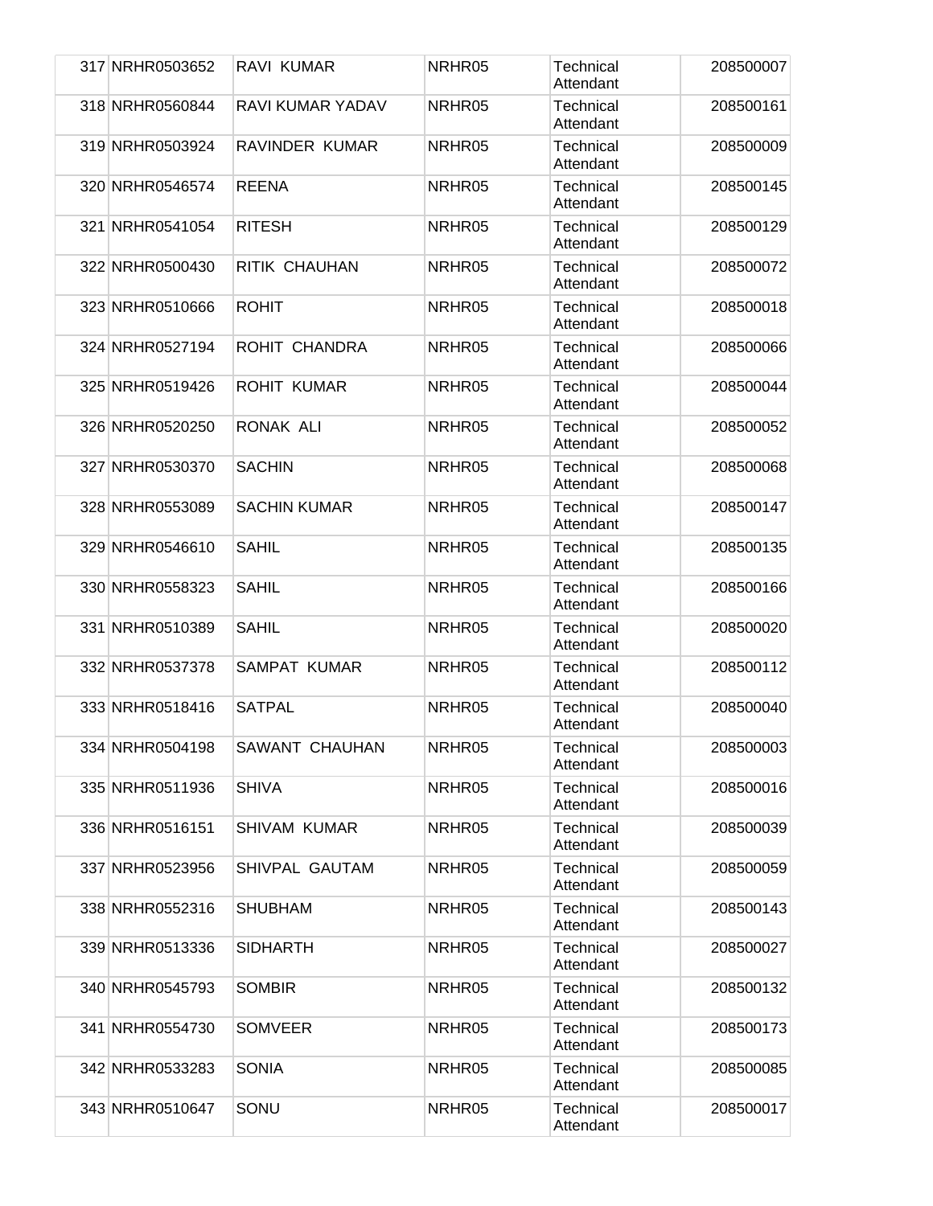| 317 | NRHR0503652 | RAVI KUMAR | NRHR05 | Technical Attendant | 208500007 |
|---|---|---|---|---|---|
| 318 | NRHR0560844 | RAVI KUMAR YADAV | NRHR05 | Technical Attendant | 208500161 |
| 319 | NRHR0503924 | RAVINDER KUMAR | NRHR05 | Technical Attendant | 208500009 |
| 320 | NRHR0546574 | REENA | NRHR05 | Technical Attendant | 208500145 |
| 321 | NRHR0541054 | RITESH | NRHR05 | Technical Attendant | 208500129 |
| 322 | NRHR0500430 | RITIK CHAUHAN | NRHR05 | Technical Attendant | 208500072 |
| 323 | NRHR0510666 | ROHIT | NRHR05 | Technical Attendant | 208500018 |
| 324 | NRHR0527194 | ROHIT CHANDRA | NRHR05 | Technical Attendant | 208500066 |
| 325 | NRHR0519426 | ROHIT KUMAR | NRHR05 | Technical Attendant | 208500044 |
| 326 | NRHR0520250 | RONAK ALI | NRHR05 | Technical Attendant | 208500052 |
| 327 | NRHR0530370 | SACHIN | NRHR05 | Technical Attendant | 208500068 |
| 328 | NRHR0553089 | SACHIN KUMAR | NRHR05 | Technical Attendant | 208500147 |
| 329 | NRHR0546610 | SAHIL | NRHR05 | Technical Attendant | 208500135 |
| 330 | NRHR0558323 | SAHIL | NRHR05 | Technical Attendant | 208500166 |
| 331 | NRHR0510389 | SAHIL | NRHR05 | Technical Attendant | 208500020 |
| 332 | NRHR0537378 | SAMPAT KUMAR | NRHR05 | Technical Attendant | 208500112 |
| 333 | NRHR0518416 | SATPAL | NRHR05 | Technical Attendant | 208500040 |
| 334 | NRHR0504198 | SAWANT CHAUHAN | NRHR05 | Technical Attendant | 208500003 |
| 335 | NRHR0511936 | SHIVA | NRHR05 | Technical Attendant | 208500016 |
| 336 | NRHR0516151 | SHIVAM KUMAR | NRHR05 | Technical Attendant | 208500039 |
| 337 | NRHR0523956 | SHIVPAL GAUTAM | NRHR05 | Technical Attendant | 208500059 |
| 338 | NRHR0552316 | SHUBHAM | NRHR05 | Technical Attendant | 208500143 |
| 339 | NRHR0513336 | SIDHARTH | NRHR05 | Technical Attendant | 208500027 |
| 340 | NRHR0545793 | SOMBIR | NRHR05 | Technical Attendant | 208500132 |
| 341 | NRHR0554730 | SOMVEER | NRHR05 | Technical Attendant | 208500173 |
| 342 | NRHR0533283 | SONIA | NRHR05 | Technical Attendant | 208500085 |
| 343 | NRHR0510647 | SONU | NRHR05 | Technical Attendant | 208500017 |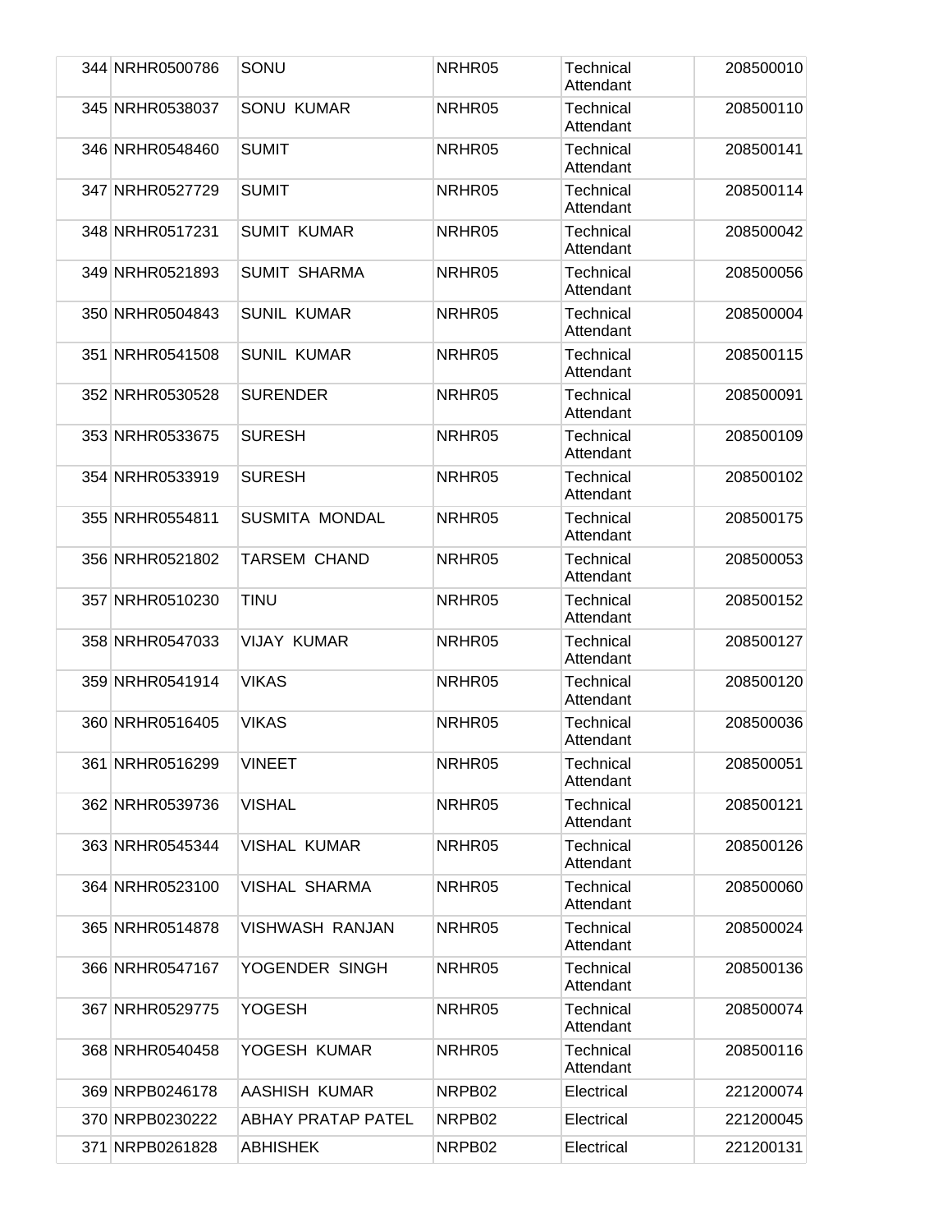| | | | | | |
|---|---|---|---|---|---|
| 344 | NRHR0500786 | SONU | NRHR05 | Technical Attendant | 208500010 |
| 345 | NRHR0538037 | SONU KUMAR | NRHR05 | Technical Attendant | 208500110 |
| 346 | NRHR0548460 | SUMIT | NRHR05 | Technical Attendant | 208500141 |
| 347 | NRHR0527729 | SUMIT | NRHR05 | Technical Attendant | 208500114 |
| 348 | NRHR0517231 | SUMIT KUMAR | NRHR05 | Technical Attendant | 208500042 |
| 349 | NRHR0521893 | SUMIT SHARMA | NRHR05 | Technical Attendant | 208500056 |
| 350 | NRHR0504843 | SUNIL KUMAR | NRHR05 | Technical Attendant | 208500004 |
| 351 | NRHR0541508 | SUNIL KUMAR | NRHR05 | Technical Attendant | 208500115 |
| 352 | NRHR0530528 | SURENDER | NRHR05 | Technical Attendant | 208500091 |
| 353 | NRHR0533675 | SURESH | NRHR05 | Technical Attendant | 208500109 |
| 354 | NRHR0533919 | SURESH | NRHR05 | Technical Attendant | 208500102 |
| 355 | NRHR0554811 | SUSMITA MONDAL | NRHR05 | Technical Attendant | 208500175 |
| 356 | NRHR0521802 | TARSEM CHAND | NRHR05 | Technical Attendant | 208500053 |
| 357 | NRHR0510230 | TINU | NRHR05 | Technical Attendant | 208500152 |
| 358 | NRHR0547033 | VIJAY KUMAR | NRHR05 | Technical Attendant | 208500127 |
| 359 | NRHR0541914 | VIKAS | NRHR05 | Technical Attendant | 208500120 |
| 360 | NRHR0516405 | VIKAS | NRHR05 | Technical Attendant | 208500036 |
| 361 | NRHR0516299 | VINEET | NRHR05 | Technical Attendant | 208500051 |
| 362 | NRHR0539736 | VISHAL | NRHR05 | Technical Attendant | 208500121 |
| 363 | NRHR0545344 | VISHAL KUMAR | NRHR05 | Technical Attendant | 208500126 |
| 364 | NRHR0523100 | VISHAL SHARMA | NRHR05 | Technical Attendant | 208500060 |
| 365 | NRHR0514878 | VISHWASH RANJAN | NRHR05 | Technical Attendant | 208500024 |
| 366 | NRHR0547167 | YOGENDER SINGH | NRHR05 | Technical Attendant | 208500136 |
| 367 | NRHR0529775 | YOGESH | NRHR05 | Technical Attendant | 208500074 |
| 368 | NRHR0540458 | YOGESH KUMAR | NRHR05 | Technical Attendant | 208500116 |
| 369 | NRPB0246178 | AASHISH KUMAR | NRPB02 | Electrical | 221200074 |
| 370 | NRPB0230222 | ABHAY PRATAP PATEL | NRPB02 | Electrical | 221200045 |
| 371 | NRPB0261828 | ABHISHEK | NRPB02 | Electrical | 221200131 |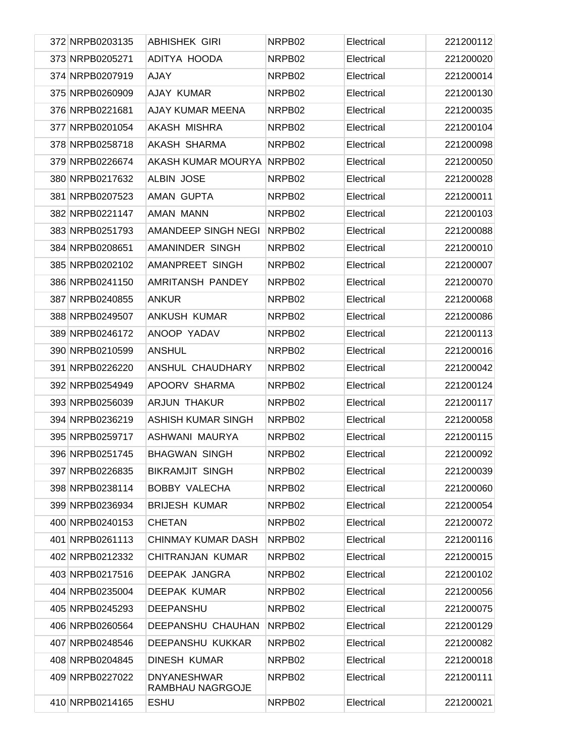| | | | | | |
|---|---|---|---|---|---|
| 372 | NRPB0203135 | ABHISHEK GIRI | NRPB02 | Electrical | 221200112 |
| 373 | NRPB0205271 | ADITYA HOODA | NRPB02 | Electrical | 221200020 |
| 374 | NRPB0207919 | AJAY | NRPB02 | Electrical | 221200014 |
| 375 | NRPB0260909 | AJAY KUMAR | NRPB02 | Electrical | 221200130 |
| 376 | NRPB0221681 | AJAY KUMAR MEENA | NRPB02 | Electrical | 221200035 |
| 377 | NRPB0201054 | AKASH MISHRA | NRPB02 | Electrical | 221200104 |
| 378 | NRPB0258718 | AKASH SHARMA | NRPB02 | Electrical | 221200098 |
| 379 | NRPB0226674 | AKASH KUMAR MOURYA | NRPB02 | Electrical | 221200050 |
| 380 | NRPB0217632 | ALBIN JOSE | NRPB02 | Electrical | 221200028 |
| 381 | NRPB0207523 | AMAN GUPTA | NRPB02 | Electrical | 221200011 |
| 382 | NRPB0221147 | AMAN MANN | NRPB02 | Electrical | 221200103 |
| 383 | NRPB0251793 | AMANDEEP SINGH NEGI | NRPB02 | Electrical | 221200088 |
| 384 | NRPB0208651 | AMANINDER SINGH | NRPB02 | Electrical | 221200010 |
| 385 | NRPB0202102 | AMANPREET SINGH | NRPB02 | Electrical | 221200007 |
| 386 | NRPB0241150 | AMRITANSH PANDEY | NRPB02 | Electrical | 221200070 |
| 387 | NRPB0240855 | ANKUR | NRPB02 | Electrical | 221200068 |
| 388 | NRPB0249507 | ANKUSH KUMAR | NRPB02 | Electrical | 221200086 |
| 389 | NRPB0246172 | ANOOP YADAV | NRPB02 | Electrical | 221200113 |
| 390 | NRPB0210599 | ANSHUL | NRPB02 | Electrical | 221200016 |
| 391 | NRPB0226220 | ANSHUL CHAUDHARY | NRPB02 | Electrical | 221200042 |
| 392 | NRPB0254949 | APOORV SHARMA | NRPB02 | Electrical | 221200124 |
| 393 | NRPB0256039 | ARJUN THAKUR | NRPB02 | Electrical | 221200117 |
| 394 | NRPB0236219 | ASHISH KUMAR SINGH | NRPB02 | Electrical | 221200058 |
| 395 | NRPB0259717 | ASHWANI MAURYA | NRPB02 | Electrical | 221200115 |
| 396 | NRPB0251745 | BHAGWAN SINGH | NRPB02 | Electrical | 221200092 |
| 397 | NRPB0226835 | BIKRAMJIT SINGH | NRPB02 | Electrical | 221200039 |
| 398 | NRPB0238114 | BOBBY VALECHA | NRPB02 | Electrical | 221200060 |
| 399 | NRPB0236934 | BRIJESH KUMAR | NRPB02 | Electrical | 221200054 |
| 400 | NRPB0240153 | CHETAN | NRPB02 | Electrical | 221200072 |
| 401 | NRPB0261113 | CHINMAY KUMAR DASH | NRPB02 | Electrical | 221200116 |
| 402 | NRPB0212332 | CHITRANJAN KUMAR | NRPB02 | Electrical | 221200015 |
| 403 | NRPB0217516 | DEEPAK JANGRA | NRPB02 | Electrical | 221200102 |
| 404 | NRPB0235004 | DEEPAK KUMAR | NRPB02 | Electrical | 221200056 |
| 405 | NRPB0245293 | DEEPANSHU | NRPB02 | Electrical | 221200075 |
| 406 | NRPB0260564 | DEEPANSHU CHAUHAN | NRPB02 | Electrical | 221200129 |
| 407 | NRPB0248546 | DEEPANSHU KUKKAR | NRPB02 | Electrical | 221200082 |
| 408 | NRPB0204845 | DINESH KUMAR | NRPB02 | Electrical | 221200018 |
| 409 | NRPB0227022 | DNYANESHWAR RAMBHAU NAGRGOJE | NRPB02 | Electrical | 221200111 |
| 410 | NRPB0214165 | ESHU | NRPB02 | Electrical | 221200021 |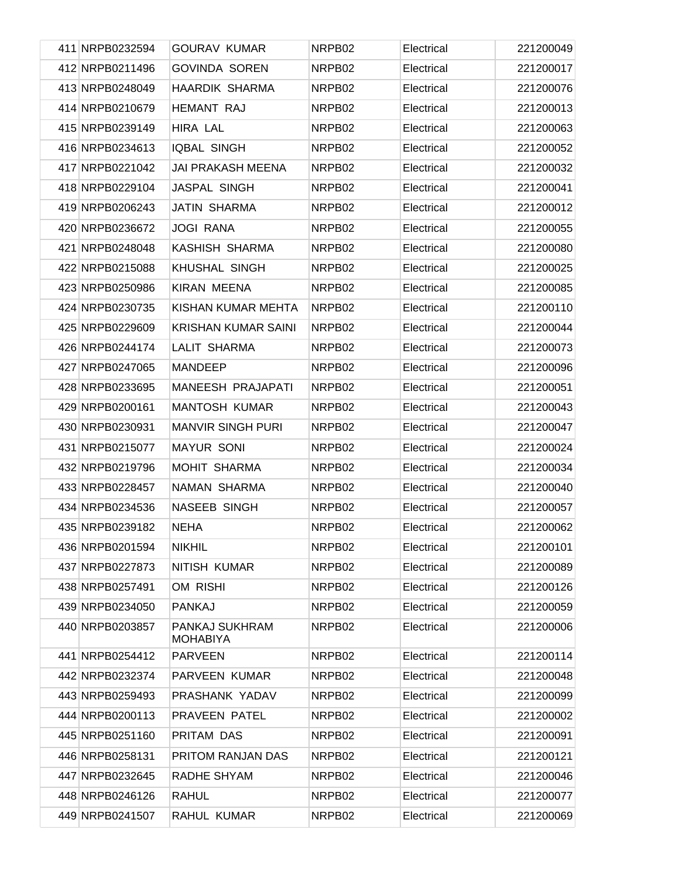| | | | | | |
|---|---|---|---|---|---|
| 411 | NRPB0232594 | GOURAV KUMAR | NRPB02 | Electrical | 221200049 |
| 412 | NRPB0211496 | GOVINDA SOREN | NRPB02 | Electrical | 221200017 |
| 413 | NRPB0248049 | HAARDIK SHARMA | NRPB02 | Electrical | 221200076 |
| 414 | NRPB0210679 | HEMANT RAJ | NRPB02 | Electrical | 221200013 |
| 415 | NRPB0239149 | HIRA LAL | NRPB02 | Electrical | 221200063 |
| 416 | NRPB0234613 | IQBAL SINGH | NRPB02 | Electrical | 221200052 |
| 417 | NRPB0221042 | JAI PRAKASH MEENA | NRPB02 | Electrical | 221200032 |
| 418 | NRPB0229104 | JASPAL SINGH | NRPB02 | Electrical | 221200041 |
| 419 | NRPB0206243 | JATIN SHARMA | NRPB02 | Electrical | 221200012 |
| 420 | NRPB0236672 | JOGI RANA | NRPB02 | Electrical | 221200055 |
| 421 | NRPB0248048 | KASHISH SHARMA | NRPB02 | Electrical | 221200080 |
| 422 | NRPB0215088 | KHUSHAL SINGH | NRPB02 | Electrical | 221200025 |
| 423 | NRPB0250986 | KIRAN MEENA | NRPB02 | Electrical | 221200085 |
| 424 | NRPB0230735 | KISHAN KUMAR MEHTA | NRPB02 | Electrical | 221200110 |
| 425 | NRPB0229609 | KRISHAN KUMAR SAINI | NRPB02 | Electrical | 221200044 |
| 426 | NRPB0244174 | LALIT SHARMA | NRPB02 | Electrical | 221200073 |
| 427 | NRPB0247065 | MANDEEP | NRPB02 | Electrical | 221200096 |
| 428 | NRPB0233695 | MANEESH PRAJAPATI | NRPB02 | Electrical | 221200051 |
| 429 | NRPB0200161 | MANTOSH KUMAR | NRPB02 | Electrical | 221200043 |
| 430 | NRPB0230931 | MANVIR SINGH PURI | NRPB02 | Electrical | 221200047 |
| 431 | NRPB0215077 | MAYUR SONI | NRPB02 | Electrical | 221200024 |
| 432 | NRPB0219796 | MOHIT SHARMA | NRPB02 | Electrical | 221200034 |
| 433 | NRPB0228457 | NAMAN SHARMA | NRPB02 | Electrical | 221200040 |
| 434 | NRPB0234536 | NASEEB SINGH | NRPB02 | Electrical | 221200057 |
| 435 | NRPB0239182 | NEHA | NRPB02 | Electrical | 221200062 |
| 436 | NRPB0201594 | NIKHIL | NRPB02 | Electrical | 221200101 |
| 437 | NRPB0227873 | NITISH KUMAR | NRPB02 | Electrical | 221200089 |
| 438 | NRPB0257491 | OM RISHI | NRPB02 | Electrical | 221200126 |
| 439 | NRPB0234050 | PANKAJ | NRPB02 | Electrical | 221200059 |
| 440 | NRPB0203857 | PANKAJ SUKHRAM MOHABIYA | NRPB02 | Electrical | 221200006 |
| 441 | NRPB0254412 | PARVEEN | NRPB02 | Electrical | 221200114 |
| 442 | NRPB0232374 | PARVEEN KUMAR | NRPB02 | Electrical | 221200048 |
| 443 | NRPB0259493 | PRASHANK YADAV | NRPB02 | Electrical | 221200099 |
| 444 | NRPB0200113 | PRAVEEN PATEL | NRPB02 | Electrical | 221200002 |
| 445 | NRPB0251160 | PRITAM DAS | NRPB02 | Electrical | 221200091 |
| 446 | NRPB0258131 | PRITOM RANJAN DAS | NRPB02 | Electrical | 221200121 |
| 447 | NRPB0232645 | RADHE SHYAM | NRPB02 | Electrical | 221200046 |
| 448 | NRPB0246126 | RAHUL | NRPB02 | Electrical | 221200077 |
| 449 | NRPB0241507 | RAHUL KUMAR | NRPB02 | Electrical | 221200069 |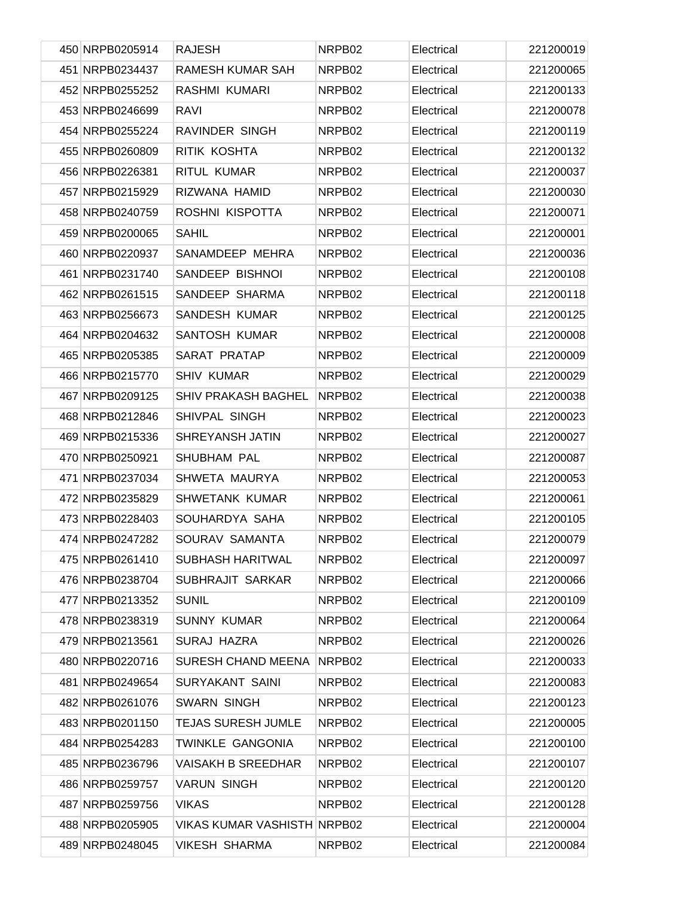| | | | | | |
|---|---|---|---|---|---|
| 450 | NRPB0205914 | RAJESH | NRPB02 | Electrical | 221200019 |
| 451 | NRPB0234437 | RAMESH KUMAR SAH | NRPB02 | Electrical | 221200065 |
| 452 | NRPB0255252 | RASHMI KUMARI | NRPB02 | Electrical | 221200133 |
| 453 | NRPB0246699 | RAVI | NRPB02 | Electrical | 221200078 |
| 454 | NRPB0255224 | RAVINDER SINGH | NRPB02 | Electrical | 221200119 |
| 455 | NRPB0260809 | RITIK KOSHTA | NRPB02 | Electrical | 221200132 |
| 456 | NRPB0226381 | RITUL KUMAR | NRPB02 | Electrical | 221200037 |
| 457 | NRPB0215929 | RIZWANA HAMID | NRPB02 | Electrical | 221200030 |
| 458 | NRPB0240759 | ROSHNI KISPOTTA | NRPB02 | Electrical | 221200071 |
| 459 | NRPB0200065 | SAHIL | NRPB02 | Electrical | 221200001 |
| 460 | NRPB0220937 | SANAMDEEP MEHRA | NRPB02 | Electrical | 221200036 |
| 461 | NRPB0231740 | SANDEEP BISHNOI | NRPB02 | Electrical | 221200108 |
| 462 | NRPB0261515 | SANDEEP SHARMA | NRPB02 | Electrical | 221200118 |
| 463 | NRPB0256673 | SANDESH KUMAR | NRPB02 | Electrical | 221200125 |
| 464 | NRPB0204632 | SANTOSH KUMAR | NRPB02 | Electrical | 221200008 |
| 465 | NRPB0205385 | SARAT PRATAP | NRPB02 | Electrical | 221200009 |
| 466 | NRPB0215770 | SHIV KUMAR | NRPB02 | Electrical | 221200029 |
| 467 | NRPB0209125 | SHIV PRAKASH BAGHEL | NRPB02 | Electrical | 221200038 |
| 468 | NRPB0212846 | SHIVPAL SINGH | NRPB02 | Electrical | 221200023 |
| 469 | NRPB0215336 | SHREYANSH JATIN | NRPB02 | Electrical | 221200027 |
| 470 | NRPB0250921 | SHUBHAM PAL | NRPB02 | Electrical | 221200087 |
| 471 | NRPB0237034 | SHWETA MAURYA | NRPB02 | Electrical | 221200053 |
| 472 | NRPB0235829 | SHWETANK KUMAR | NRPB02 | Electrical | 221200061 |
| 473 | NRPB0228403 | SOUHARDYA SAHA | NRPB02 | Electrical | 221200105 |
| 474 | NRPB0247282 | SOURAV SAMANTA | NRPB02 | Electrical | 221200079 |
| 475 | NRPB0261410 | SUBHASH HARITWAL | NRPB02 | Electrical | 221200097 |
| 476 | NRPB0238704 | SUBHRAJIT SARKAR | NRPB02 | Electrical | 221200066 |
| 477 | NRPB0213352 | SUNIL | NRPB02 | Electrical | 221200109 |
| 478 | NRPB0238319 | SUNNY KUMAR | NRPB02 | Electrical | 221200064 |
| 479 | NRPB0213561 | SURAJ HAZRA | NRPB02 | Electrical | 221200026 |
| 480 | NRPB0220716 | SURESH CHAND MEENA | NRPB02 | Electrical | 221200033 |
| 481 | NRPB0249654 | SURYAKANT SAINI | NRPB02 | Electrical | 221200083 |
| 482 | NRPB0261076 | SWARN SINGH | NRPB02 | Electrical | 221200123 |
| 483 | NRPB0201150 | TEJAS SURESH JUMLE | NRPB02 | Electrical | 221200005 |
| 484 | NRPB0254283 | TWINKLE GANGONIA | NRPB02 | Electrical | 221200100 |
| 485 | NRPB0236796 | VAISAKH B SREEDHAR | NRPB02 | Electrical | 221200107 |
| 486 | NRPB0259757 | VARUN SINGH | NRPB02 | Electrical | 221200120 |
| 487 | NRPB0259756 | VIKAS | NRPB02 | Electrical | 221200128 |
| 488 | NRPB0205905 | VIKAS KUMAR VASHISTH | NRPB02 | Electrical | 221200004 |
| 489 | NRPB0248045 | VIKESH SHARMA | NRPB02 | Electrical | 221200084 |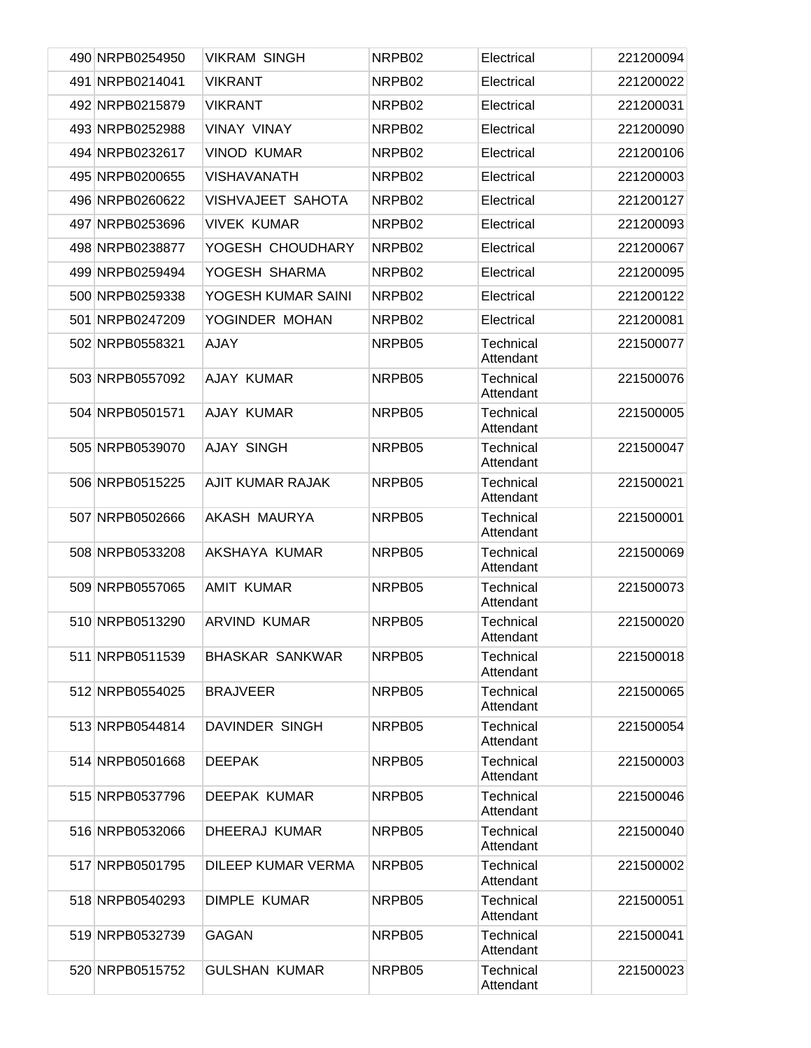| | | | | |
|---|---|---|---|---|
| 490 | NRPB0254950 | VIKRAM SINGH | NRPB02 | Electrical | 221200094 |
| 491 | NRPB0214041 | VIKRANT | NRPB02 | Electrical | 221200022 |
| 492 | NRPB0215879 | VIKRANT | NRPB02 | Electrical | 221200031 |
| 493 | NRPB0252988 | VINAY VINAY | NRPB02 | Electrical | 221200090 |
| 494 | NRPB0232617 | VINOD KUMAR | NRPB02 | Electrical | 221200106 |
| 495 | NRPB0200655 | VISHAVANATH | NRPB02 | Electrical | 221200003 |
| 496 | NRPB0260622 | VISHVAJEET SAHOTA | NRPB02 | Electrical | 221200127 |
| 497 | NRPB0253696 | VIVEK KUMAR | NRPB02 | Electrical | 221200093 |
| 498 | NRPB0238877 | YOGESH CHOUDHARY | NRPB02 | Electrical | 221200067 |
| 499 | NRPB0259494 | YOGESH SHARMA | NRPB02 | Electrical | 221200095 |
| 500 | NRPB0259338 | YOGESH KUMAR SAINI | NRPB02 | Electrical | 221200122 |
| 501 | NRPB0247209 | YOGINDER MOHAN | NRPB02 | Electrical | 221200081 |
| 502 | NRPB0558321 | AJAY | NRPB05 | Technical Attendant | 221500077 |
| 503 | NRPB0557092 | AJAY KUMAR | NRPB05 | Technical Attendant | 221500076 |
| 504 | NRPB0501571 | AJAY KUMAR | NRPB05 | Technical Attendant | 221500005 |
| 505 | NRPB0539070 | AJAY SINGH | NRPB05 | Technical Attendant | 221500047 |
| 506 | NRPB0515225 | AJIT KUMAR RAJAK | NRPB05 | Technical Attendant | 221500021 |
| 507 | NRPB0502666 | AKASH MAURYA | NRPB05 | Technical Attendant | 221500001 |
| 508 | NRPB0533208 | AKSHAYA KUMAR | NRPB05 | Technical Attendant | 221500069 |
| 509 | NRPB0557065 | AMIT KUMAR | NRPB05 | Technical Attendant | 221500073 |
| 510 | NRPB0513290 | ARVIND KUMAR | NRPB05 | Technical Attendant | 221500020 |
| 511 | NRPB0511539 | BHASKAR SANKWAR | NRPB05 | Technical Attendant | 221500018 |
| 512 | NRPB0554025 | BRAJVEER | NRPB05 | Technical Attendant | 221500065 |
| 513 | NRPB0544814 | DAVINDER SINGH | NRPB05 | Technical Attendant | 221500054 |
| 514 | NRPB0501668 | DEEPAK | NRPB05 | Technical Attendant | 221500003 |
| 515 | NRPB0537796 | DEEPAK KUMAR | NRPB05 | Technical Attendant | 221500046 |
| 516 | NRPB0532066 | DHEERAJ KUMAR | NRPB05 | Technical Attendant | 221500040 |
| 517 | NRPB0501795 | DILEEP KUMAR VERMA | NRPB05 | Technical Attendant | 221500002 |
| 518 | NRPB0540293 | DIMPLE KUMAR | NRPB05 | Technical Attendant | 221500051 |
| 519 | NRPB0532739 | GAGAN | NRPB05 | Technical Attendant | 221500041 |
| 520 | NRPB0515752 | GULSHAN KUMAR | NRPB05 | Technical Attendant | 221500023 |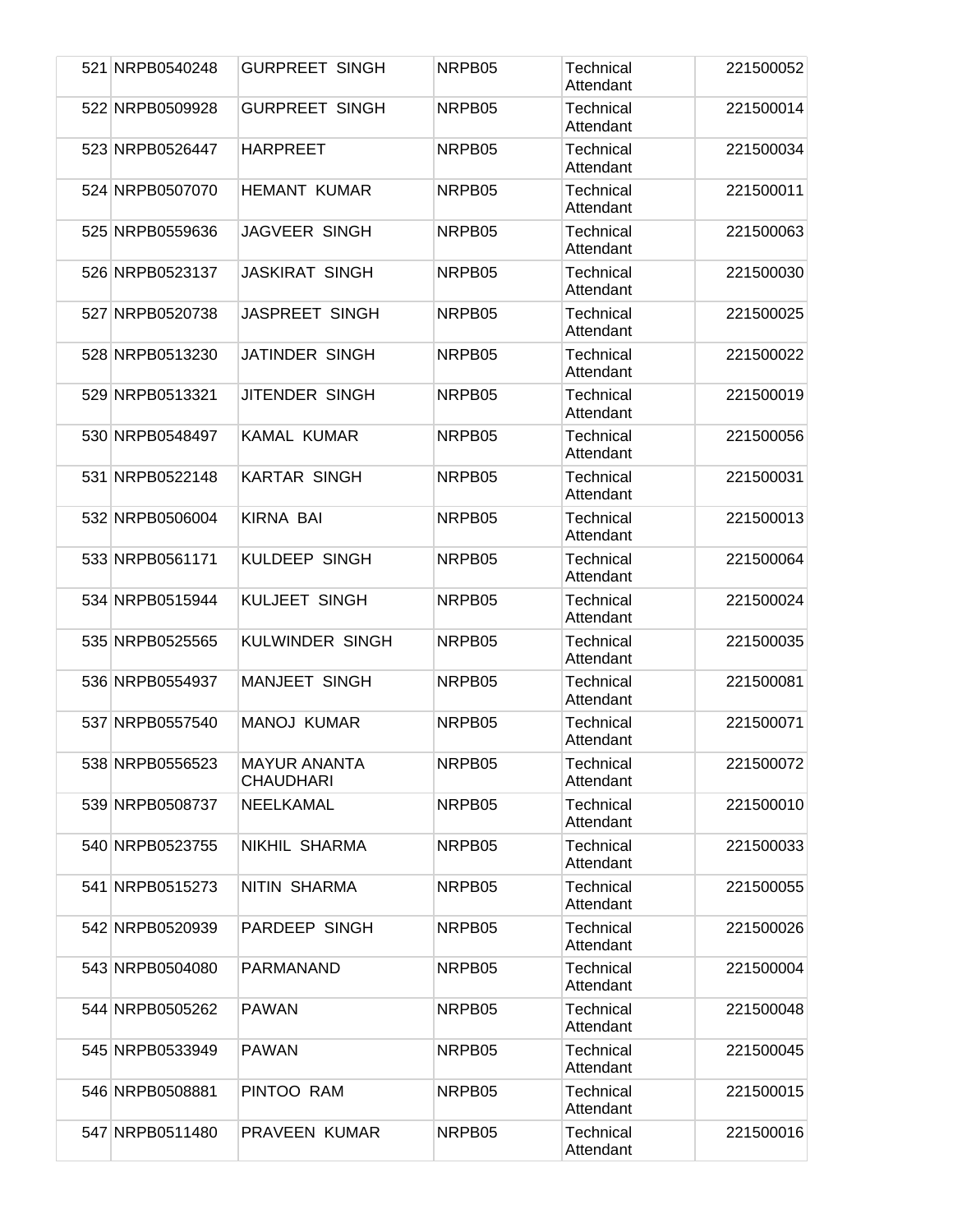| | | | | | |
|---|---|---|---|---|---|
| 521 | NRPB0540248 | GURPREET SINGH | NRPB05 | Technical Attendant | 221500052 |
| 522 | NRPB0509928 | GURPREET SINGH | NRPB05 | Technical Attendant | 221500014 |
| 523 | NRPB0526447 | HARPREET | NRPB05 | Technical Attendant | 221500034 |
| 524 | NRPB0507070 | HEMANT KUMAR | NRPB05 | Technical Attendant | 221500011 |
| 525 | NRPB0559636 | JAGVEER SINGH | NRPB05 | Technical Attendant | 221500063 |
| 526 | NRPB0523137 | JASKIRAT SINGH | NRPB05 | Technical Attendant | 221500030 |
| 527 | NRPB0520738 | JASPREET SINGH | NRPB05 | Technical Attendant | 221500025 |
| 528 | NRPB0513230 | JATINDER SINGH | NRPB05 | Technical Attendant | 221500022 |
| 529 | NRPB0513321 | JITENDER SINGH | NRPB05 | Technical Attendant | 221500019 |
| 530 | NRPB0548497 | KAMAL KUMAR | NRPB05 | Technical Attendant | 221500056 |
| 531 | NRPB0522148 | KARTAR SINGH | NRPB05 | Technical Attendant | 221500031 |
| 532 | NRPB0506004 | KIRNA BAI | NRPB05 | Technical Attendant | 221500013 |
| 533 | NRPB0561171 | KULDEEP SINGH | NRPB05 | Technical Attendant | 221500064 |
| 534 | NRPB0515944 | KULJEET SINGH | NRPB05 | Technical Attendant | 221500024 |
| 535 | NRPB0525565 | KULWINDER SINGH | NRPB05 | Technical Attendant | 221500035 |
| 536 | NRPB0554937 | MANJEET SINGH | NRPB05 | Technical Attendant | 221500081 |
| 537 | NRPB0557540 | MANOJ KUMAR | NRPB05 | Technical Attendant | 221500071 |
| 538 | NRPB0556523 | MAYUR ANANTA CHAUDHARI | NRPB05 | Technical Attendant | 221500072 |
| 539 | NRPB0508737 | NEELKAMAL | NRPB05 | Technical Attendant | 221500010 |
| 540 | NRPB0523755 | NIKHIL SHARMA | NRPB05 | Technical Attendant | 221500033 |
| 541 | NRPB0515273 | NITIN SHARMA | NRPB05 | Technical Attendant | 221500055 |
| 542 | NRPB0520939 | PARDEEP SINGH | NRPB05 | Technical Attendant | 221500026 |
| 543 | NRPB0504080 | PARMANAND | NRPB05 | Technical Attendant | 221500004 |
| 544 | NRPB0505262 | PAWAN | NRPB05 | Technical Attendant | 221500048 |
| 545 | NRPB0533949 | PAWAN | NRPB05 | Technical Attendant | 221500045 |
| 546 | NRPB0508881 | PINTOO RAM | NRPB05 | Technical Attendant | 221500015 |
| 547 | NRPB0511480 | PRAVEEN KUMAR | NRPB05 | Technical Attendant | 221500016 |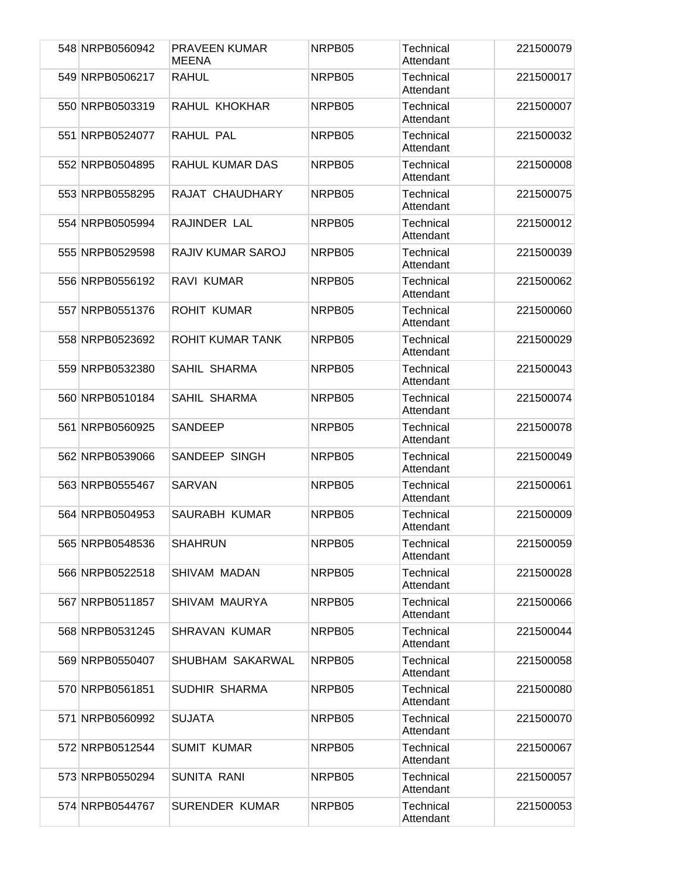| | | | | | |
|---|---|---|---|---|---|
| 548 | NRPB0560942 | PRAVEEN KUMAR MEENA | NRPB05 | Technical Attendant | 221500079 |
| 549 | NRPB0506217 | RAHUL | NRPB05 | Technical Attendant | 221500017 |
| 550 | NRPB0503319 | RAHUL KHOKHAR | NRPB05 | Technical Attendant | 221500007 |
| 551 | NRPB0524077 | RAHUL PAL | NRPB05 | Technical Attendant | 221500032 |
| 552 | NRPB0504895 | RAHUL KUMAR DAS | NRPB05 | Technical Attendant | 221500008 |
| 553 | NRPB0558295 | RAJAT CHAUDHARY | NRPB05 | Technical Attendant | 221500075 |
| 554 | NRPB0505994 | RAJINDER LAL | NRPB05 | Technical Attendant | 221500012 |
| 555 | NRPB0529598 | RAJIV KUMAR SAROJ | NRPB05 | Technical Attendant | 221500039 |
| 556 | NRPB0556192 | RAVI KUMAR | NRPB05 | Technical Attendant | 221500062 |
| 557 | NRPB0551376 | ROHIT KUMAR | NRPB05 | Technical Attendant | 221500060 |
| 558 | NRPB0523692 | ROHIT KUMAR TANK | NRPB05 | Technical Attendant | 221500029 |
| 559 | NRPB0532380 | SAHIL SHARMA | NRPB05 | Technical Attendant | 221500043 |
| 560 | NRPB0510184 | SAHIL SHARMA | NRPB05 | Technical Attendant | 221500074 |
| 561 | NRPB0560925 | SANDEEP | NRPB05 | Technical Attendant | 221500078 |
| 562 | NRPB0539066 | SANDEEP SINGH | NRPB05 | Technical Attendant | 221500049 |
| 563 | NRPB0555467 | SARVAN | NRPB05 | Technical Attendant | 221500061 |
| 564 | NRPB0504953 | SAURABH KUMAR | NRPB05 | Technical Attendant | 221500009 |
| 565 | NRPB0548536 | SHAHRUN | NRPB05 | Technical Attendant | 221500059 |
| 566 | NRPB0522518 | SHIVAM MADAN | NRPB05 | Technical Attendant | 221500028 |
| 567 | NRPB0511857 | SHIVAM MAURYA | NRPB05 | Technical Attendant | 221500066 |
| 568 | NRPB0531245 | SHRAVAN KUMAR | NRPB05 | Technical Attendant | 221500044 |
| 569 | NRPB0550407 | SHUBHAM SAKARWAL | NRPB05 | Technical Attendant | 221500058 |
| 570 | NRPB0561851 | SUDHIR SHARMA | NRPB05 | Technical Attendant | 221500080 |
| 571 | NRPB0560992 | SUJATA | NRPB05 | Technical Attendant | 221500070 |
| 572 | NRPB0512544 | SUMIT KUMAR | NRPB05 | Technical Attendant | 221500067 |
| 573 | NRPB0550294 | SUNITA RANI | NRPB05 | Technical Attendant | 221500057 |
| 574 | NRPB0544767 | SURENDER KUMAR | NRPB05 | Technical Attendant | 221500053 |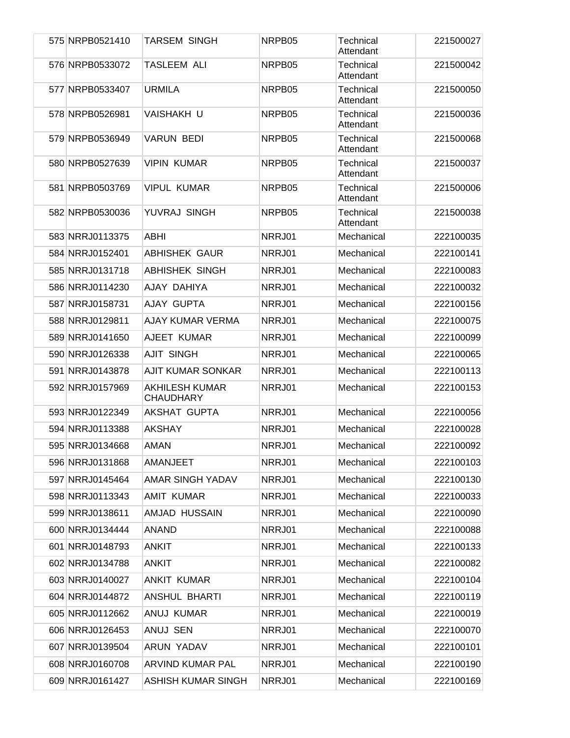| | | | | | |
|---|---|---|---|---|---|
| 575 | NRPB0521410 | TARSEM SINGH | NRPB05 | Technical Attendant | 221500027 |
| 576 | NRPB0533072 | TASLEEM ALI | NRPB05 | Technical Attendant | 221500042 |
| 577 | NRPB0533407 | URMILA | NRPB05 | Technical Attendant | 221500050 |
| 578 | NRPB0526981 | VAISHAKH U | NRPB05 | Technical Attendant | 221500036 |
| 579 | NRPB0536949 | VARUN BEDI | NRPB05 | Technical Attendant | 221500068 |
| 580 | NRPB0527639 | VIPIN KUMAR | NRPB05 | Technical Attendant | 221500037 |
| 581 | NRPB0503769 | VIPUL KUMAR | NRPB05 | Technical Attendant | 221500006 |
| 582 | NRPB0530036 | YUVRAJ SINGH | NRPB05 | Technical Attendant | 221500038 |
| 583 | NRRJ0113375 | ABHI | NRRJ01 | Mechanical | 222100035 |
| 584 | NRRJ0152401 | ABHISHEK GAUR | NRRJ01 | Mechanical | 222100141 |
| 585 | NRRJ0131718 | ABHISHEK SINGH | NRRJ01 | Mechanical | 222100083 |
| 586 | NRRJ0114230 | AJAY DAHIYA | NRRJ01 | Mechanical | 222100032 |
| 587 | NRRJ0158731 | AJAY GUPTA | NRRJ01 | Mechanical | 222100156 |
| 588 | NRRJ0129811 | AJAY KUMAR VERMA | NRRJ01 | Mechanical | 222100075 |
| 589 | NRRJ0141650 | AJEET KUMAR | NRRJ01 | Mechanical | 222100099 |
| 590 | NRRJ0126338 | AJIT SINGH | NRRJ01 | Mechanical | 222100065 |
| 591 | NRRJ0143878 | AJIT KUMAR SONKAR | NRRJ01 | Mechanical | 222100113 |
| 592 | NRRJ0157969 | AKHILESH KUMAR CHAUDHARY | NRRJ01 | Mechanical | 222100153 |
| 593 | NRRJ0122349 | AKSHAT GUPTA | NRRJ01 | Mechanical | 222100056 |
| 594 | NRRJ0113388 | AKSHAY | NRRJ01 | Mechanical | 222100028 |
| 595 | NRRJ0134668 | AMAN | NRRJ01 | Mechanical | 222100092 |
| 596 | NRRJ0131868 | AMANJEET | NRRJ01 | Mechanical | 222100103 |
| 597 | NRRJ0145464 | AMAR SINGH YADAV | NRRJ01 | Mechanical | 222100130 |
| 598 | NRRJ0113343 | AMIT KUMAR | NRRJ01 | Mechanical | 222100033 |
| 599 | NRRJ0138611 | AMJAD HUSSAIN | NRRJ01 | Mechanical | 222100090 |
| 600 | NRRJ0134444 | ANAND | NRRJ01 | Mechanical | 222100088 |
| 601 | NRRJ0148793 | ANKIT | NRRJ01 | Mechanical | 222100133 |
| 602 | NRRJ0134788 | ANKIT | NRRJ01 | Mechanical | 222100082 |
| 603 | NRRJ0140027 | ANKIT KUMAR | NRRJ01 | Mechanical | 222100104 |
| 604 | NRRJ0144872 | ANSHUL BHARTI | NRRJ01 | Mechanical | 222100119 |
| 605 | NRRJ0112662 | ANUJ KUMAR | NRRJ01 | Mechanical | 222100019 |
| 606 | NRRJ0126453 | ANUJ SEN | NRRJ01 | Mechanical | 222100070 |
| 607 | NRRJ0139504 | ARUN YADAV | NRRJ01 | Mechanical | 222100101 |
| 608 | NRRJ0160708 | ARVIND KUMAR PAL | NRRJ01 | Mechanical | 222100190 |
| 609 | NRRJ0161427 | ASHISH KUMAR SINGH | NRRJ01 | Mechanical | 222100169 |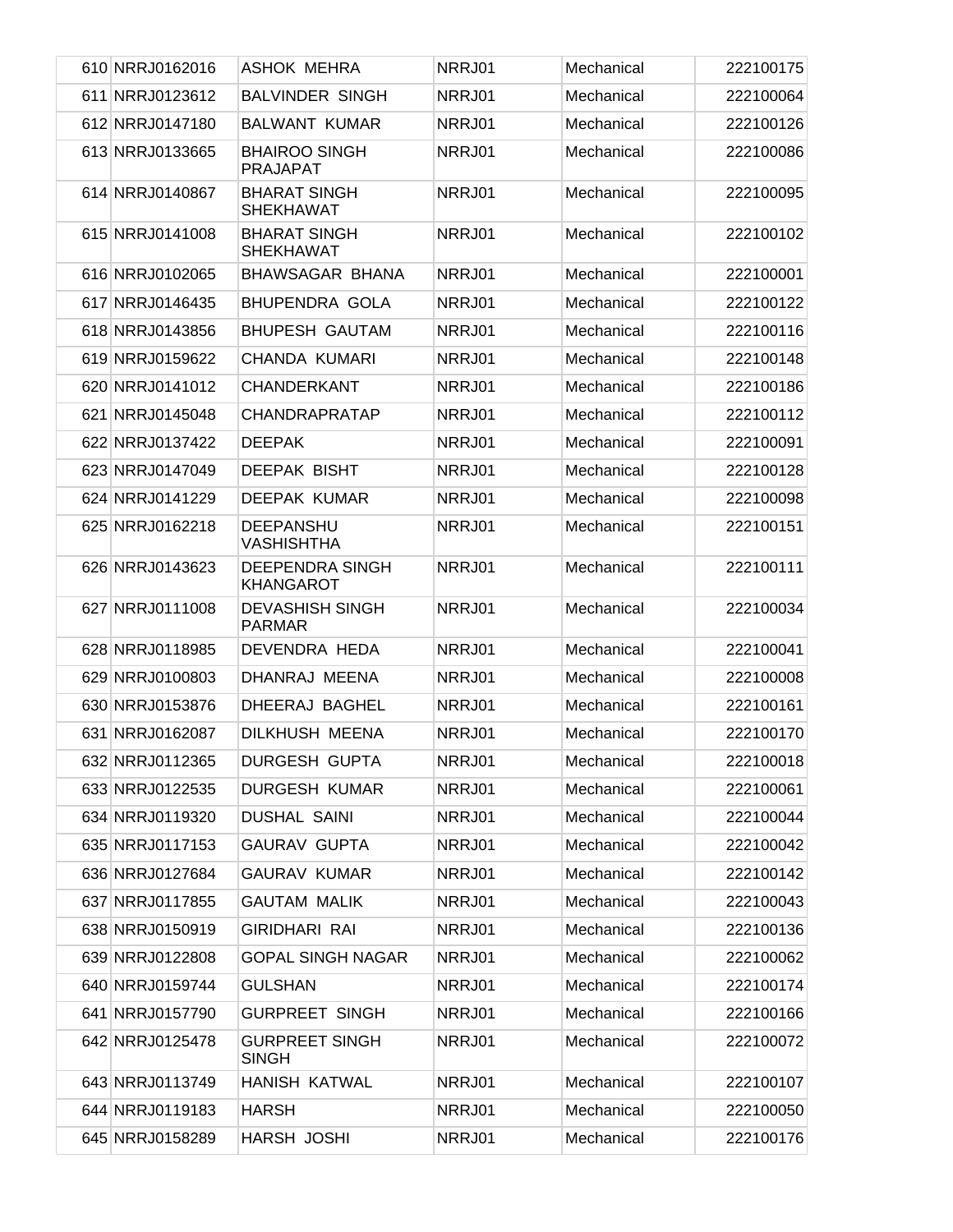| | | | | |
|---|---|---|---|---|
| 610 | NRRJ0162016 | ASHOK MEHRA | NRRJ01 | Mechanical | 222100175 |
| 611 | NRRJ0123612 | BALVINDER SINGH | NRRJ01 | Mechanical | 222100064 |
| 612 | NRRJ0147180 | BALWANT KUMAR | NRRJ01 | Mechanical | 222100126 |
| 613 | NRRJ0133665 | BHAIROO SINGH PRAJAPAT | NRRJ01 | Mechanical | 222100086 |
| 614 | NRRJ0140867 | BHARAT SINGH SHEKHAWAT | NRRJ01 | Mechanical | 222100095 |
| 615 | NRRJ0141008 | BHARAT SINGH SHEKHAWAT | NRRJ01 | Mechanical | 222100102 |
| 616 | NRRJ0102065 | BHAWSAGAR BHANA | NRRJ01 | Mechanical | 222100001 |
| 617 | NRRJ0146435 | BHUPENDRA GOLA | NRRJ01 | Mechanical | 222100122 |
| 618 | NRRJ0143856 | BHUPESH GAUTAM | NRRJ01 | Mechanical | 222100116 |
| 619 | NRRJ0159622 | CHANDA KUMARI | NRRJ01 | Mechanical | 222100148 |
| 620 | NRRJ0141012 | CHANDERKANT | NRRJ01 | Mechanical | 222100186 |
| 621 | NRRJ0145048 | CHANDRAPRATAP | NRRJ01 | Mechanical | 222100112 |
| 622 | NRRJ0137422 | DEEPAK | NRRJ01 | Mechanical | 222100091 |
| 623 | NRRJ0147049 | DEEPAK BISHT | NRRJ01 | Mechanical | 222100128 |
| 624 | NRRJ0141229 | DEEPAK KUMAR | NRRJ01 | Mechanical | 222100098 |
| 625 | NRRJ0162218 | DEEPANSHU VASHISHTHA | NRRJ01 | Mechanical | 222100151 |
| 626 | NRRJ0143623 | DEEPENDRA SINGH KHANGAROT | NRRJ01 | Mechanical | 222100111 |
| 627 | NRRJ0111008 | DEVASHISH SINGH PARMAR | NRRJ01 | Mechanical | 222100034 |
| 628 | NRRJ0118985 | DEVENDRA HEDA | NRRJ01 | Mechanical | 222100041 |
| 629 | NRRJ0100803 | DHANRAJ MEENA | NRRJ01 | Mechanical | 222100008 |
| 630 | NRRJ0153876 | DHEERAJ BAGHEL | NRRJ01 | Mechanical | 222100161 |
| 631 | NRRJ0162087 | DILKHUSH MEENA | NRRJ01 | Mechanical | 222100170 |
| 632 | NRRJ0112365 | DURGESH GUPTA | NRRJ01 | Mechanical | 222100018 |
| 633 | NRRJ0122535 | DURGESH KUMAR | NRRJ01 | Mechanical | 222100061 |
| 634 | NRRJ0119320 | DUSHAL SAINI | NRRJ01 | Mechanical | 222100044 |
| 635 | NRRJ0117153 | GAURAV GUPTA | NRRJ01 | Mechanical | 222100042 |
| 636 | NRRJ0127684 | GAURAV KUMAR | NRRJ01 | Mechanical | 222100142 |
| 637 | NRRJ0117855 | GAUTAM MALIK | NRRJ01 | Mechanical | 222100043 |
| 638 | NRRJ0150919 | GIRIDHARI RAI | NRRJ01 | Mechanical | 222100136 |
| 639 | NRRJ0122808 | GOPAL SINGH NAGAR | NRRJ01 | Mechanical | 222100062 |
| 640 | NRRJ0159744 | GULSHAN | NRRJ01 | Mechanical | 222100174 |
| 641 | NRRJ0157790 | GURPREET SINGH | NRRJ01 | Mechanical | 222100166 |
| 642 | NRRJ0125478 | GURPREET SINGH SINGH | NRRJ01 | Mechanical | 222100072 |
| 643 | NRRJ0113749 | HANISH KATWAL | NRRJ01 | Mechanical | 222100107 |
| 644 | NRRJ0119183 | HARSH | NRRJ01 | Mechanical | 222100050 |
| 645 | NRRJ0158289 | HARSH JOSHI | NRRJ01 | Mechanical | 222100176 |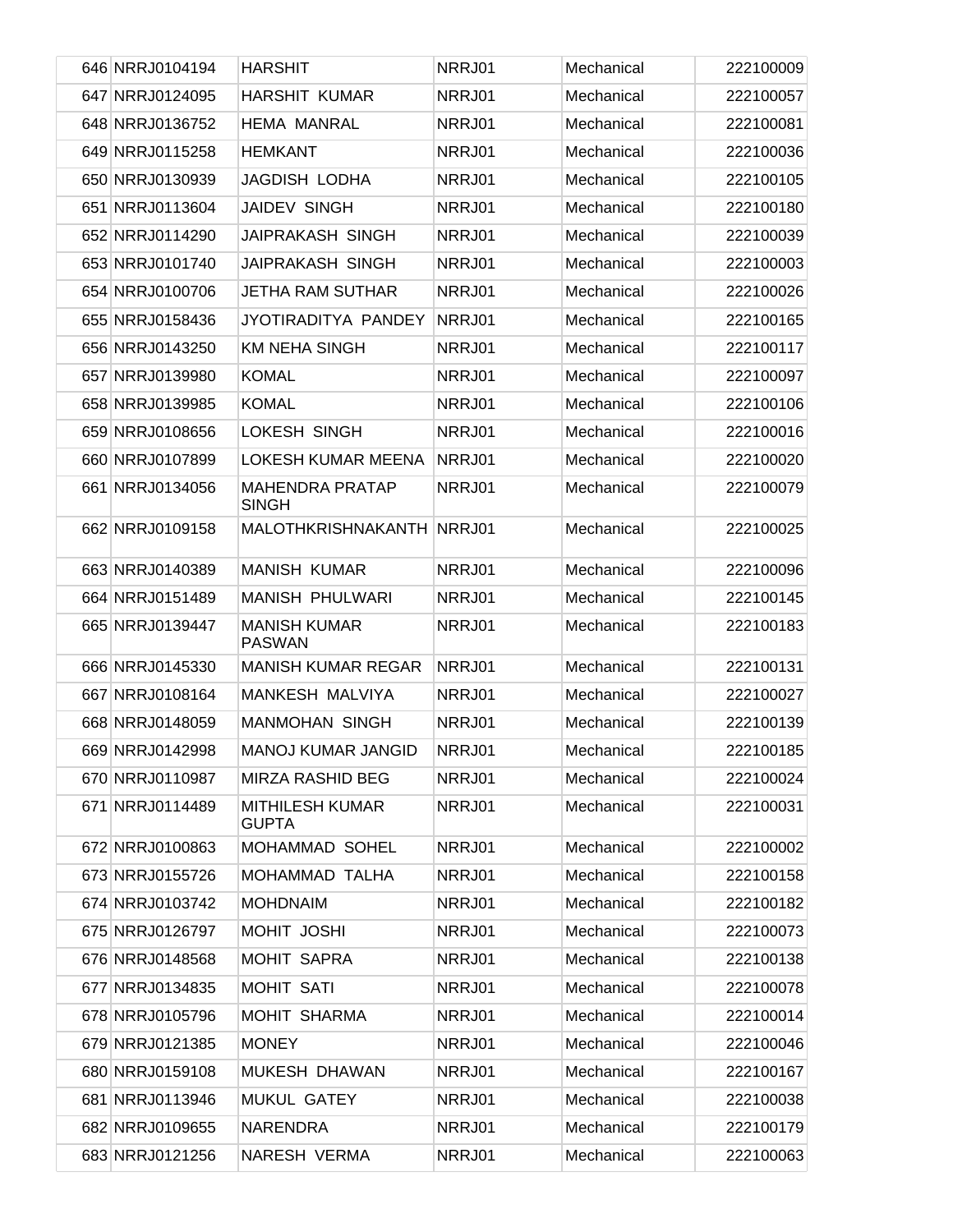| | | | | |
|---|---|---|---|---|
| 646 NRRJ0104194 | HARSHIT | NRRJ01 | Mechanical | 222100009 |
| 647 NRRJ0124095 | HARSHIT KUMAR | NRRJ01 | Mechanical | 222100057 |
| 648 NRRJ0136752 | HEMA MANRAL | NRRJ01 | Mechanical | 222100081 |
| 649 NRRJ0115258 | HEMKANT | NRRJ01 | Mechanical | 222100036 |
| 650 NRRJ0130939 | JAGDISH LODHA | NRRJ01 | Mechanical | 222100105 |
| 651 NRRJ0113604 | JAIDEV SINGH | NRRJ01 | Mechanical | 222100180 |
| 652 NRRJ0114290 | JAIPRAKASH SINGH | NRRJ01 | Mechanical | 222100039 |
| 653 NRRJ0101740 | JAIPRAKASH SINGH | NRRJ01 | Mechanical | 222100003 |
| 654 NRRJ0100706 | JETHA RAM SUTHAR | NRRJ01 | Mechanical | 222100026 |
| 655 NRRJ0158436 | JYOTIRADITYA PANDEY | NRRJ01 | Mechanical | 222100165 |
| 656 NRRJ0143250 | KM NEHA SINGH | NRRJ01 | Mechanical | 222100117 |
| 657 NRRJ0139980 | KOMAL | NRRJ01 | Mechanical | 222100097 |
| 658 NRRJ0139985 | KOMAL | NRRJ01 | Mechanical | 222100106 |
| 659 NRRJ0108656 | LOKESH SINGH | NRRJ01 | Mechanical | 222100016 |
| 660 NRRJ0107899 | LOKESH KUMAR MEENA | NRRJ01 | Mechanical | 222100020 |
| 661 NRRJ0134056 | MAHENDRA PRATAP SINGH | NRRJ01 | Mechanical | 222100079 |
| 662 NRRJ0109158 | MALOTHKRISHNAKANTH | NRRJ01 | Mechanical | 222100025 |
| 663 NRRJ0140389 | MANISH KUMAR | NRRJ01 | Mechanical | 222100096 |
| 664 NRRJ0151489 | MANISH PHULWARI | NRRJ01 | Mechanical | 222100145 |
| 665 NRRJ0139447 | MANISH KUMAR PASWAN | NRRJ01 | Mechanical | 222100183 |
| 666 NRRJ0145330 | MANISH KUMAR REGAR | NRRJ01 | Mechanical | 222100131 |
| 667 NRRJ0108164 | MANKESH MALVIYA | NRRJ01 | Mechanical | 222100027 |
| 668 NRRJ0148059 | MANMOHAN SINGH | NRRJ01 | Mechanical | 222100139 |
| 669 NRRJ0142998 | MANOJ KUMAR JANGID | NRRJ01 | Mechanical | 222100185 |
| 670 NRRJ0110987 | MIRZA RASHID BEG | NRRJ01 | Mechanical | 222100024 |
| 671 NRRJ0114489 | MITHILESH KUMAR GUPTA | NRRJ01 | Mechanical | 222100031 |
| 672 NRRJ0100863 | MOHAMMAD SOHEL | NRRJ01 | Mechanical | 222100002 |
| 673 NRRJ0155726 | MOHAMMAD TALHA | NRRJ01 | Mechanical | 222100158 |
| 674 NRRJ0103742 | MOHDNAIM | NRRJ01 | Mechanical | 222100182 |
| 675 NRRJ0126797 | MOHIT JOSHI | NRRJ01 | Mechanical | 222100073 |
| 676 NRRJ0148568 | MOHIT SAPRA | NRRJ01 | Mechanical | 222100138 |
| 677 NRRJ0134835 | MOHIT SATI | NRRJ01 | Mechanical | 222100078 |
| 678 NRRJ0105796 | MOHIT SHARMA | NRRJ01 | Mechanical | 222100014 |
| 679 NRRJ0121385 | MONEY | NRRJ01 | Mechanical | 222100046 |
| 680 NRRJ0159108 | MUKESH DHAWAN | NRRJ01 | Mechanical | 222100167 |
| 681 NRRJ0113946 | MUKUL GATEY | NRRJ01 | Mechanical | 222100038 |
| 682 NRRJ0109655 | NARENDRA | NRRJ01 | Mechanical | 222100179 |
| 683 NRRJ0121256 | NARESH VERMA | NRRJ01 | Mechanical | 222100063 |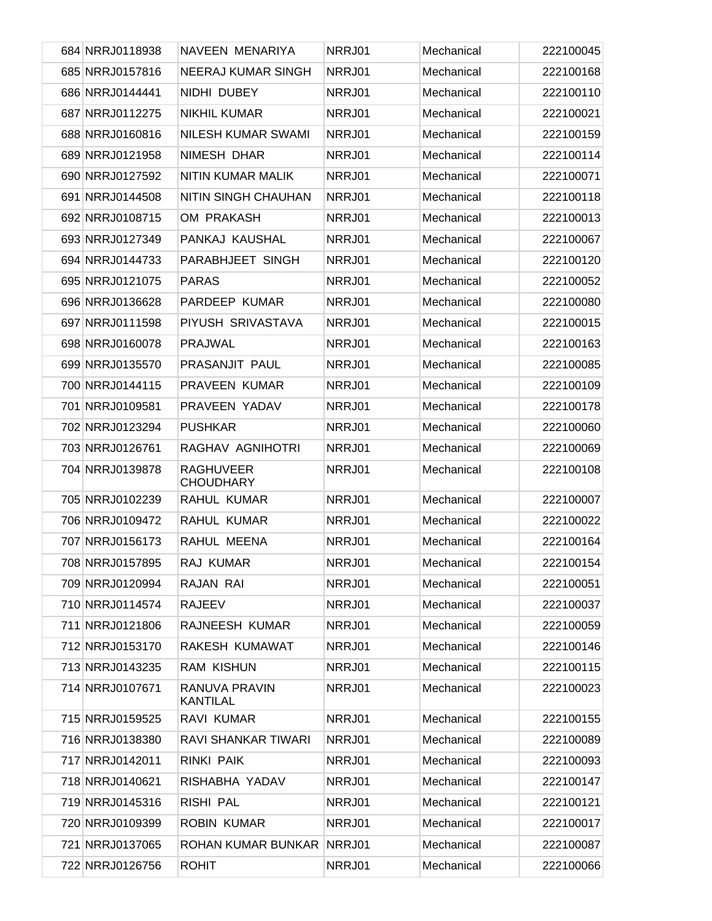| | | | | |
|---|---|---|---|---|
| 684 | NRRJ0118938 | NAVEEN MENARIYA | NRRJ01 | Mechanical | 222100045 |
| 685 | NRRJ0157816 | NEERAJ KUMAR SINGH | NRRJ01 | Mechanical | 222100168 |
| 686 | NRRJ0144441 | NIDHI DUBEY | NRRJ01 | Mechanical | 222100110 |
| 687 | NRRJ0112275 | NIKHIL KUMAR | NRRJ01 | Mechanical | 222100021 |
| 688 | NRRJ0160816 | NILESH KUMAR SWAMI | NRRJ01 | Mechanical | 222100159 |
| 689 | NRRJ0121958 | NIMESH DHAR | NRRJ01 | Mechanical | 222100114 |
| 690 | NRRJ0127592 | NITIN KUMAR MALIK | NRRJ01 | Mechanical | 222100071 |
| 691 | NRRJ0144508 | NITIN SINGH CHAUHAN | NRRJ01 | Mechanical | 222100118 |
| 692 | NRRJ0108715 | OM PRAKASH | NRRJ01 | Mechanical | 222100013 |
| 693 | NRRJ0127349 | PANKAJ KAUSHAL | NRRJ01 | Mechanical | 222100067 |
| 694 | NRRJ0144733 | PARABHJEET SINGH | NRRJ01 | Mechanical | 222100120 |
| 695 | NRRJ0121075 | PARAS | NRRJ01 | Mechanical | 222100052 |
| 696 | NRRJ0136628 | PARDEEP KUMAR | NRRJ01 | Mechanical | 222100080 |
| 697 | NRRJ0111598 | PIYUSH SRIVASTAVA | NRRJ01 | Mechanical | 222100015 |
| 698 | NRRJ0160078 | PRAJWAL | NRRJ01 | Mechanical | 222100163 |
| 699 | NRRJ0135570 | PRASANJIT PAUL | NRRJ01 | Mechanical | 222100085 |
| 700 | NRRJ0144115 | PRAVEEN KUMAR | NRRJ01 | Mechanical | 222100109 |
| 701 | NRRJ0109581 | PRAVEEN YADAV | NRRJ01 | Mechanical | 222100178 |
| 702 | NRRJ0123294 | PUSHKAR | NRRJ01 | Mechanical | 222100060 |
| 703 | NRRJ0126761 | RAGHAV AGNIHOTRI | NRRJ01 | Mechanical | 222100069 |
| 704 | NRRJ0139878 | RAGHUVEER CHOUDHARY | NRRJ01 | Mechanical | 222100108 |
| 705 | NRRJ0102239 | RAHUL KUMAR | NRRJ01 | Mechanical | 222100007 |
| 706 | NRRJ0109472 | RAHUL KUMAR | NRRJ01 | Mechanical | 222100022 |
| 707 | NRRJ0156173 | RAHUL MEENA | NRRJ01 | Mechanical | 222100164 |
| 708 | NRRJ0157895 | RAJ KUMAR | NRRJ01 | Mechanical | 222100154 |
| 709 | NRRJ0120994 | RAJAN RAI | NRRJ01 | Mechanical | 222100051 |
| 710 | NRRJ0114574 | RAJEEV | NRRJ01 | Mechanical | 222100037 |
| 711 | NRRJ0121806 | RAJNEESH KUMAR | NRRJ01 | Mechanical | 222100059 |
| 712 | NRRJ0153170 | RAKESH KUMAWAT | NRRJ01 | Mechanical | 222100146 |
| 713 | NRRJ0143235 | RAM KISHUN | NRRJ01 | Mechanical | 222100115 |
| 714 | NRRJ0107671 | RANUVA PRAVIN KANTILAL | NRRJ01 | Mechanical | 222100023 |
| 715 | NRRJ0159525 | RAVI KUMAR | NRRJ01 | Mechanical | 222100155 |
| 716 | NRRJ0138380 | RAVI SHANKAR TIWARI | NRRJ01 | Mechanical | 222100089 |
| 717 | NRRJ0142011 | RINKI PAIK | NRRJ01 | Mechanical | 222100093 |
| 718 | NRRJ0140621 | RISHABHA YADAV | NRRJ01 | Mechanical | 222100147 |
| 719 | NRRJ0145316 | RISHI PAL | NRRJ01 | Mechanical | 222100121 |
| 720 | NRRJ0109399 | ROBIN KUMAR | NRRJ01 | Mechanical | 222100017 |
| 721 | NRRJ0137065 | ROHAN KUMAR BUNKAR | NRRJ01 | Mechanical | 222100087 |
| 722 | NRRJ0126756 | ROHIT | NRRJ01 | Mechanical | 222100066 |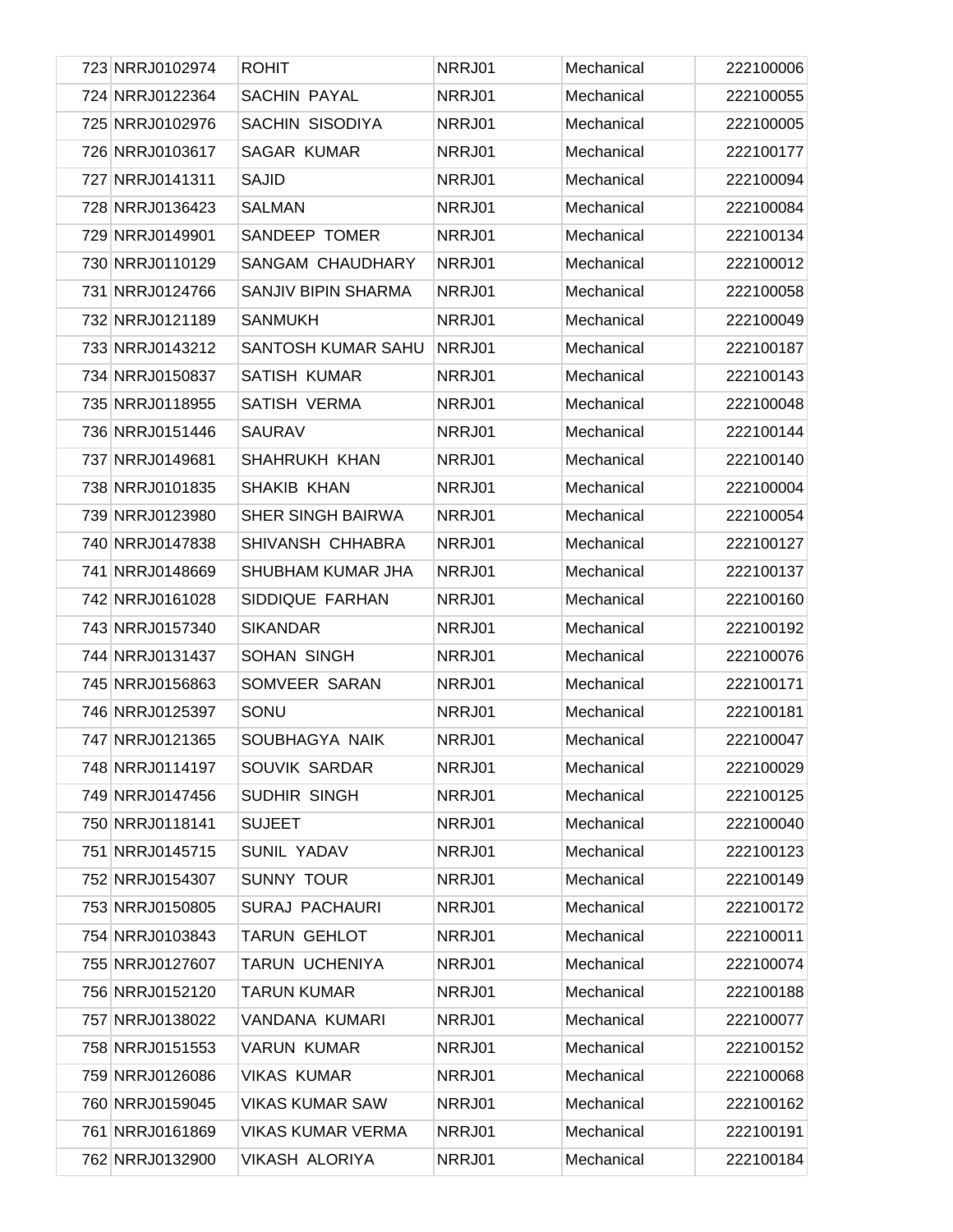| | | | | | |
|---|---|---|---|---|---|
| 723 | NRRJ0102974 | ROHIT | NRRJ01 | Mechanical | 222100006 |
| 724 | NRRJ0122364 | SACHIN PAYAL | NRRJ01 | Mechanical | 222100055 |
| 725 | NRRJ0102976 | SACHIN SISODIYA | NRRJ01 | Mechanical | 222100005 |
| 726 | NRRJ0103617 | SAGAR KUMAR | NRRJ01 | Mechanical | 222100177 |
| 727 | NRRJ0141311 | SAJID | NRRJ01 | Mechanical | 222100094 |
| 728 | NRRJ0136423 | SALMAN | NRRJ01 | Mechanical | 222100084 |
| 729 | NRRJ0149901 | SANDEEP TOMER | NRRJ01 | Mechanical | 222100134 |
| 730 | NRRJ0110129 | SANGAM CHAUDHARY | NRRJ01 | Mechanical | 222100012 |
| 731 | NRRJ0124766 | SANJIV BIPIN SHARMA | NRRJ01 | Mechanical | 222100058 |
| 732 | NRRJ0121189 | SANMUKH | NRRJ01 | Mechanical | 222100049 |
| 733 | NRRJ0143212 | SANTOSH KUMAR SAHU | NRRJ01 | Mechanical | 222100187 |
| 734 | NRRJ0150837 | SATISH KUMAR | NRRJ01 | Mechanical | 222100143 |
| 735 | NRRJ0118955 | SATISH VERMA | NRRJ01 | Mechanical | 222100048 |
| 736 | NRRJ0151446 | SAURAV | NRRJ01 | Mechanical | 222100144 |
| 737 | NRRJ0149681 | SHAHRUKH KHAN | NRRJ01 | Mechanical | 222100140 |
| 738 | NRRJ0101835 | SHAKIB KHAN | NRRJ01 | Mechanical | 222100004 |
| 739 | NRRJ0123980 | SHER SINGH BAIRWA | NRRJ01 | Mechanical | 222100054 |
| 740 | NRRJ0147838 | SHIVANSH CHHABRA | NRRJ01 | Mechanical | 222100127 |
| 741 | NRRJ0148669 | SHUBHAM KUMAR JHA | NRRJ01 | Mechanical | 222100137 |
| 742 | NRRJ0161028 | SIDDIQUE FARHAN | NRRJ01 | Mechanical | 222100160 |
| 743 | NRRJ0157340 | SIKANDAR | NRRJ01 | Mechanical | 222100192 |
| 744 | NRRJ0131437 | SOHAN SINGH | NRRJ01 | Mechanical | 222100076 |
| 745 | NRRJ0156863 | SOMVEER SARAN | NRRJ01 | Mechanical | 222100171 |
| 746 | NRRJ0125397 | SONU | NRRJ01 | Mechanical | 222100181 |
| 747 | NRRJ0121365 | SOUBHAGYA NAIK | NRRJ01 | Mechanical | 222100047 |
| 748 | NRRJ0114197 | SOUVIK SARDAR | NRRJ01 | Mechanical | 222100029 |
| 749 | NRRJ0147456 | SUDHIR SINGH | NRRJ01 | Mechanical | 222100125 |
| 750 | NRRJ0118141 | SUJEET | NRRJ01 | Mechanical | 222100040 |
| 751 | NRRJ0145715 | SUNIL YADAV | NRRJ01 | Mechanical | 222100123 |
| 752 | NRRJ0154307 | SUNNY TOUR | NRRJ01 | Mechanical | 222100149 |
| 753 | NRRJ0150805 | SURAJ PACHAURI | NRRJ01 | Mechanical | 222100172 |
| 754 | NRRJ0103843 | TARUN GEHLOT | NRRJ01 | Mechanical | 222100011 |
| 755 | NRRJ0127607 | TARUN UCHENIYA | NRRJ01 | Mechanical | 222100074 |
| 756 | NRRJ0152120 | TARUN KUMAR | NRRJ01 | Mechanical | 222100188 |
| 757 | NRRJ0138022 | VANDANA KUMARI | NRRJ01 | Mechanical | 222100077 |
| 758 | NRRJ0151553 | VARUN KUMAR | NRRJ01 | Mechanical | 222100152 |
| 759 | NRRJ0126086 | VIKAS KUMAR | NRRJ01 | Mechanical | 222100068 |
| 760 | NRRJ0159045 | VIKAS KUMAR SAW | NRRJ01 | Mechanical | 222100162 |
| 761 | NRRJ0161869 | VIKAS KUMAR VERMA | NRRJ01 | Mechanical | 222100191 |
| 762 | NRRJ0132900 | VIKASH ALORIYA | NRRJ01 | Mechanical | 222100184 |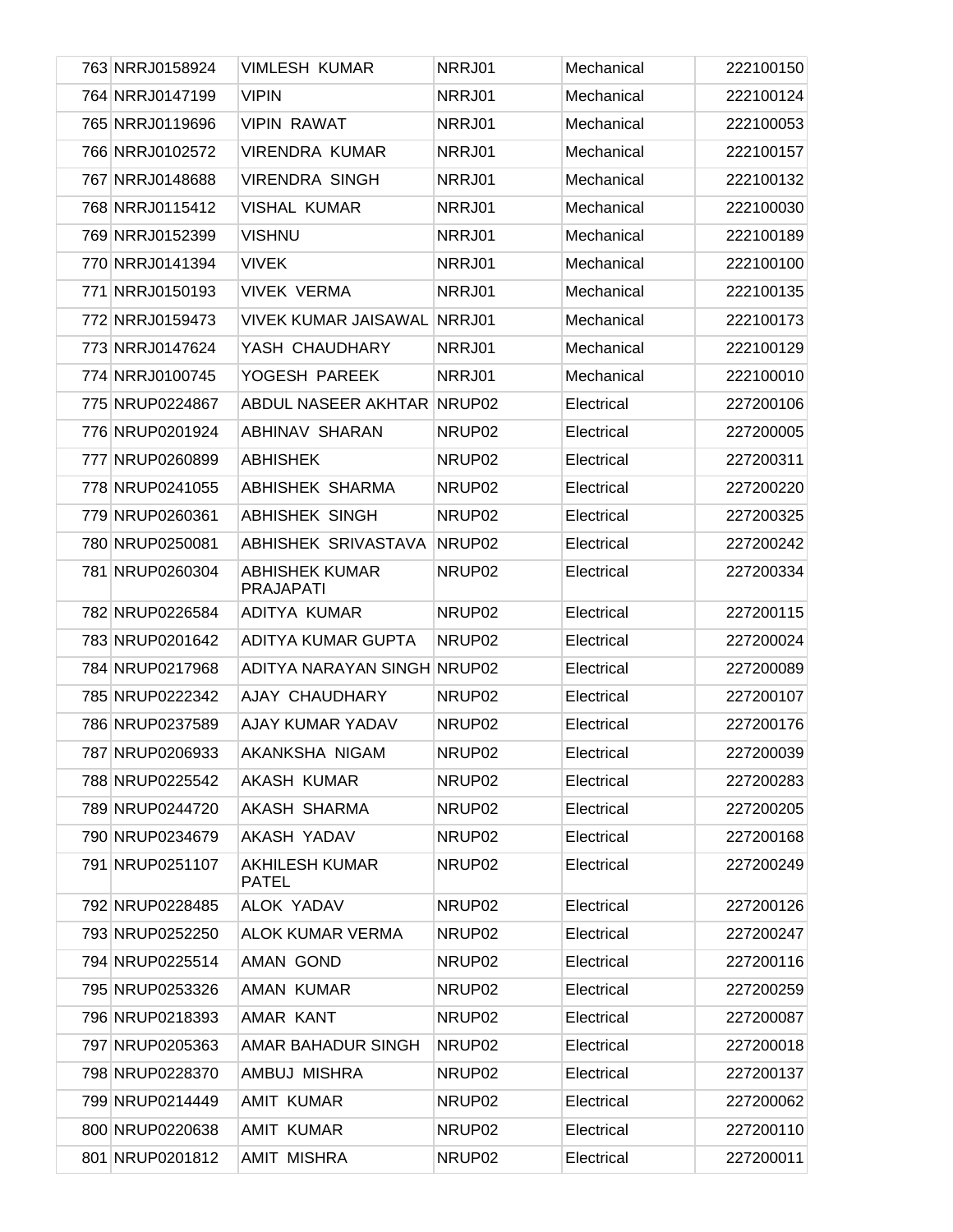| | | | | | |
|---|---|---|---|---|---|
| 763 | NRRJ0158924 | VIMLESH KUMAR | NRRJ01 | Mechanical | 222100150 |
| 764 | NRRJ0147199 | VIPIN | NRRJ01 | Mechanical | 222100124 |
| 765 | NRRJ0119696 | VIPIN RAWAT | NRRJ01 | Mechanical | 222100053 |
| 766 | NRRJ0102572 | VIRENDRA KUMAR | NRRJ01 | Mechanical | 222100157 |
| 767 | NRRJ0148688 | VIRENDRA SINGH | NRRJ01 | Mechanical | 222100132 |
| 768 | NRRJ0115412 | VISHAL KUMAR | NRRJ01 | Mechanical | 222100030 |
| 769 | NRRJ0152399 | VISHNU | NRRJ01 | Mechanical | 222100189 |
| 770 | NRRJ0141394 | VIVEK | NRRJ01 | Mechanical | 222100100 |
| 771 | NRRJ0150193 | VIVEK VERMA | NRRJ01 | Mechanical | 222100135 |
| 772 | NRRJ0159473 | VIVEK KUMAR JAISAWAL | NRRJ01 | Mechanical | 222100173 |
| 773 | NRRJ0147624 | YASH CHAUDHARY | NRRJ01 | Mechanical | 222100129 |
| 774 | NRRJ0100745 | YOGESH PAREEK | NRRJ01 | Mechanical | 222100010 |
| 775 | NRUP0224867 | ABDUL NASEER AKHTAR | NRUP02 | Electrical | 227200106 |
| 776 | NRUP0201924 | ABHINAV SHARAN | NRUP02 | Electrical | 227200005 |
| 777 | NRUP0260899 | ABHISHEK | NRUP02 | Electrical | 227200311 |
| 778 | NRUP0241055 | ABHISHEK SHARMA | NRUP02 | Electrical | 227200220 |
| 779 | NRUP0260361 | ABHISHEK SINGH | NRUP02 | Electrical | 227200325 |
| 780 | NRUP0250081 | ABHISHEK SRIVASTAVA | NRUP02 | Electrical | 227200242 |
| 781 | NRUP0260304 | ABHISHEK KUMAR PRAJAPATI | NRUP02 | Electrical | 227200334 |
| 782 | NRUP0226584 | ADITYA KUMAR | NRUP02 | Electrical | 227200115 |
| 783 | NRUP0201642 | ADITYA KUMAR GUPTA | NRUP02 | Electrical | 227200024 |
| 784 | NRUP0217968 | ADITYA NARAYAN SINGH | NRUP02 | Electrical | 227200089 |
| 785 | NRUP0222342 | AJAY CHAUDHARY | NRUP02 | Electrical | 227200107 |
| 786 | NRUP0237589 | AJAY KUMAR YADAV | NRUP02 | Electrical | 227200176 |
| 787 | NRUP0206933 | AKANKSHA NIGAM | NRUP02 | Electrical | 227200039 |
| 788 | NRUP0225542 | AKASH KUMAR | NRUP02 | Electrical | 227200283 |
| 789 | NRUP0244720 | AKASH SHARMA | NRUP02 | Electrical | 227200205 |
| 790 | NRUP0234679 | AKASH YADAV | NRUP02 | Electrical | 227200168 |
| 791 | NRUP0251107 | AKHILESH KUMAR PATEL | NRUP02 | Electrical | 227200249 |
| 792 | NRUP0228485 | ALOK YADAV | NRUP02 | Electrical | 227200126 |
| 793 | NRUP0252250 | ALOK KUMAR VERMA | NRUP02 | Electrical | 227200247 |
| 794 | NRUP0225514 | AMAN GOND | NRUP02 | Electrical | 227200116 |
| 795 | NRUP0253326 | AMAN KUMAR | NRUP02 | Electrical | 227200259 |
| 796 | NRUP0218393 | AMAR KANT | NRUP02 | Electrical | 227200087 |
| 797 | NRUP0205363 | AMAR BAHADUR SINGH | NRUP02 | Electrical | 227200018 |
| 798 | NRUP0228370 | AMBUJ MISHRA | NRUP02 | Electrical | 227200137 |
| 799 | NRUP0214449 | AMIT KUMAR | NRUP02 | Electrical | 227200062 |
| 800 | NRUP0220638 | AMIT KUMAR | NRUP02 | Electrical | 227200110 |
| 801 | NRUP0201812 | AMIT MISHRA | NRUP02 | Electrical | 227200011 |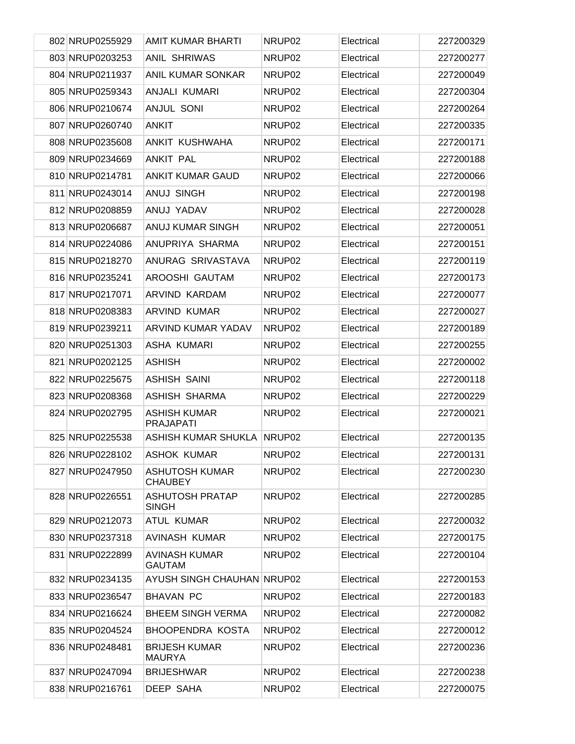| | | | | |
|---|---|---|---|---|
| 802 NRUP0255929 | AMIT KUMAR BHARTI | NRUP02 | Electrical | 227200329 |
| 803 NRUP0203253 | ANIL SHRIWAS | NRUP02 | Electrical | 227200277 |
| 804 NRUP0211937 | ANIL KUMAR SONKAR | NRUP02 | Electrical | 227200049 |
| 805 NRUP0259343 | ANJALI KUMARI | NRUP02 | Electrical | 227200304 |
| 806 NRUP0210674 | ANJUL SONI | NRUP02 | Electrical | 227200264 |
| 807 NRUP0260740 | ANKIT | NRUP02 | Electrical | 227200335 |
| 808 NRUP0235608 | ANKIT KUSHWAHA | NRUP02 | Electrical | 227200171 |
| 809 NRUP0234669 | ANKIT PAL | NRUP02 | Electrical | 227200188 |
| 810 NRUP0214781 | ANKIT KUMAR GAUD | NRUP02 | Electrical | 227200066 |
| 811 NRUP0243014 | ANUJ SINGH | NRUP02 | Electrical | 227200198 |
| 812 NRUP0208859 | ANUJ YADAV | NRUP02 | Electrical | 227200028 |
| 813 NRUP0206687 | ANUJ KUMAR SINGH | NRUP02 | Electrical | 227200051 |
| 814 NRUP0224086 | ANUPRIYA SHARMA | NRUP02 | Electrical | 227200151 |
| 815 NRUP0218270 | ANURAG SRIVASTAVA | NRUP02 | Electrical | 227200119 |
| 816 NRUP0235241 | AROOSHI GAUTAM | NRUP02 | Electrical | 227200173 |
| 817 NRUP0217071 | ARVIND KARDAM | NRUP02 | Electrical | 227200077 |
| 818 NRUP0208383 | ARVIND KUMAR | NRUP02 | Electrical | 227200027 |
| 819 NRUP0239211 | ARVIND KUMAR YADAV | NRUP02 | Electrical | 227200189 |
| 820 NRUP0251303 | ASHA KUMARI | NRUP02 | Electrical | 227200255 |
| 821 NRUP0202125 | ASHISH | NRUP02 | Electrical | 227200002 |
| 822 NRUP0225675 | ASHISH SAINI | NRUP02 | Electrical | 227200118 |
| 823 NRUP0208368 | ASHISH SHARMA | NRUP02 | Electrical | 227200229 |
| 824 NRUP0202795 | ASHISH KUMAR PRAJAPATI | NRUP02 | Electrical | 227200021 |
| 825 NRUP0225538 | ASHISH KUMAR SHUKLA | NRUP02 | Electrical | 227200135 |
| 826 NRUP0228102 | ASHOK KUMAR | NRUP02 | Electrical | 227200131 |
| 827 NRUP0247950 | ASHUTOSH KUMAR CHAUBEY | NRUP02 | Electrical | 227200230 |
| 828 NRUP0226551 | ASHUTOSH PRATAP SINGH | NRUP02 | Electrical | 227200285 |
| 829 NRUP0212073 | ATUL KUMAR | NRUP02 | Electrical | 227200032 |
| 830 NRUP0237318 | AVINASH KUMAR | NRUP02 | Electrical | 227200175 |
| 831 NRUP0222899 | AVINASH KUMAR GAUTAM | NRUP02 | Electrical | 227200104 |
| 832 NRUP0234135 | AYUSH SINGH CHAUHAN | NRUP02 | Electrical | 227200153 |
| 833 NRUP0236547 | BHAVAN PC | NRUP02 | Electrical | 227200183 |
| 834 NRUP0216624 | BHEEM SINGH VERMA | NRUP02 | Electrical | 227200082 |
| 835 NRUP0204524 | BHOOPENDRA KOSTA | NRUP02 | Electrical | 227200012 |
| 836 NRUP0248481 | BRIJESH KUMAR MAURYA | NRUP02 | Electrical | 227200236 |
| 837 NRUP0247094 | BRIJESHWAR | NRUP02 | Electrical | 227200238 |
| 838 NRUP0216761 | DEEP SAHA | NRUP02 | Electrical | 227200075 |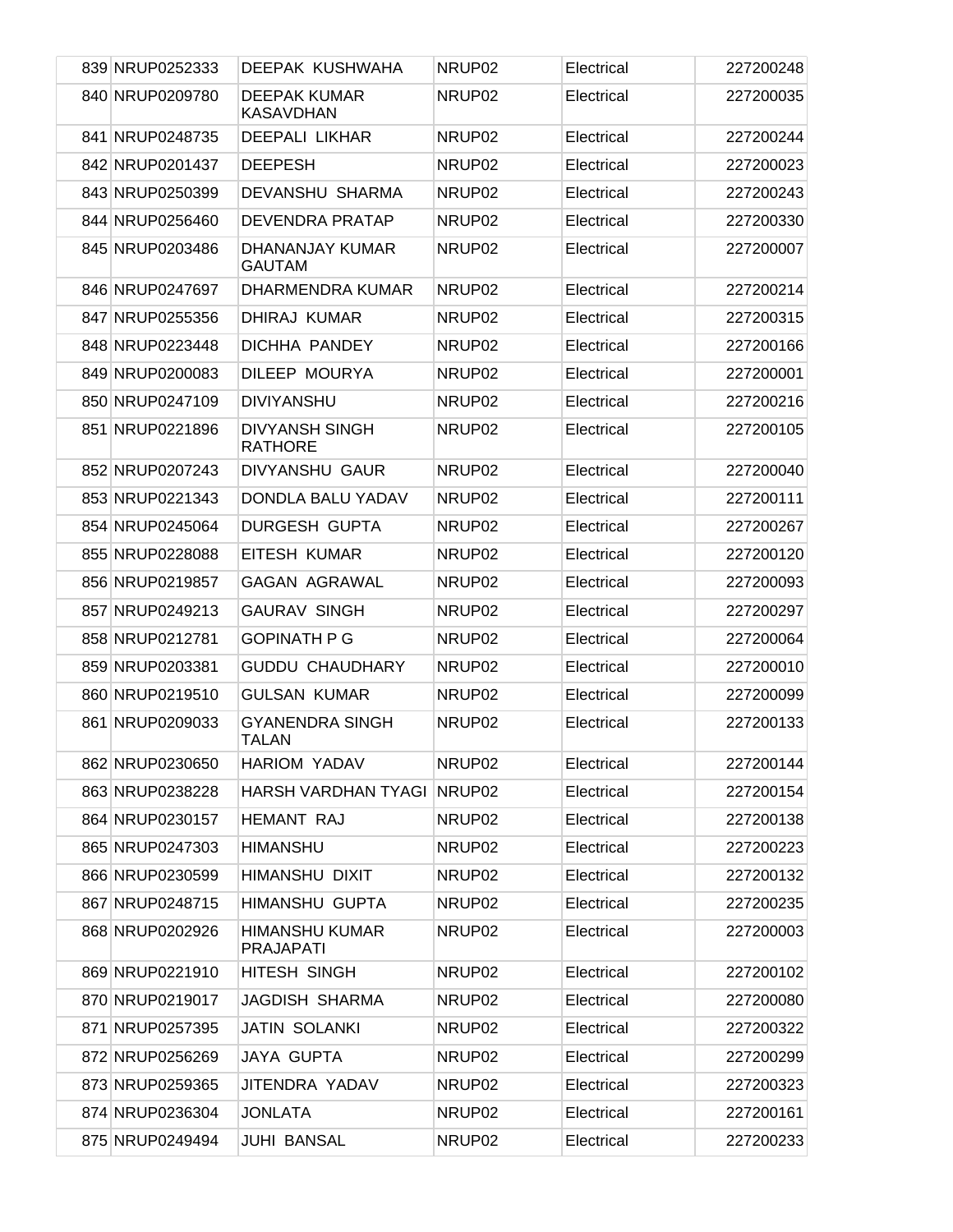| | | | | |
|---|---|---|---|---|
| 839 NRUP0252333 | DEEPAK KUSHWAHA | NRUP02 | Electrical | 227200248 |
| 840 NRUP0209780 | DEEPAK KUMAR KASAVDHAN | NRUP02 | Electrical | 227200035 |
| 841 NRUP0248735 | DEEPALI LIKHAR | NRUP02 | Electrical | 227200244 |
| 842 NRUP0201437 | DEEPESH | NRUP02 | Electrical | 227200023 |
| 843 NRUP0250399 | DEVANSHU SHARMA | NRUP02 | Electrical | 227200243 |
| 844 NRUP0256460 | DEVENDRA PRATAP | NRUP02 | Electrical | 227200330 |
| 845 NRUP0203486 | DHANANJAY KUMAR GAUTAM | NRUP02 | Electrical | 227200007 |
| 846 NRUP0247697 | DHARMENDRA KUMAR | NRUP02 | Electrical | 227200214 |
| 847 NRUP0255356 | DHIRAJ KUMAR | NRUP02 | Electrical | 227200315 |
| 848 NRUP0223448 | DICHHA PANDEY | NRUP02 | Electrical | 227200166 |
| 849 NRUP0200083 | DILEEP MOURYA | NRUP02 | Electrical | 227200001 |
| 850 NRUP0247109 | DIVIYANSHU | NRUP02 | Electrical | 227200216 |
| 851 NRUP0221896 | DIVYANSH SINGH RATHORE | NRUP02 | Electrical | 227200105 |
| 852 NRUP0207243 | DIVYANSHU GAUR | NRUP02 | Electrical | 227200040 |
| 853 NRUP0221343 | DONDLA BALU YADAV | NRUP02 | Electrical | 227200111 |
| 854 NRUP0245064 | DURGESH GUPTA | NRUP02 | Electrical | 227200267 |
| 855 NRUP0228088 | EITESH KUMAR | NRUP02 | Electrical | 227200120 |
| 856 NRUP0219857 | GAGAN AGRAWAL | NRUP02 | Electrical | 227200093 |
| 857 NRUP0249213 | GAURAV SINGH | NRUP02 | Electrical | 227200297 |
| 858 NRUP0212781 | GOPINATH P G | NRUP02 | Electrical | 227200064 |
| 859 NRUP0203381 | GUDDU CHAUDHARY | NRUP02 | Electrical | 227200010 |
| 860 NRUP0219510 | GULSAN KUMAR | NRUP02 | Electrical | 227200099 |
| 861 NRUP0209033 | GYANENDRA SINGH TALAN | NRUP02 | Electrical | 227200133 |
| 862 NRUP0230650 | HARIOM YADAV | NRUP02 | Electrical | 227200144 |
| 863 NRUP0238228 | HARSH VARDHAN TYAGI | NRUP02 | Electrical | 227200154 |
| 864 NRUP0230157 | HEMANT RAJ | NRUP02 | Electrical | 227200138 |
| 865 NRUP0247303 | HIMANSHU | NRUP02 | Electrical | 227200223 |
| 866 NRUP0230599 | HIMANSHU DIXIT | NRUP02 | Electrical | 227200132 |
| 867 NRUP0248715 | HIMANSHU GUPTA | NRUP02 | Electrical | 227200235 |
| 868 NRUP0202926 | HIMANSHU KUMAR PRAJAPATI | NRUP02 | Electrical | 227200003 |
| 869 NRUP0221910 | HITESH SINGH | NRUP02 | Electrical | 227200102 |
| 870 NRUP0219017 | JAGDISH SHARMA | NRUP02 | Electrical | 227200080 |
| 871 NRUP0257395 | JATIN SOLANKI | NRUP02 | Electrical | 227200322 |
| 872 NRUP0256269 | JAYA GUPTA | NRUP02 | Electrical | 227200299 |
| 873 NRUP0259365 | JITENDRA YADAV | NRUP02 | Electrical | 227200323 |
| 874 NRUP0236304 | JONLATA | NRUP02 | Electrical | 227200161 |
| 875 NRUP0249494 | JUHI BANSAL | NRUP02 | Electrical | 227200233 |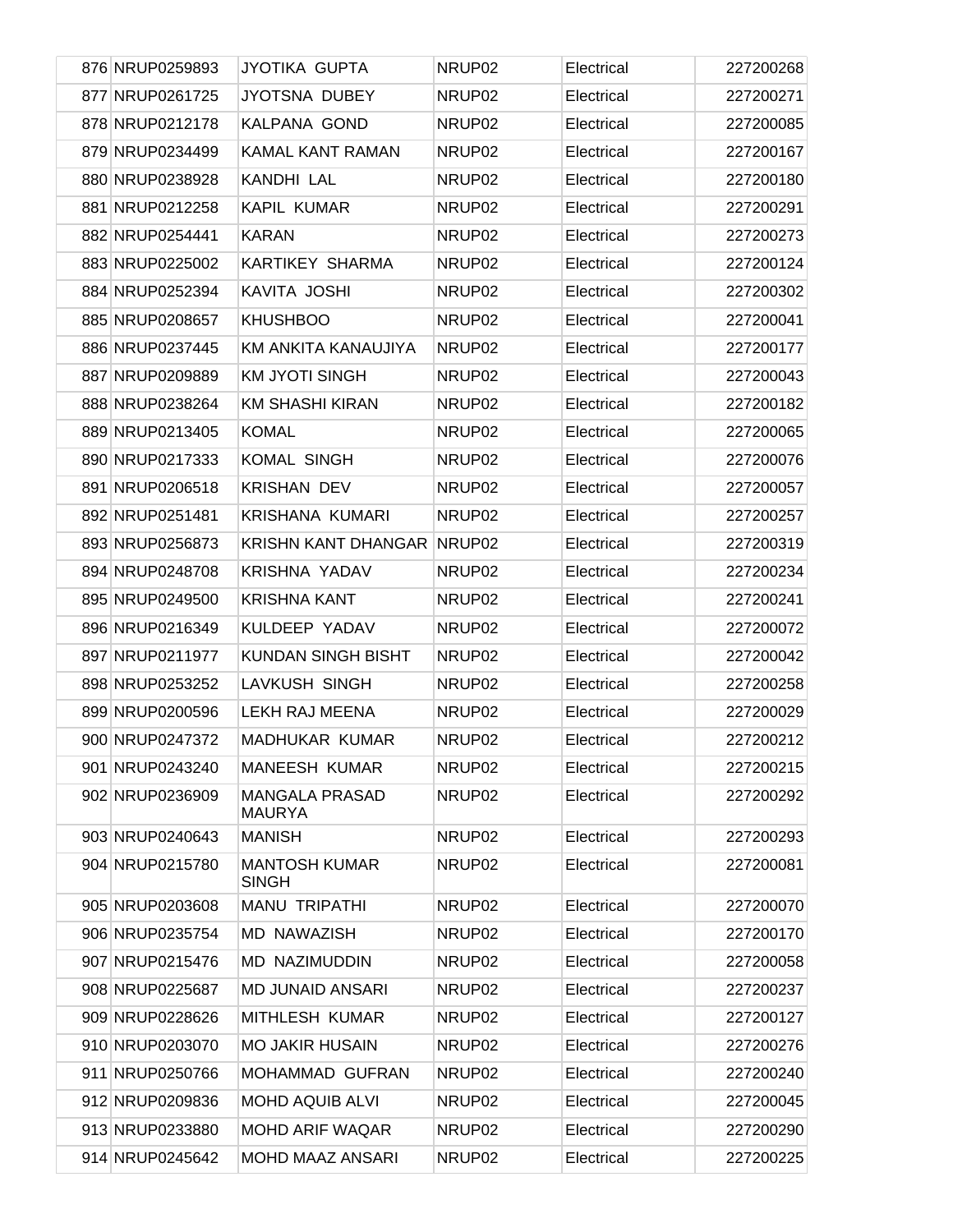| | | | | |
|---|---|---|---|---|
| 876 NRUP0259893 | JYOTIKA GUPTA | NRUP02 | Electrical | 227200268 |
| 877 NRUP0261725 | JYOTSNA DUBEY | NRUP02 | Electrical | 227200271 |
| 878 NRUP0212178 | KALPANA GOND | NRUP02 | Electrical | 227200085 |
| 879 NRUP0234499 | KAMAL KANT RAMAN | NRUP02 | Electrical | 227200167 |
| 880 NRUP0238928 | KANDHI LAL | NRUP02 | Electrical | 227200180 |
| 881 NRUP0212258 | KAPIL KUMAR | NRUP02 | Electrical | 227200291 |
| 882 NRUP0254441 | KARAN | NRUP02 | Electrical | 227200273 |
| 883 NRUP0225002 | KARTIKEY SHARMA | NRUP02 | Electrical | 227200124 |
| 884 NRUP0252394 | KAVITA JOSHI | NRUP02 | Electrical | 227200302 |
| 885 NRUP0208657 | KHUSHBOO | NRUP02 | Electrical | 227200041 |
| 886 NRUP0237445 | KM ANKITA KANAUJIYA | NRUP02 | Electrical | 227200177 |
| 887 NRUP0209889 | KM JYOTI SINGH | NRUP02 | Electrical | 227200043 |
| 888 NRUP0238264 | KM SHASHI KIRAN | NRUP02 | Electrical | 227200182 |
| 889 NRUP0213405 | KOMAL | NRUP02 | Electrical | 227200065 |
| 890 NRUP0217333 | KOMAL SINGH | NRUP02 | Electrical | 227200076 |
| 891 NRUP0206518 | KRISHAN DEV | NRUP02 | Electrical | 227200057 |
| 892 NRUP0251481 | KRISHANA KUMARI | NRUP02 | Electrical | 227200257 |
| 893 NRUP0256873 | KRISHN KANT DHANGAR | NRUP02 | Electrical | 227200319 |
| 894 NRUP0248708 | KRISHNA YADAV | NRUP02 | Electrical | 227200234 |
| 895 NRUP0249500 | KRISHNA KANT | NRUP02 | Electrical | 227200241 |
| 896 NRUP0216349 | KULDEEP YADAV | NRUP02 | Electrical | 227200072 |
| 897 NRUP0211977 | KUNDAN SINGH BISHT | NRUP02 | Electrical | 227200042 |
| 898 NRUP0253252 | LAVKUSH SINGH | NRUP02 | Electrical | 227200258 |
| 899 NRUP0200596 | LEKH RAJ MEENA | NRUP02 | Electrical | 227200029 |
| 900 NRUP0247372 | MADHUKAR KUMAR | NRUP02 | Electrical | 227200212 |
| 901 NRUP0243240 | MANEESH KUMAR | NRUP02 | Electrical | 227200215 |
| 902 NRUP0236909 | MANGALA PRASAD MAURYA | NRUP02 | Electrical | 227200292 |
| 903 NRUP0240643 | MANISH | NRUP02 | Electrical | 227200293 |
| 904 NRUP0215780 | MANTOSH KUMAR SINGH | NRUP02 | Electrical | 227200081 |
| 905 NRUP0203608 | MANU TRIPATHI | NRUP02 | Electrical | 227200070 |
| 906 NRUP0235754 | MD NAWAZISH | NRUP02 | Electrical | 227200170 |
| 907 NRUP0215476 | MD NAZIMUDDIN | NRUP02 | Electrical | 227200058 |
| 908 NRUP0225687 | MD JUNAID ANSARI | NRUP02 | Electrical | 227200237 |
| 909 NRUP0228626 | MITHLESH KUMAR | NRUP02 | Electrical | 227200127 |
| 910 NRUP0203070 | MO JAKIR HUSAIN | NRUP02 | Electrical | 227200276 |
| 911 NRUP0250766 | MOHAMMAD GUFRAN | NRUP02 | Electrical | 227200240 |
| 912 NRUP0209836 | MOHD AQUIB ALVI | NRUP02 | Electrical | 227200045 |
| 913 NRUP0233880 | MOHD ARIF WAQAR | NRUP02 | Electrical | 227200290 |
| 914 NRUP0245642 | MOHD MAAZ ANSARI | NRUP02 | Electrical | 227200225 |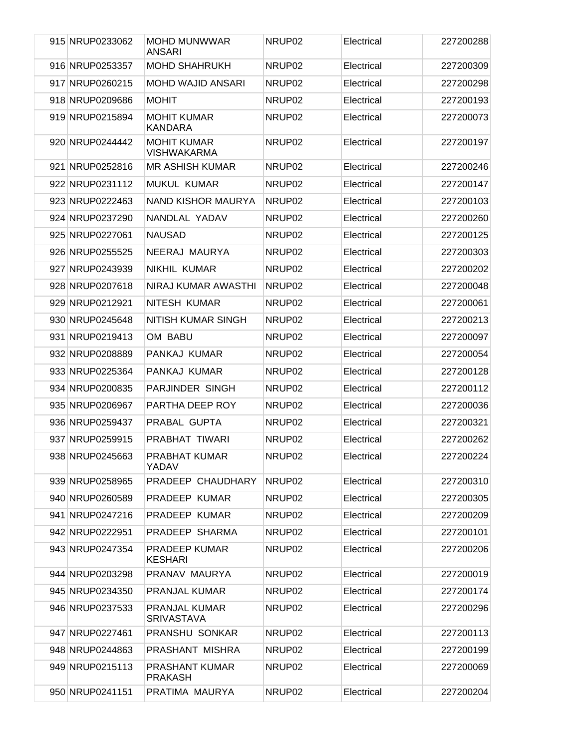| | | | | | |
|---|---|---|---|---|---|
| 915 | NRUP0233062 | MOHD MUNWWAR ANSARI | NRUP02 | Electrical | 227200288 |
| 916 | NRUP0253357 | MOHD SHAHRUKH | NRUP02 | Electrical | 227200309 |
| 917 | NRUP0260215 | MOHD WAJID ANSARI | NRUP02 | Electrical | 227200298 |
| 918 | NRUP0209686 | MOHIT | NRUP02 | Electrical | 227200193 |
| 919 | NRUP0215894 | MOHIT KUMAR KANDARA | NRUP02 | Electrical | 227200073 |
| 920 | NRUP0244442 | MOHIT KUMAR VISHWAKARMA | NRUP02 | Electrical | 227200197 |
| 921 | NRUP0252816 | MR ASHISH KUMAR | NRUP02 | Electrical | 227200246 |
| 922 | NRUP0231112 | MUKUL KUMAR | NRUP02 | Electrical | 227200147 |
| 923 | NRUP0222463 | NAND KISHOR MAURYA | NRUP02 | Electrical | 227200103 |
| 924 | NRUP0237290 | NANDLAL YADAV | NRUP02 | Electrical | 227200260 |
| 925 | NRUP0227061 | NAUSAD | NRUP02 | Electrical | 227200125 |
| 926 | NRUP0255525 | NEERAJ MAURYA | NRUP02 | Electrical | 227200303 |
| 927 | NRUP0243939 | NIKHIL KUMAR | NRUP02 | Electrical | 227200202 |
| 928 | NRUP0207618 | NIRAJ KUMAR AWASTHI | NRUP02 | Electrical | 227200048 |
| 929 | NRUP0212921 | NITESH KUMAR | NRUP02 | Electrical | 227200061 |
| 930 | NRUP0245648 | NITISH KUMAR SINGH | NRUP02 | Electrical | 227200213 |
| 931 | NRUP0219413 | OM BABU | NRUP02 | Electrical | 227200097 |
| 932 | NRUP0208889 | PANKAJ KUMAR | NRUP02 | Electrical | 227200054 |
| 933 | NRUP0225364 | PANKAJ KUMAR | NRUP02 | Electrical | 227200128 |
| 934 | NRUP0200835 | PARJINDER SINGH | NRUP02 | Electrical | 227200112 |
| 935 | NRUP0206967 | PARTHA DEEP ROY | NRUP02 | Electrical | 227200036 |
| 936 | NRUP0259437 | PRABAL GUPTA | NRUP02 | Electrical | 227200321 |
| 937 | NRUP0259915 | PRABHAT TIWARI | NRUP02 | Electrical | 227200262 |
| 938 | NRUP0245663 | PRABHAT KUMAR YADAV | NRUP02 | Electrical | 227200224 |
| 939 | NRUP0258965 | PRADEEP CHAUDHARY | NRUP02 | Electrical | 227200310 |
| 940 | NRUP0260589 | PRADEEP KUMAR | NRUP02 | Electrical | 227200305 |
| 941 | NRUP0247216 | PRADEEP KUMAR | NRUP02 | Electrical | 227200209 |
| 942 | NRUP0222951 | PRADEEP SHARMA | NRUP02 | Electrical | 227200101 |
| 943 | NRUP0247354 | PRADEEP KUMAR KESHARI | NRUP02 | Electrical | 227200206 |
| 944 | NRUP0203298 | PRANAV MAURYA | NRUP02 | Electrical | 227200019 |
| 945 | NRUP0234350 | PRANJAL KUMAR | NRUP02 | Electrical | 227200174 |
| 946 | NRUP0237533 | PRANJAL KUMAR SRIVASTAVA | NRUP02 | Electrical | 227200296 |
| 947 | NRUP0227461 | PRANSHU SONKAR | NRUP02 | Electrical | 227200113 |
| 948 | NRUP0244863 | PRASHANT MISHRA | NRUP02 | Electrical | 227200199 |
| 949 | NRUP0215113 | PRASHANT KUMAR PRAKASH | NRUP02 | Electrical | 227200069 |
| 950 | NRUP0241151 | PRATIMA MAURYA | NRUP02 | Electrical | 227200204 |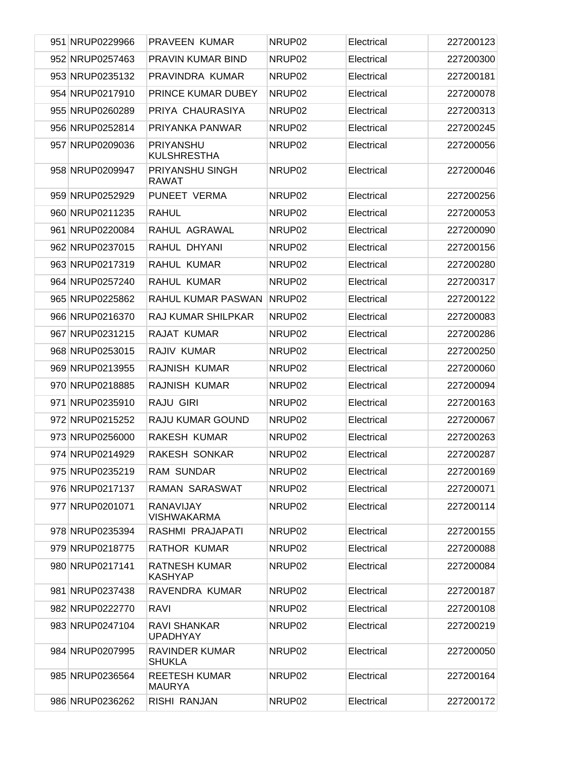| | | | | | |
|---|---|---|---|---|---|
| 951 | NRUP0229966 | PRAVEEN KUMAR | NRUP02 | Electrical | 227200123 |
| 952 | NRUP0257463 | PRAVIN KUMAR BIND | NRUP02 | Electrical | 227200300 |
| 953 | NRUP0235132 | PRAVINDRA KUMAR | NRUP02 | Electrical | 227200181 |
| 954 | NRUP0217910 | PRINCE KUMAR DUBEY | NRUP02 | Electrical | 227200078 |
| 955 | NRUP0260289 | PRIYA CHAURASIYA | NRUP02 | Electrical | 227200313 |
| 956 | NRUP0252814 | PRIYANKA PANWAR | NRUP02 | Electrical | 227200245 |
| 957 | NRUP0209036 | PRIYANSHU KULSHRESTHA | NRUP02 | Electrical | 227200056 |
| 958 | NRUP0209947 | PRIYANSHU SINGH RAWAT | NRUP02 | Electrical | 227200046 |
| 959 | NRUP0252929 | PUNEET VERMA | NRUP02 | Electrical | 227200256 |
| 960 | NRUP0211235 | RAHUL | NRUP02 | Electrical | 227200053 |
| 961 | NRUP0220084 | RAHUL AGRAWAL | NRUP02 | Electrical | 227200090 |
| 962 | NRUP0237015 | RAHUL DHYANI | NRUP02 | Electrical | 227200156 |
| 963 | NRUP0217319 | RAHUL KUMAR | NRUP02 | Electrical | 227200280 |
| 964 | NRUP0257240 | RAHUL KUMAR | NRUP02 | Electrical | 227200317 |
| 965 | NRUP0225862 | RAHUL KUMAR PASWAN | NRUP02 | Electrical | 227200122 |
| 966 | NRUP0216370 | RAJ KUMAR SHILPKAR | NRUP02 | Electrical | 227200083 |
| 967 | NRUP0231215 | RAJAT KUMAR | NRUP02 | Electrical | 227200286 |
| 968 | NRUP0253015 | RAJIV KUMAR | NRUP02 | Electrical | 227200250 |
| 969 | NRUP0213955 | RAJNISH KUMAR | NRUP02 | Electrical | 227200060 |
| 970 | NRUP0218885 | RAJNISH KUMAR | NRUP02 | Electrical | 227200094 |
| 971 | NRUP0235910 | RAJU GIRI | NRUP02 | Electrical | 227200163 |
| 972 | NRUP0215252 | RAJU KUMAR GOUND | NRUP02 | Electrical | 227200067 |
| 973 | NRUP0256000 | RAKESH KUMAR | NRUP02 | Electrical | 227200263 |
| 974 | NRUP0214929 | RAKESH SONKAR | NRUP02 | Electrical | 227200287 |
| 975 | NRUP0235219 | RAM SUNDAR | NRUP02 | Electrical | 227200169 |
| 976 | NRUP0217137 | RAMAN SARASWAT | NRUP02 | Electrical | 227200071 |
| 977 | NRUP0201071 | RANAVIJAY VISHWAKARMA | NRUP02 | Electrical | 227200114 |
| 978 | NRUP0235394 | RASHMI PRAJAPATI | NRUP02 | Electrical | 227200155 |
| 979 | NRUP0218775 | RATHOR KUMAR | NRUP02 | Electrical | 227200088 |
| 980 | NRUP0217141 | RATNESH KUMAR KASHYAP | NRUP02 | Electrical | 227200084 |
| 981 | NRUP0237438 | RAVENDRA KUMAR | NRUP02 | Electrical | 227200187 |
| 982 | NRUP0222770 | RAVI | NRUP02 | Electrical | 227200108 |
| 983 | NRUP0247104 | RAVI SHANKAR UPADHYAY | NRUP02 | Electrical | 227200219 |
| 984 | NRUP0207995 | RAVINDER KUMAR SHUKLA | NRUP02 | Electrical | 227200050 |
| 985 | NRUP0236564 | REETESH KUMAR MAURYA | NRUP02 | Electrical | 227200164 |
| 986 | NRUP0236262 | RISHI RANJAN | NRUP02 | Electrical | 227200172 |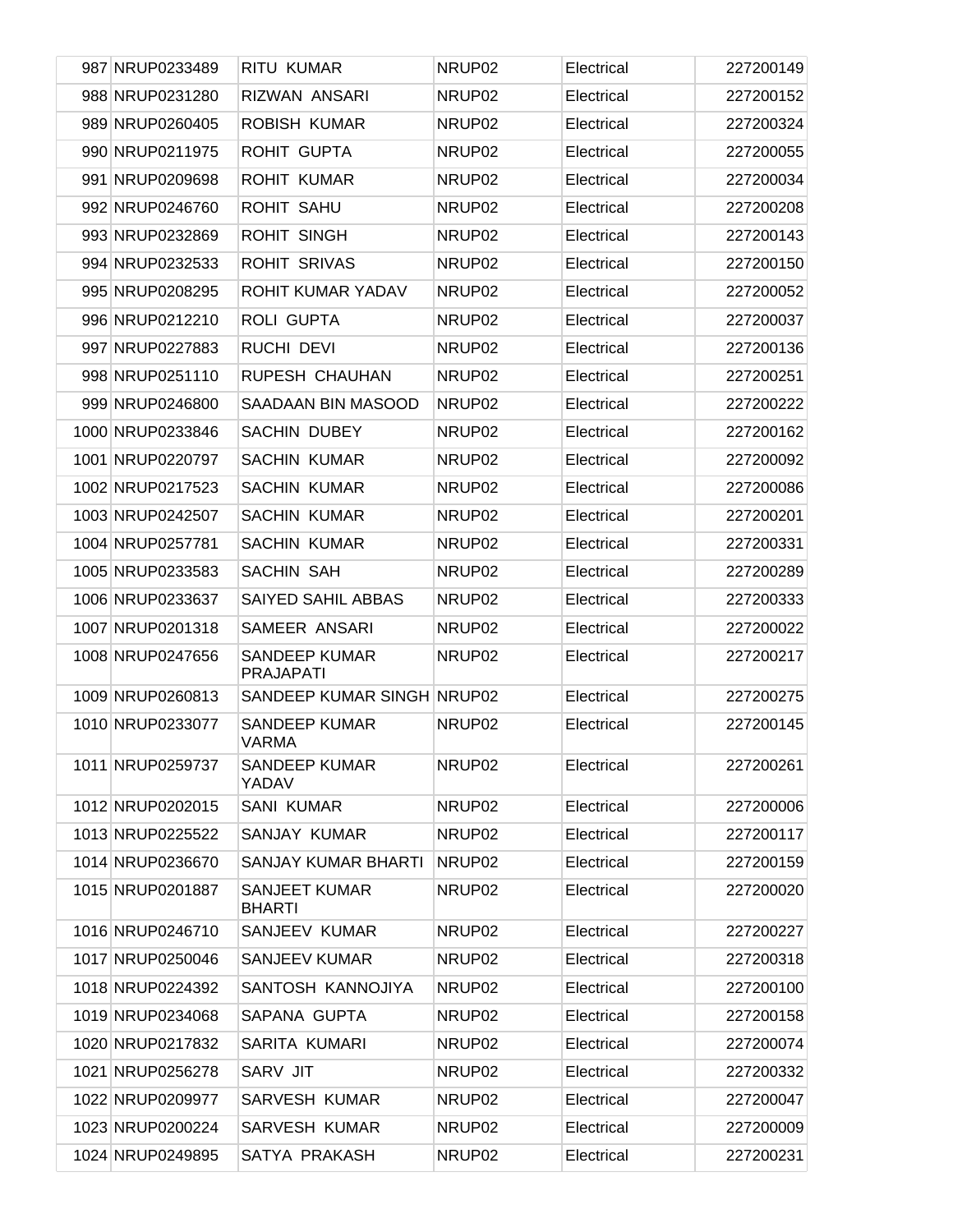| | | | | | |
|---|---|---|---|---|---|
| 987 | NRUP0233489 | RITU KUMAR | NRUP02 | Electrical | 227200149 |
| 988 | NRUP0231280 | RIZWAN ANSARI | NRUP02 | Electrical | 227200152 |
| 989 | NRUP0260405 | ROBISH KUMAR | NRUP02 | Electrical | 227200324 |
| 990 | NRUP0211975 | ROHIT GUPTA | NRUP02 | Electrical | 227200055 |
| 991 | NRUP0209698 | ROHIT KUMAR | NRUP02 | Electrical | 227200034 |
| 992 | NRUP0246760 | ROHIT SAHU | NRUP02 | Electrical | 227200208 |
| 993 | NRUP0232869 | ROHIT SINGH | NRUP02 | Electrical | 227200143 |
| 994 | NRUP0232533 | ROHIT SRIVAS | NRUP02 | Electrical | 227200150 |
| 995 | NRUP0208295 | ROHIT KUMAR YADAV | NRUP02 | Electrical | 227200052 |
| 996 | NRUP0212210 | ROLI GUPTA | NRUP02 | Electrical | 227200037 |
| 997 | NRUP0227883 | RUCHI DEVI | NRUP02 | Electrical | 227200136 |
| 998 | NRUP0251110 | RUPESH CHAUHAN | NRUP02 | Electrical | 227200251 |
| 999 | NRUP0246800 | SAADAAN BIN MASOOD | NRUP02 | Electrical | 227200222 |
| 1000 | NRUP0233846 | SACHIN DUBEY | NRUP02 | Electrical | 227200162 |
| 1001 | NRUP0220797 | SACHIN KUMAR | NRUP02 | Electrical | 227200092 |
| 1002 | NRUP0217523 | SACHIN KUMAR | NRUP02 | Electrical | 227200086 |
| 1003 | NRUP0242507 | SACHIN KUMAR | NRUP02 | Electrical | 227200201 |
| 1004 | NRUP0257781 | SACHIN KUMAR | NRUP02 | Electrical | 227200331 |
| 1005 | NRUP0233583 | SACHIN SAH | NRUP02 | Electrical | 227200289 |
| 1006 | NRUP0233637 | SAIYED SAHIL ABBAS | NRUP02 | Electrical | 227200333 |
| 1007 | NRUP0201318 | SAMEER ANSARI | NRUP02 | Electrical | 227200022 |
| 1008 | NRUP0247656 | SANDEEP KUMAR PRAJAPATI | NRUP02 | Electrical | 227200217 |
| 1009 | NRUP0260813 | SANDEEP KUMAR SINGH | NRUP02 | Electrical | 227200275 |
| 1010 | NRUP0233077 | SANDEEP KUMAR VARMA | NRUP02 | Electrical | 227200145 |
| 1011 | NRUP0259737 | SANDEEP KUMAR YADAV | NRUP02 | Electrical | 227200261 |
| 1012 | NRUP0202015 | SANI KUMAR | NRUP02 | Electrical | 227200006 |
| 1013 | NRUP0225522 | SANJAY KUMAR | NRUP02 | Electrical | 227200117 |
| 1014 | NRUP0236670 | SANJAY KUMAR BHARTI | NRUP02 | Electrical | 227200159 |
| 1015 | NRUP0201887 | SANJEET KUMAR BHARTI | NRUP02 | Electrical | 227200020 |
| 1016 | NRUP0246710 | SANJEEV KUMAR | NRUP02 | Electrical | 227200227 |
| 1017 | NRUP0250046 | SANJEEV KUMAR | NRUP02 | Electrical | 227200318 |
| 1018 | NRUP0224392 | SANTOSH KANNOJIYA | NRUP02 | Electrical | 227200100 |
| 1019 | NRUP0234068 | SAPANA GUPTA | NRUP02 | Electrical | 227200158 |
| 1020 | NRUP0217832 | SARITA KUMARI | NRUP02 | Electrical | 227200074 |
| 1021 | NRUP0256278 | SARV JIT | NRUP02 | Electrical | 227200332 |
| 1022 | NRUP0209977 | SARVESH KUMAR | NRUP02 | Electrical | 227200047 |
| 1023 | NRUP0200224 | SARVESH KUMAR | NRUP02 | Electrical | 227200009 |
| 1024 | NRUP0249895 | SATYA PRAKASH | NRUP02 | Electrical | 227200231 |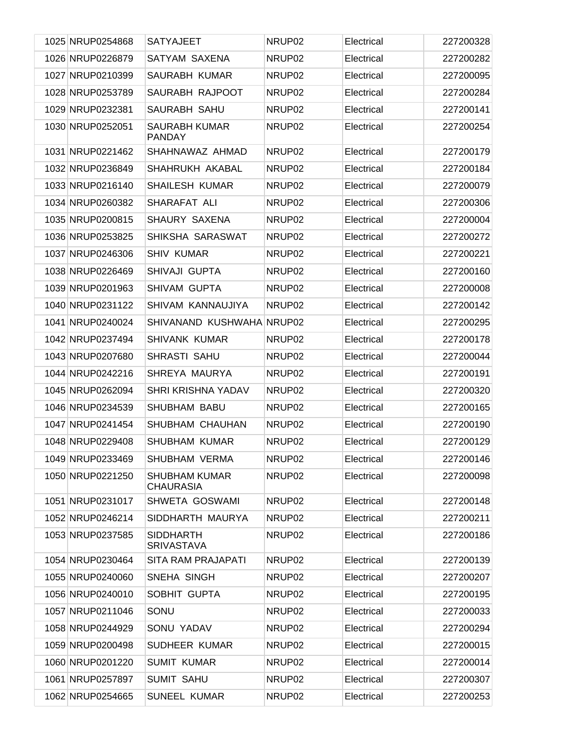| | | | | | |
|---|---|---|---|---|---|
| 1025 | NRUP0254868 | SATYAJEET | NRUP02 | Electrical | 227200328 |
| 1026 | NRUP0226879 | SATYAM SAXENA | NRUP02 | Electrical | 227200282 |
| 1027 | NRUP0210399 | SAURABH KUMAR | NRUP02 | Electrical | 227200095 |
| 1028 | NRUP0253789 | SAURABH RAJPOOT | NRUP02 | Electrical | 227200284 |
| 1029 | NRUP0232381 | SAURABH SAHU | NRUP02 | Electrical | 227200141 |
| 1030 | NRUP0252051 | SAURABH KUMAR PANDAY | NRUP02 | Electrical | 227200254 |
| 1031 | NRUP0221462 | SHAHNAWAZ AHMAD | NRUP02 | Electrical | 227200179 |
| 1032 | NRUP0236849 | SHAHRUKH AKABAL | NRUP02 | Electrical | 227200184 |
| 1033 | NRUP0216140 | SHAILESH KUMAR | NRUP02 | Electrical | 227200079 |
| 1034 | NRUP0260382 | SHARAFAT ALI | NRUP02 | Electrical | 227200306 |
| 1035 | NRUP0200815 | SHAURY SAXENA | NRUP02 | Electrical | 227200004 |
| 1036 | NRUP0253825 | SHIKSHA SARASWAT | NRUP02 | Electrical | 227200272 |
| 1037 | NRUP0246306 | SHIV KUMAR | NRUP02 | Electrical | 227200221 |
| 1038 | NRUP0226469 | SHIVAJI GUPTA | NRUP02 | Electrical | 227200160 |
| 1039 | NRUP0201963 | SHIVAM GUPTA | NRUP02 | Electrical | 227200008 |
| 1040 | NRUP0231122 | SHIVAM KANNAUJIYA | NRUP02 | Electrical | 227200142 |
| 1041 | NRUP0240024 | SHIVANAND KUSHWAHA | NRUP02 | Electrical | 227200295 |
| 1042 | NRUP0237494 | SHIVANK KUMAR | NRUP02 | Electrical | 227200178 |
| 1043 | NRUP0207680 | SHRASTI SAHU | NRUP02 | Electrical | 227200044 |
| 1044 | NRUP0242216 | SHREYA MAURYA | NRUP02 | Electrical | 227200191 |
| 1045 | NRUP0262094 | SHRI KRISHNA YADAV | NRUP02 | Electrical | 227200320 |
| 1046 | NRUP0234539 | SHUBHAM BABU | NRUP02 | Electrical | 227200165 |
| 1047 | NRUP0241454 | SHUBHAM CHAUHAN | NRUP02 | Electrical | 227200190 |
| 1048 | NRUP0229408 | SHUBHAM KUMAR | NRUP02 | Electrical | 227200129 |
| 1049 | NRUP0233469 | SHUBHAM VERMA | NRUP02 | Electrical | 227200146 |
| 1050 | NRUP0221250 | SHUBHAM KUMAR CHAURASIA | NRUP02 | Electrical | 227200098 |
| 1051 | NRUP0231017 | SHWETA GOSWAMI | NRUP02 | Electrical | 227200148 |
| 1052 | NRUP0246214 | SIDDHARTH MAURYA | NRUP02 | Electrical | 227200211 |
| 1053 | NRUP0237585 | SIDDHARTH SRIVASTAVA | NRUP02 | Electrical | 227200186 |
| 1054 | NRUP0230464 | SITA RAM PRAJAPATI | NRUP02 | Electrical | 227200139 |
| 1055 | NRUP0240060 | SNEHA SINGH | NRUP02 | Electrical | 227200207 |
| 1056 | NRUP0240010 | SOBHIT GUPTA | NRUP02 | Electrical | 227200195 |
| 1057 | NRUP0211046 | SONU | NRUP02 | Electrical | 227200033 |
| 1058 | NRUP0244929 | SONU YADAV | NRUP02 | Electrical | 227200294 |
| 1059 | NRUP0200498 | SUDHEER KUMAR | NRUP02 | Electrical | 227200015 |
| 1060 | NRUP0201220 | SUMIT KUMAR | NRUP02 | Electrical | 227200014 |
| 1061 | NRUP0257897 | SUMIT SAHU | NRUP02 | Electrical | 227200307 |
| 1062 | NRUP0254665 | SUNEEL KUMAR | NRUP02 | Electrical | 227200253 |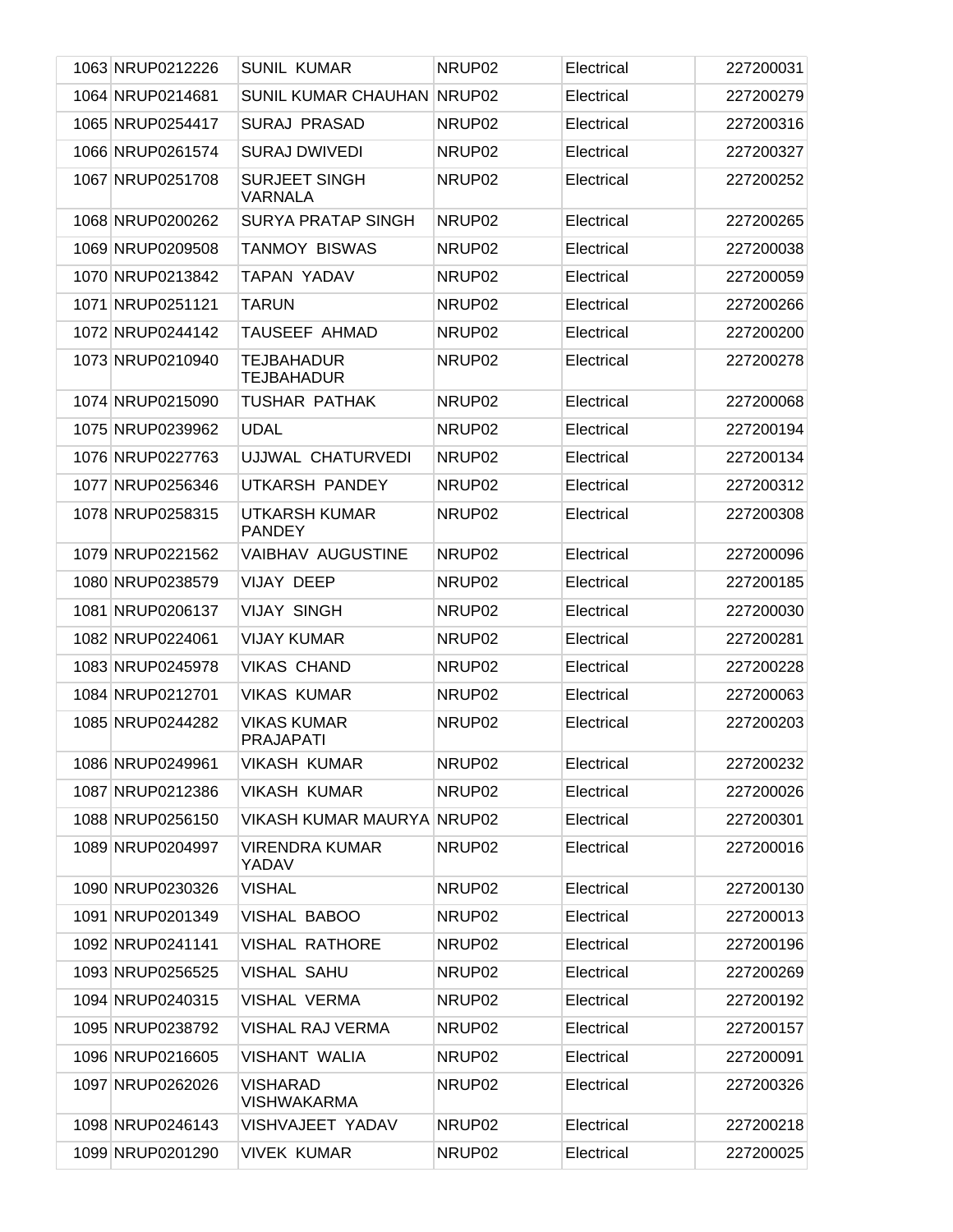| | | | | | |
|---|---|---|---|---|---|
| 1063 | NRUP0212226 | SUNIL KUMAR | NRUP02 | Electrical | 227200031 |
| 1064 | NRUP0214681 | SUNIL KUMAR CHAUHAN | NRUP02 | Electrical | 227200279 |
| 1065 | NRUP0254417 | SURAJ PRASAD | NRUP02 | Electrical | 227200316 |
| 1066 | NRUP0261574 | SURAJ DWIVEDI | NRUP02 | Electrical | 227200327 |
| 1067 | NRUP0251708 | SURJEET SINGH VARNALA | NRUP02 | Electrical | 227200252 |
| 1068 | NRUP0200262 | SURYA PRATAP SINGH | NRUP02 | Electrical | 227200265 |
| 1069 | NRUP0209508 | TANMOY BISWAS | NRUP02 | Electrical | 227200038 |
| 1070 | NRUP0213842 | TAPAN YADAV | NRUP02 | Electrical | 227200059 |
| 1071 | NRUP0251121 | TARUN | NRUP02 | Electrical | 227200266 |
| 1072 | NRUP0244142 | TAUSEEF AHMAD | NRUP02 | Electrical | 227200200 |
| 1073 | NRUP0210940 | TEJBAHADUR TEJBAHADUR | NRUP02 | Electrical | 227200278 |
| 1074 | NRUP0215090 | TUSHAR PATHAK | NRUP02 | Electrical | 227200068 |
| 1075 | NRUP0239962 | UDAL | NRUP02 | Electrical | 227200194 |
| 1076 | NRUP0227763 | UJJWAL CHATURVEDI | NRUP02 | Electrical | 227200134 |
| 1077 | NRUP0256346 | UTKARSH PANDEY | NRUP02 | Electrical | 227200312 |
| 1078 | NRUP0258315 | UTKARSH KUMAR PANDEY | NRUP02 | Electrical | 227200308 |
| 1079 | NRUP0221562 | VAIBHAV AUGUSTINE | NRUP02 | Electrical | 227200096 |
| 1080 | NRUP0238579 | VIJAY DEEP | NRUP02 | Electrical | 227200185 |
| 1081 | NRUP0206137 | VIJAY SINGH | NRUP02 | Electrical | 227200030 |
| 1082 | NRUP0224061 | VIJAY KUMAR | NRUP02 | Electrical | 227200281 |
| 1083 | NRUP0245978 | VIKAS CHAND | NRUP02 | Electrical | 227200228 |
| 1084 | NRUP0212701 | VIKAS KUMAR | NRUP02 | Electrical | 227200063 |
| 1085 | NRUP0244282 | VIKAS KUMAR PRAJAPATI | NRUP02 | Electrical | 227200203 |
| 1086 | NRUP0249961 | VIKASH KUMAR | NRUP02 | Electrical | 227200232 |
| 1087 | NRUP0212386 | VIKASH KUMAR | NRUP02 | Electrical | 227200026 |
| 1088 | NRUP0256150 | VIKASH KUMAR MAURYA | NRUP02 | Electrical | 227200301 |
| 1089 | NRUP0204997 | VIRENDRA KUMAR YADAV | NRUP02 | Electrical | 227200016 |
| 1090 | NRUP0230326 | VISHAL | NRUP02 | Electrical | 227200130 |
| 1091 | NRUP0201349 | VISHAL BABOO | NRUP02 | Electrical | 227200013 |
| 1092 | NRUP0241141 | VISHAL RATHORE | NRUP02 | Electrical | 227200196 |
| 1093 | NRUP0256525 | VISHAL SAHU | NRUP02 | Electrical | 227200269 |
| 1094 | NRUP0240315 | VISHAL VERMA | NRUP02 | Electrical | 227200192 |
| 1095 | NRUP0238792 | VISHAL RAJ VERMA | NRUP02 | Electrical | 227200157 |
| 1096 | NRUP0216605 | VISHANT WALIA | NRUP02 | Electrical | 227200091 |
| 1097 | NRUP0262026 | VISHARAD VISHWAKARMA | NRUP02 | Electrical | 227200326 |
| 1098 | NRUP0246143 | VISHVAJEET YADAV | NRUP02 | Electrical | 227200218 |
| 1099 | NRUP0201290 | VIVEK KUMAR | NRUP02 | Electrical | 227200025 |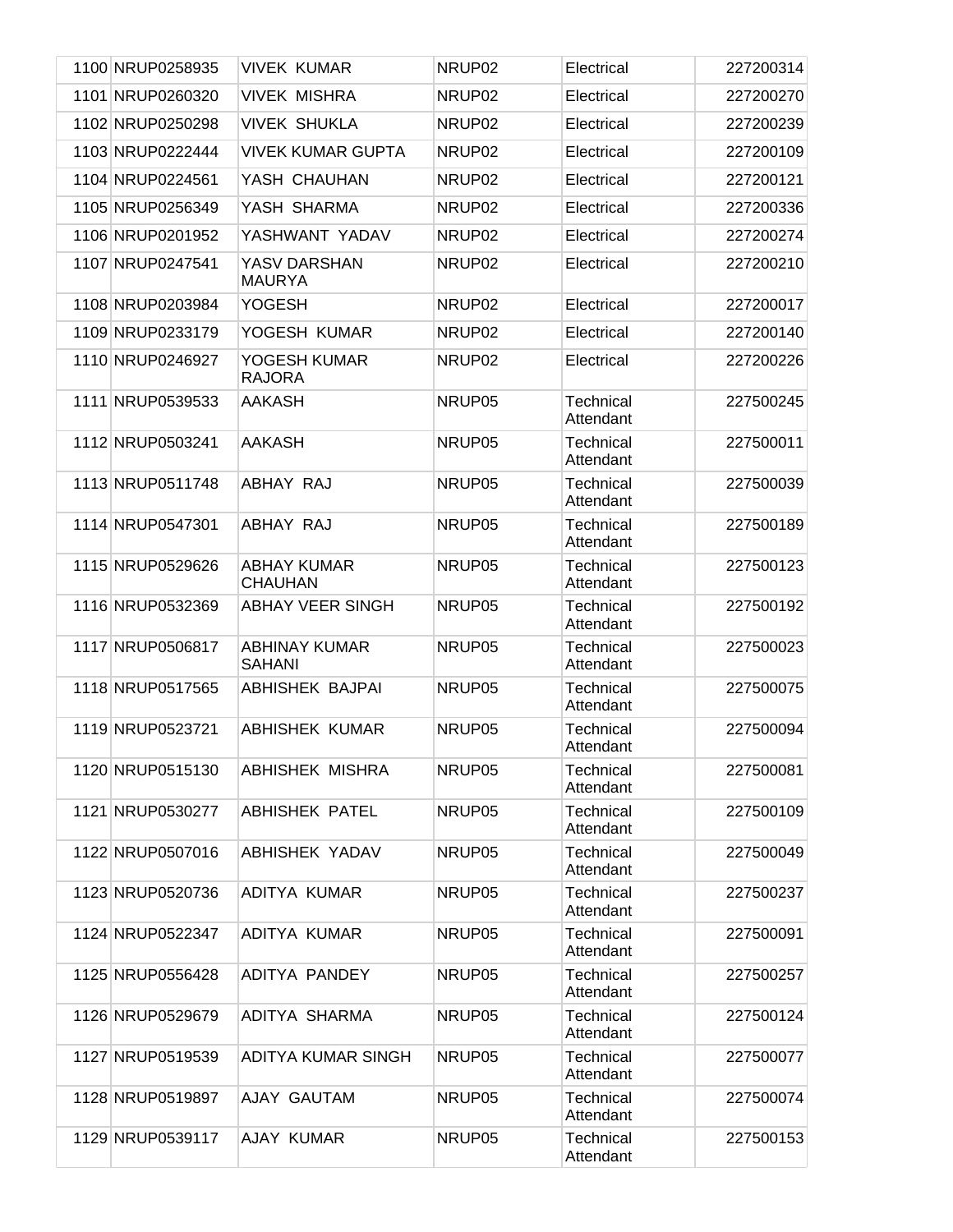| | | | | | |
|---|---|---|---|---|---|
| 1100 | NRUP0258935 | VIVEK KUMAR | NRUP02 | Electrical | 227200314 |
| 1101 | NRUP0260320 | VIVEK MISHRA | NRUP02 | Electrical | 227200270 |
| 1102 | NRUP0250298 | VIVEK SHUKLA | NRUP02 | Electrical | 227200239 |
| 1103 | NRUP0222444 | VIVEK KUMAR GUPTA | NRUP02 | Electrical | 227200109 |
| 1104 | NRUP0224561 | YASH CHAUHAN | NRUP02 | Electrical | 227200121 |
| 1105 | NRUP0256349 | YASH SHARMA | NRUP02 | Electrical | 227200336 |
| 1106 | NRUP0201952 | YASHWANT YADAV | NRUP02 | Electrical | 227200274 |
| 1107 | NRUP0247541 | YASV DARSHAN MAURYA | NRUP02 | Electrical | 227200210 |
| 1108 | NRUP0203984 | YOGESH | NRUP02 | Electrical | 227200017 |
| 1109 | NRUP0233179 | YOGESH KUMAR | NRUP02 | Electrical | 227200140 |
| 1110 | NRUP0246927 | YOGESH KUMAR RAJORA | NRUP02 | Electrical | 227200226 |
| 1111 | NRUP0539533 | AAKASH | NRUP05 | Technical Attendant | 227500245 |
| 1112 | NRUP0503241 | AAKASH | NRUP05 | Technical Attendant | 227500011 |
| 1113 | NRUP0511748 | ABHAY RAJ | NRUP05 | Technical Attendant | 227500039 |
| 1114 | NRUP0547301 | ABHAY RAJ | NRUP05 | Technical Attendant | 227500189 |
| 1115 | NRUP0529626 | ABHAY KUMAR CHAUHAN | NRUP05 | Technical Attendant | 227500123 |
| 1116 | NRUP0532369 | ABHAY VEER SINGH | NRUP05 | Technical Attendant | 227500192 |
| 1117 | NRUP0506817 | ABHINAY KUMAR SAHANI | NRUP05 | Technical Attendant | 227500023 |
| 1118 | NRUP0517565 | ABHISHEK BAJPAI | NRUP05 | Technical Attendant | 227500075 |
| 1119 | NRUP0523721 | ABHISHEK KUMAR | NRUP05 | Technical Attendant | 227500094 |
| 1120 | NRUP0515130 | ABHISHEK MISHRA | NRUP05 | Technical Attendant | 227500081 |
| 1121 | NRUP0530277 | ABHISHEK PATEL | NRUP05 | Technical Attendant | 227500109 |
| 1122 | NRUP0507016 | ABHISHEK YADAV | NRUP05 | Technical Attendant | 227500049 |
| 1123 | NRUP0520736 | ADITYA KUMAR | NRUP05 | Technical Attendant | 227500237 |
| 1124 | NRUP0522347 | ADITYA KUMAR | NRUP05 | Technical Attendant | 227500091 |
| 1125 | NRUP0556428 | ADITYA PANDEY | NRUP05 | Technical Attendant | 227500257 |
| 1126 | NRUP0529679 | ADITYA SHARMA | NRUP05 | Technical Attendant | 227500124 |
| 1127 | NRUP0519539 | ADITYA KUMAR SINGH | NRUP05 | Technical Attendant | 227500077 |
| 1128 | NRUP0519897 | AJAY GAUTAM | NRUP05 | Technical Attendant | 227500074 |
| 1129 | NRUP0539117 | AJAY KUMAR | NRUP05 | Technical Attendant | 227500153 |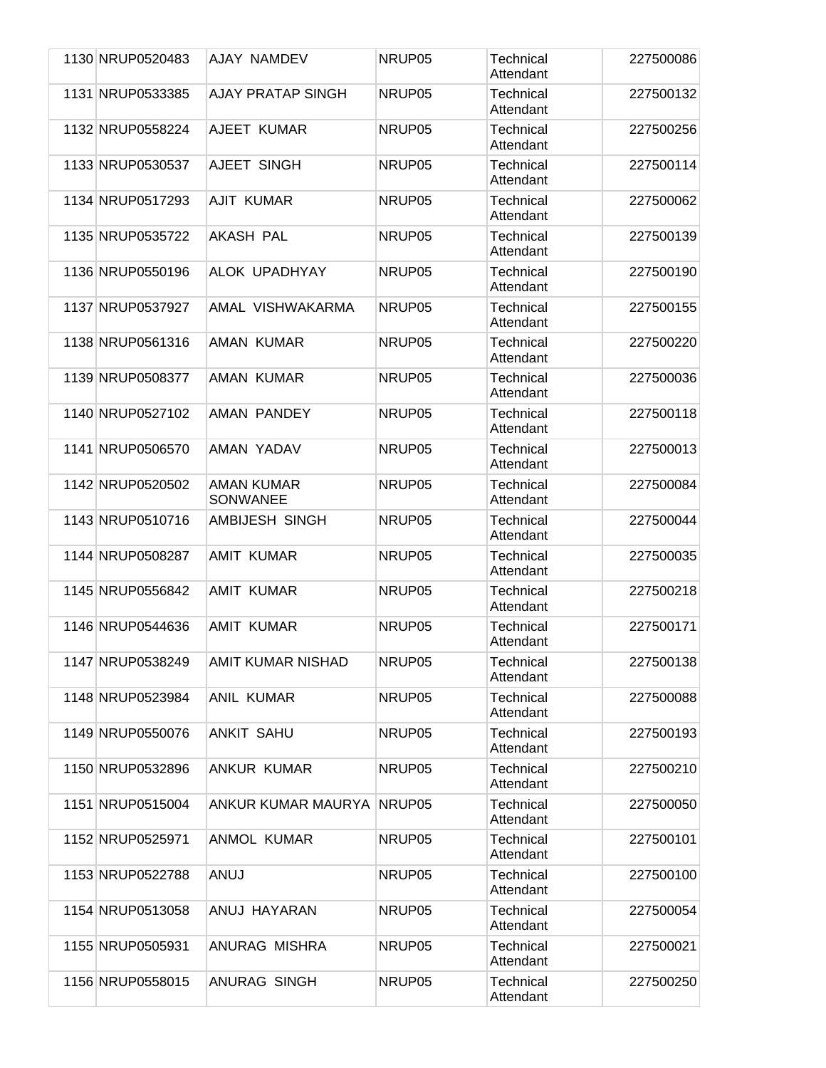| | | | | | |
|---|---|---|---|---|---|
| 1130 | NRUP0520483 | AJAY NAMDEV | NRUP05 | Technical Attendant | 227500086 |
| 1131 | NRUP0533385 | AJAY PRATAP SINGH | NRUP05 | Technical Attendant | 227500132 |
| 1132 | NRUP0558224 | AJEET KUMAR | NRUP05 | Technical Attendant | 227500256 |
| 1133 | NRUP0530537 | AJEET SINGH | NRUP05 | Technical Attendant | 227500114 |
| 1134 | NRUP0517293 | AJIT KUMAR | NRUP05 | Technical Attendant | 227500062 |
| 1135 | NRUP0535722 | AKASH PAL | NRUP05 | Technical Attendant | 227500139 |
| 1136 | NRUP0550196 | ALOK UPADHYAY | NRUP05 | Technical Attendant | 227500190 |
| 1137 | NRUP0537927 | AMAL VISHWAKARMA | NRUP05 | Technical Attendant | 227500155 |
| 1138 | NRUP0561316 | AMAN KUMAR | NRUP05 | Technical Attendant | 227500220 |
| 1139 | NRUP0508377 | AMAN KUMAR | NRUP05 | Technical Attendant | 227500036 |
| 1140 | NRUP0527102 | AMAN PANDEY | NRUP05 | Technical Attendant | 227500118 |
| 1141 | NRUP0506570 | AMAN YADAV | NRUP05 | Technical Attendant | 227500013 |
| 1142 | NRUP0520502 | AMAN KUMAR SONWANEE | NRUP05 | Technical Attendant | 227500084 |
| 1143 | NRUP0510716 | AMBIJESH SINGH | NRUP05 | Technical Attendant | 227500044 |
| 1144 | NRUP0508287 | AMIT KUMAR | NRUP05 | Technical Attendant | 227500035 |
| 1145 | NRUP0556842 | AMIT KUMAR | NRUP05 | Technical Attendant | 227500218 |
| 1146 | NRUP0544636 | AMIT KUMAR | NRUP05 | Technical Attendant | 227500171 |
| 1147 | NRUP0538249 | AMIT KUMAR NISHAD | NRUP05 | Technical Attendant | 227500138 |
| 1148 | NRUP0523984 | ANIL KUMAR | NRUP05 | Technical Attendant | 227500088 |
| 1149 | NRUP0550076 | ANKIT SAHU | NRUP05 | Technical Attendant | 227500193 |
| 1150 | NRUP0532896 | ANKUR KUMAR | NRUP05 | Technical Attendant | 227500210 |
| 1151 | NRUP0515004 | ANKUR KUMAR MAURYA | NRUP05 | Technical Attendant | 227500050 |
| 1152 | NRUP0525971 | ANMOL KUMAR | NRUP05 | Technical Attendant | 227500101 |
| 1153 | NRUP0522788 | ANUJ | NRUP05 | Technical Attendant | 227500100 |
| 1154 | NRUP0513058 | ANUJ HAYARAN | NRUP05 | Technical Attendant | 227500054 |
| 1155 | NRUP0505931 | ANURAG MISHRA | NRUP05 | Technical Attendant | 227500021 |
| 1156 | NRUP0558015 | ANURAG SINGH | NRUP05 | Technical Attendant | 227500250 |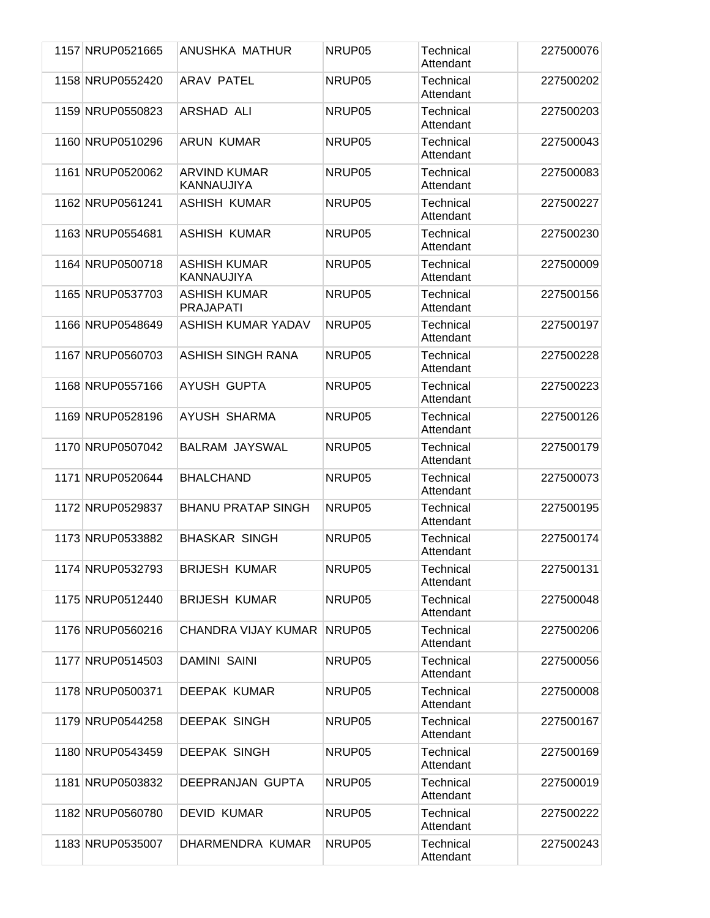| | | | | | |
|---|---|---|---|---|---|
| 1157 | NRUP0521665 | ANUSHKA MATHUR | NRUP05 | Technical Attendant | 227500076 |
| 1158 | NRUP0552420 | ARAV PATEL | NRUP05 | Technical Attendant | 227500202 |
| 1159 | NRUP0550823 | ARSHAD ALI | NRUP05 | Technical Attendant | 227500203 |
| 1160 | NRUP0510296 | ARUN KUMAR | NRUP05 | Technical Attendant | 227500043 |
| 1161 | NRUP0520062 | ARVIND KUMAR KANNAUJIYA | NRUP05 | Technical Attendant | 227500083 |
| 1162 | NRUP0561241 | ASHISH KUMAR | NRUP05 | Technical Attendant | 227500227 |
| 1163 | NRUP0554681 | ASHISH KUMAR | NRUP05 | Technical Attendant | 227500230 |
| 1164 | NRUP0500718 | ASHISH KUMAR KANNAUJIYA | NRUP05 | Technical Attendant | 227500009 |
| 1165 | NRUP0537703 | ASHISH KUMAR PRAJAPATI | NRUP05 | Technical Attendant | 227500156 |
| 1166 | NRUP0548649 | ASHISH KUMAR YADAV | NRUP05 | Technical Attendant | 227500197 |
| 1167 | NRUP0560703 | ASHISH SINGH RANA | NRUP05 | Technical Attendant | 227500228 |
| 1168 | NRUP0557166 | AYUSH GUPTA | NRUP05 | Technical Attendant | 227500223 |
| 1169 | NRUP0528196 | AYUSH SHARMA | NRUP05 | Technical Attendant | 227500126 |
| 1170 | NRUP0507042 | BALRAM JAYSWAL | NRUP05 | Technical Attendant | 227500179 |
| 1171 | NRUP0520644 | BHALCHAND | NRUP05 | Technical Attendant | 227500073 |
| 1172 | NRUP0529837 | BHANU PRATAP SINGH | NRUP05 | Technical Attendant | 227500195 |
| 1173 | NRUP0533882 | BHASKAR SINGH | NRUP05 | Technical Attendant | 227500174 |
| 1174 | NRUP0532793 | BRIJESH KUMAR | NRUP05 | Technical Attendant | 227500131 |
| 1175 | NRUP0512440 | BRIJESH KUMAR | NRUP05 | Technical Attendant | 227500048 |
| 1176 | NRUP0560216 | CHANDRA VIJAY KUMAR | NRUP05 | Technical Attendant | 227500206 |
| 1177 | NRUP0514503 | DAMINI SAINI | NRUP05 | Technical Attendant | 227500056 |
| 1178 | NRUP0500371 | DEEPAK KUMAR | NRUP05 | Technical Attendant | 227500008 |
| 1179 | NRUP0544258 | DEEPAK SINGH | NRUP05 | Technical Attendant | 227500167 |
| 1180 | NRUP0543459 | DEEPAK SINGH | NRUP05 | Technical Attendant | 227500169 |
| 1181 | NRUP0503832 | DEEPRANJAN GUPTA | NRUP05 | Technical Attendant | 227500019 |
| 1182 | NRUP0560780 | DEVID KUMAR | NRUP05 | Technical Attendant | 227500222 |
| 1183 | NRUP0535007 | DHARMENDRA KUMAR | NRUP05 | Technical Attendant | 227500243 |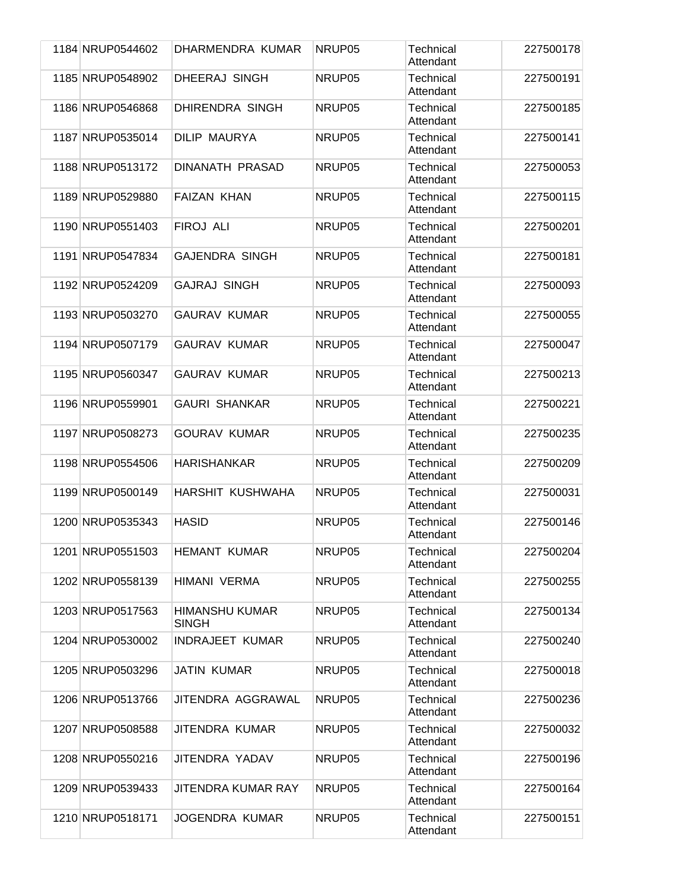| | | | | | |
|---|---|---|---|---|---|
| 1184 | NRUP0544602 | DHARMENDRA KUMAR | NRUP05 | Technical Attendant | 227500178 |
| 1185 | NRUP0548902 | DHEERAJ SINGH | NRUP05 | Technical Attendant | 227500191 |
| 1186 | NRUP0546868 | DHIRENDRA SINGH | NRUP05 | Technical Attendant | 227500185 |
| 1187 | NRUP0535014 | DILIP MAURYA | NRUP05 | Technical Attendant | 227500141 |
| 1188 | NRUP0513172 | DINANATH PRASAD | NRUP05 | Technical Attendant | 227500053 |
| 1189 | NRUP0529880 | FAIZAN KHAN | NRUP05 | Technical Attendant | 227500115 |
| 1190 | NRUP0551403 | FIROJ ALI | NRUP05 | Technical Attendant | 227500201 |
| 1191 | NRUP0547834 | GAJENDRA SINGH | NRUP05 | Technical Attendant | 227500181 |
| 1192 | NRUP0524209 | GAJRAJ SINGH | NRUP05 | Technical Attendant | 227500093 |
| 1193 | NRUP0503270 | GAURAV KUMAR | NRUP05 | Technical Attendant | 227500055 |
| 1194 | NRUP0507179 | GAURAV KUMAR | NRUP05 | Technical Attendant | 227500047 |
| 1195 | NRUP0560347 | GAURAV KUMAR | NRUP05 | Technical Attendant | 227500213 |
| 1196 | NRUP0559901 | GAURI SHANKAR | NRUP05 | Technical Attendant | 227500221 |
| 1197 | NRUP0508273 | GOURAV KUMAR | NRUP05 | Technical Attendant | 227500235 |
| 1198 | NRUP0554506 | HARISHANKAR | NRUP05 | Technical Attendant | 227500209 |
| 1199 | NRUP0500149 | HARSHIT KUSHWAHA | NRUP05 | Technical Attendant | 227500031 |
| 1200 | NRUP0535343 | HASID | NRUP05 | Technical Attendant | 227500146 |
| 1201 | NRUP0551503 | HEMANT KUMAR | NRUP05 | Technical Attendant | 227500204 |
| 1202 | NRUP0558139 | HIMANI VERMA | NRUP05 | Technical Attendant | 227500255 |
| 1203 | NRUP0517563 | HIMANSHU KUMAR SINGH | NRUP05 | Technical Attendant | 227500134 |
| 1204 | NRUP0530002 | INDRAJEET KUMAR | NRUP05 | Technical Attendant | 227500240 |
| 1205 | NRUP0503296 | JATIN KUMAR | NRUP05 | Technical Attendant | 227500018 |
| 1206 | NRUP0513766 | JITENDRA AGGRAWAL | NRUP05 | Technical Attendant | 227500236 |
| 1207 | NRUP0508588 | JITENDRA KUMAR | NRUP05 | Technical Attendant | 227500032 |
| 1208 | NRUP0550216 | JITENDRA YADAV | NRUP05 | Technical Attendant | 227500196 |
| 1209 | NRUP0539433 | JITENDRA KUMAR RAY | NRUP05 | Technical Attendant | 227500164 |
| 1210 | NRUP0518171 | JOGENDRA KUMAR | NRUP05 | Technical Attendant | 227500151 |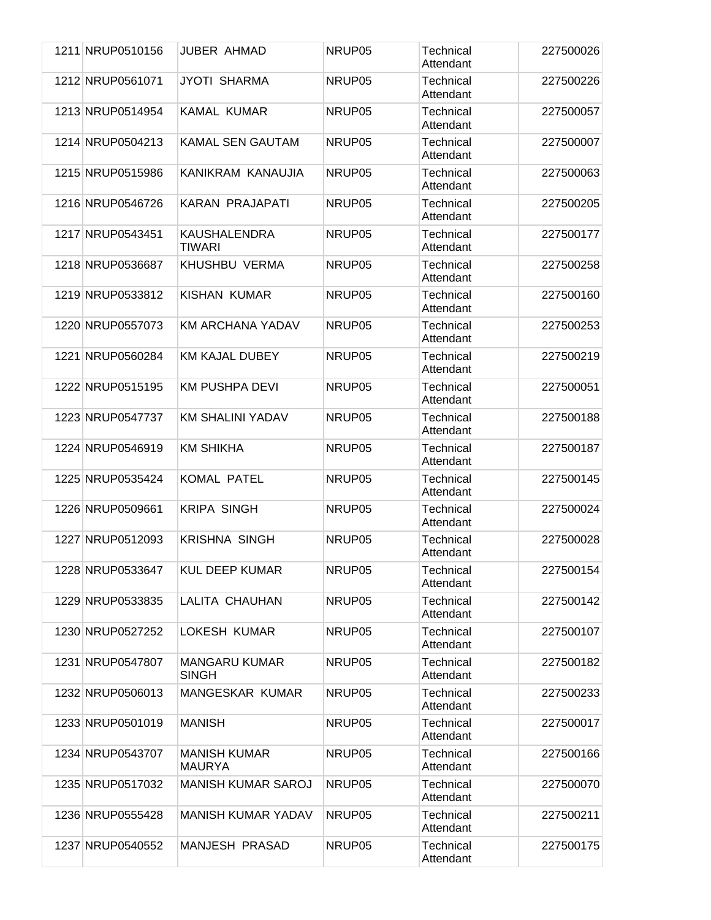| | | | | | |
|---|---|---|---|---|---|
| 1211 | NRUP0510156 | JUBER AHMAD | NRUP05 | Technical Attendant | 227500026 |
| 1212 | NRUP0561071 | JYOTI SHARMA | NRUP05 | Technical Attendant | 227500226 |
| 1213 | NRUP0514954 | KAMAL KUMAR | NRUP05 | Technical Attendant | 227500057 |
| 1214 | NRUP0504213 | KAMAL SEN GAUTAM | NRUP05 | Technical Attendant | 227500007 |
| 1215 | NRUP0515986 | KANIKRAM KANAUJIA | NRUP05 | Technical Attendant | 227500063 |
| 1216 | NRUP0546726 | KARAN PRAJAPATI | NRUP05 | Technical Attendant | 227500205 |
| 1217 | NRUP0543451 | KAUSHALENDRA TIWARI | NRUP05 | Technical Attendant | 227500177 |
| 1218 | NRUP0536687 | KHUSHBU VERMA | NRUP05 | Technical Attendant | 227500258 |
| 1219 | NRUP0533812 | KISHAN KUMAR | NRUP05 | Technical Attendant | 227500160 |
| 1220 | NRUP0557073 | KM ARCHANA YADAV | NRUP05 | Technical Attendant | 227500253 |
| 1221 | NRUP0560284 | KM KAJAL DUBEY | NRUP05 | Technical Attendant | 227500219 |
| 1222 | NRUP0515195 | KM PUSHPA DEVI | NRUP05 | Technical Attendant | 227500051 |
| 1223 | NRUP0547737 | KM SHALINI YADAV | NRUP05 | Technical Attendant | 227500188 |
| 1224 | NRUP0546919 | KM SHIKHA | NRUP05 | Technical Attendant | 227500187 |
| 1225 | NRUP0535424 | KOMAL PATEL | NRUP05 | Technical Attendant | 227500145 |
| 1226 | NRUP0509661 | KRIPA SINGH | NRUP05 | Technical Attendant | 227500024 |
| 1227 | NRUP0512093 | KRISHNA SINGH | NRUP05 | Technical Attendant | 227500028 |
| 1228 | NRUP0533647 | KUL DEEP KUMAR | NRUP05 | Technical Attendant | 227500154 |
| 1229 | NRUP0533835 | LALITA CHAUHAN | NRUP05 | Technical Attendant | 227500142 |
| 1230 | NRUP0527252 | LOKESH KUMAR | NRUP05 | Technical Attendant | 227500107 |
| 1231 | NRUP0547807 | MANGARU KUMAR SINGH | NRUP05 | Technical Attendant | 227500182 |
| 1232 | NRUP0506013 | MANGESKAR KUMAR | NRUP05 | Technical Attendant | 227500233 |
| 1233 | NRUP0501019 | MANISH | NRUP05 | Technical Attendant | 227500017 |
| 1234 | NRUP0543707 | MANISH KUMAR MAURYA | NRUP05 | Technical Attendant | 227500166 |
| 1235 | NRUP0517032 | MANISH KUMAR SAROJ | NRUP05 | Technical Attendant | 227500070 |
| 1236 | NRUP0555428 | MANISH KUMAR YADAV | NRUP05 | Technical Attendant | 227500211 |
| 1237 | NRUP0540552 | MANJESH PRASAD | NRUP05 | Technical Attendant | 227500175 |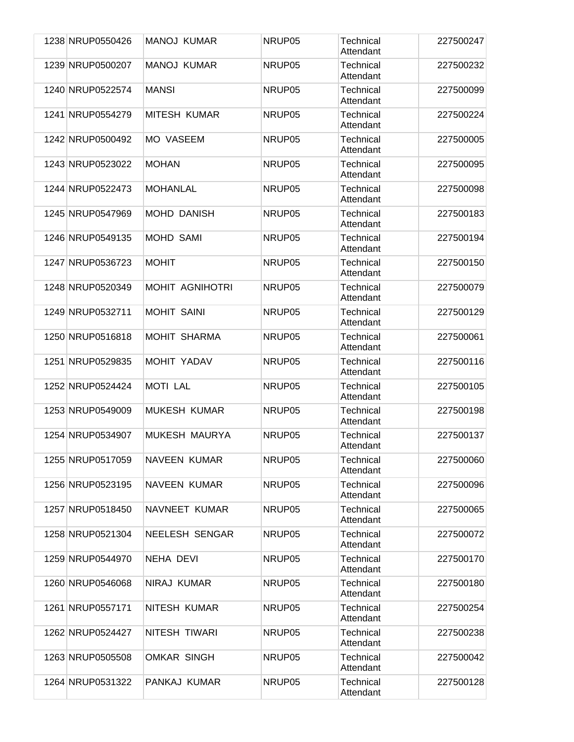| | | | | | |
|---|---|---|---|---|---|
| 1238 | NRUP0550426 | MANOJ KUMAR | NRUP05 | Technical Attendant | 227500247 |
| 1239 | NRUP0500207 | MANOJ KUMAR | NRUP05 | Technical Attendant | 227500232 |
| 1240 | NRUP0522574 | MANSI | NRUP05 | Technical Attendant | 227500099 |
| 1241 | NRUP0554279 | MITESH KUMAR | NRUP05 | Technical Attendant | 227500224 |
| 1242 | NRUP0500492 | MO VASEEM | NRUP05 | Technical Attendant | 227500005 |
| 1243 | NRUP0523022 | MOHAN | NRUP05 | Technical Attendant | 227500095 |
| 1244 | NRUP0522473 | MOHANLAL | NRUP05 | Technical Attendant | 227500098 |
| 1245 | NRUP0547969 | MOHD DANISH | NRUP05 | Technical Attendant | 227500183 |
| 1246 | NRUP0549135 | MOHD SAMI | NRUP05 | Technical Attendant | 227500194 |
| 1247 | NRUP0536723 | MOHIT | NRUP05 | Technical Attendant | 227500150 |
| 1248 | NRUP0520349 | MOHIT AGNIHOTRI | NRUP05 | Technical Attendant | 227500079 |
| 1249 | NRUP0532711 | MOHIT SAINI | NRUP05 | Technical Attendant | 227500129 |
| 1250 | NRUP0516818 | MOHIT SHARMA | NRUP05 | Technical Attendant | 227500061 |
| 1251 | NRUP0529835 | MOHIT YADAV | NRUP05 | Technical Attendant | 227500116 |
| 1252 | NRUP0524424 | MOTI LAL | NRUP05 | Technical Attendant | 227500105 |
| 1253 | NRUP0549009 | MUKESH KUMAR | NRUP05 | Technical Attendant | 227500198 |
| 1254 | NRUP0534907 | MUKESH MAURYA | NRUP05 | Technical Attendant | 227500137 |
| 1255 | NRUP0517059 | NAVEEN KUMAR | NRUP05 | Technical Attendant | 227500060 |
| 1256 | NRUP0523195 | NAVEEN KUMAR | NRUP05 | Technical Attendant | 227500096 |
| 1257 | NRUP0518450 | NAVNEET KUMAR | NRUP05 | Technical Attendant | 227500065 |
| 1258 | NRUP0521304 | NEELESH SENGAR | NRUP05 | Technical Attendant | 227500072 |
| 1259 | NRUP0544970 | NEHA DEVI | NRUP05 | Technical Attendant | 227500170 |
| 1260 | NRUP0546068 | NIRAJ KUMAR | NRUP05 | Technical Attendant | 227500180 |
| 1261 | NRUP0557171 | NITESH KUMAR | NRUP05 | Technical Attendant | 227500254 |
| 1262 | NRUP0524427 | NITESH TIWARI | NRUP05 | Technical Attendant | 227500238 |
| 1263 | NRUP0505508 | OMKAR SINGH | NRUP05 | Technical Attendant | 227500042 |
| 1264 | NRUP0531322 | PANKAJ KUMAR | NRUP05 | Technical Attendant | 227500128 |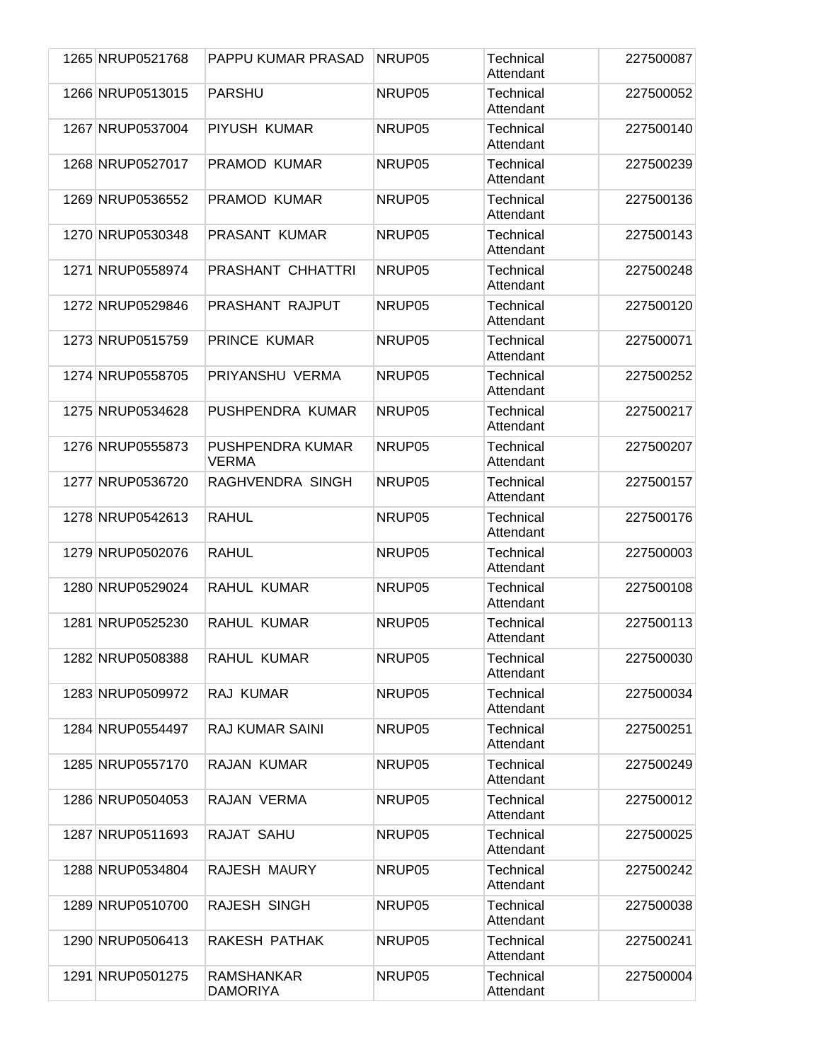| | | | | | |
|---|---|---|---|---|---|
| 1265 | NRUP0521768 | PAPPU KUMAR PRASAD | NRUP05 | Technical Attendant | 227500087 |
| 1266 | NRUP0513015 | PARSHU | NRUP05 | Technical Attendant | 227500052 |
| 1267 | NRUP0537004 | PIYUSH KUMAR | NRUP05 | Technical Attendant | 227500140 |
| 1268 | NRUP0527017 | PRAMOD KUMAR | NRUP05 | Technical Attendant | 227500239 |
| 1269 | NRUP0536552 | PRAMOD KUMAR | NRUP05 | Technical Attendant | 227500136 |
| 1270 | NRUP0530348 | PRASANT KUMAR | NRUP05 | Technical Attendant | 227500143 |
| 1271 | NRUP0558974 | PRASHANT CHHATTRI | NRUP05 | Technical Attendant | 227500248 |
| 1272 | NRUP0529846 | PRASHANT RAJPUT | NRUP05 | Technical Attendant | 227500120 |
| 1273 | NRUP0515759 | PRINCE KUMAR | NRUP05 | Technical Attendant | 227500071 |
| 1274 | NRUP0558705 | PRIYANSHU VERMA | NRUP05 | Technical Attendant | 227500252 |
| 1275 | NRUP0534628 | PUSHPENDRA KUMAR | NRUP05 | Technical Attendant | 227500217 |
| 1276 | NRUP0555873 | PUSHPENDRA KUMAR VERMA | NRUP05 | Technical Attendant | 227500207 |
| 1277 | NRUP0536720 | RAGHVENDRA SINGH | NRUP05 | Technical Attendant | 227500157 |
| 1278 | NRUP0542613 | RAHUL | NRUP05 | Technical Attendant | 227500176 |
| 1279 | NRUP0502076 | RAHUL | NRUP05 | Technical Attendant | 227500003 |
| 1280 | NRUP0529024 | RAHUL KUMAR | NRUP05 | Technical Attendant | 227500108 |
| 1281 | NRUP0525230 | RAHUL KUMAR | NRUP05 | Technical Attendant | 227500113 |
| 1282 | NRUP0508388 | RAHUL KUMAR | NRUP05 | Technical Attendant | 227500030 |
| 1283 | NRUP0509972 | RAJ KUMAR | NRUP05 | Technical Attendant | 227500034 |
| 1284 | NRUP0554497 | RAJ KUMAR SAINI | NRUP05 | Technical Attendant | 227500251 |
| 1285 | NRUP0557170 | RAJAN KUMAR | NRUP05 | Technical Attendant | 227500249 |
| 1286 | NRUP0504053 | RAJAN VERMA | NRUP05 | Technical Attendant | 227500012 |
| 1287 | NRUP0511693 | RAJAT SAHU | NRUP05 | Technical Attendant | 227500025 |
| 1288 | NRUP0534804 | RAJESH MAURY | NRUP05 | Technical Attendant | 227500242 |
| 1289 | NRUP0510700 | RAJESH SINGH | NRUP05 | Technical Attendant | 227500038 |
| 1290 | NRUP0506413 | RAKESH PATHAK | NRUP05 | Technical Attendant | 227500241 |
| 1291 | NRUP0501275 | RAMSHANKAR DAMORIYA | NRUP05 | Technical Attendant | 227500004 |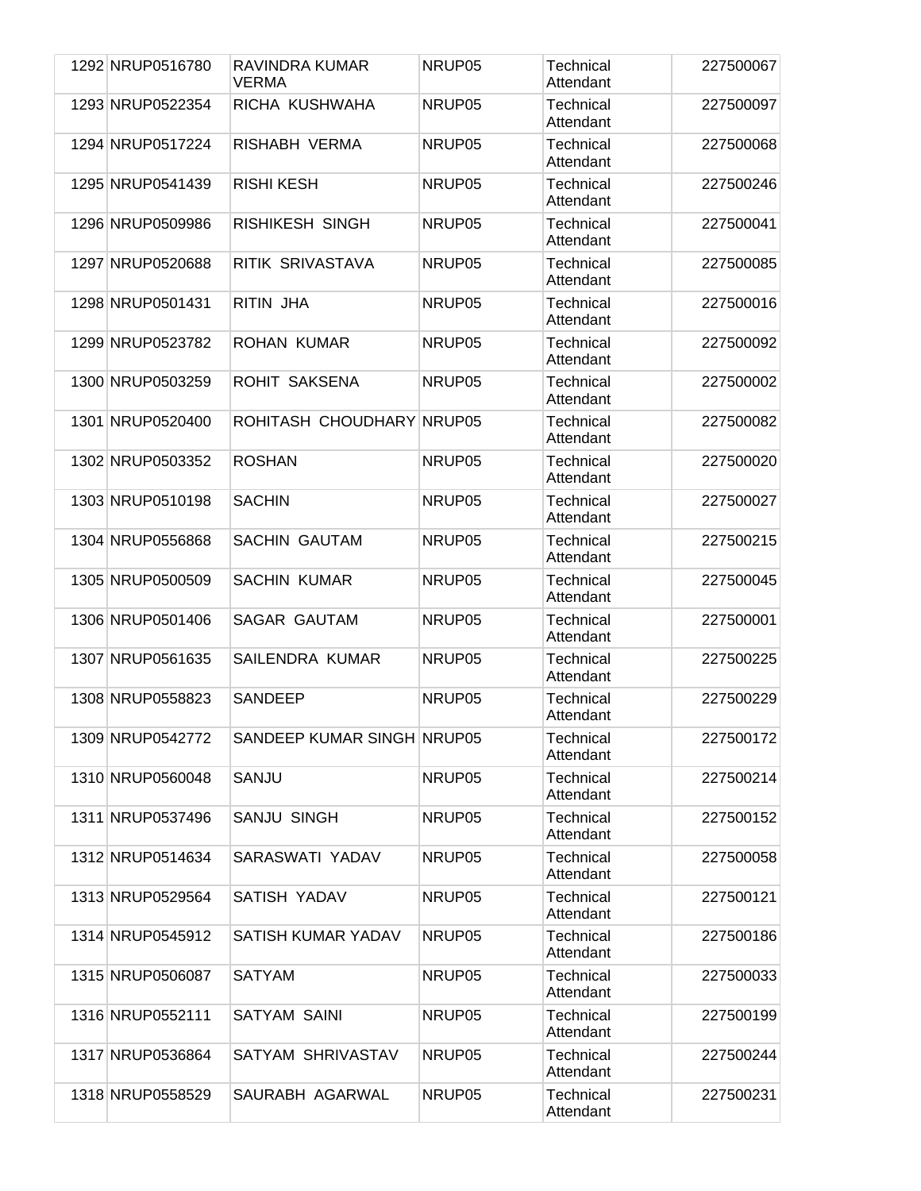| | | | | | |
|---|---|---|---|---|---|
| 1292 | NRUP0516780 | RAVINDRA KUMAR VERMA | NRUP05 | Technical Attendant | 227500067 |
| 1293 | NRUP0522354 | RICHA KUSHWAHA | NRUP05 | Technical Attendant | 227500097 |
| 1294 | NRUP0517224 | RISHABH VERMA | NRUP05 | Technical Attendant | 227500068 |
| 1295 | NRUP0541439 | RISHI KESH | NRUP05 | Technical Attendant | 227500246 |
| 1296 | NRUP0509986 | RISHIKESH SINGH | NRUP05 | Technical Attendant | 227500041 |
| 1297 | NRUP0520688 | RITIK SRIVASTAVA | NRUP05 | Technical Attendant | 227500085 |
| 1298 | NRUP0501431 | RITIN JHA | NRUP05 | Technical Attendant | 227500016 |
| 1299 | NRUP0523782 | ROHAN KUMAR | NRUP05 | Technical Attendant | 227500092 |
| 1300 | NRUP0503259 | ROHIT SAKSENA | NRUP05 | Technical Attendant | 227500002 |
| 1301 | NRUP0520400 | ROHITASH CHOUDHARY | NRUP05 | Technical Attendant | 227500082 |
| 1302 | NRUP0503352 | ROSHAN | NRUP05 | Technical Attendant | 227500020 |
| 1303 | NRUP0510198 | SACHIN | NRUP05 | Technical Attendant | 227500027 |
| 1304 | NRUP0556868 | SACHIN GAUTAM | NRUP05 | Technical Attendant | 227500215 |
| 1305 | NRUP0500509 | SACHIN KUMAR | NRUP05 | Technical Attendant | 227500045 |
| 1306 | NRUP0501406 | SAGAR GAUTAM | NRUP05 | Technical Attendant | 227500001 |
| 1307 | NRUP0561635 | SAILENDRA KUMAR | NRUP05 | Technical Attendant | 227500225 |
| 1308 | NRUP0558823 | SANDEEP | NRUP05 | Technical Attendant | 227500229 |
| 1309 | NRUP0542772 | SANDEEP KUMAR SINGH | NRUP05 | Technical Attendant | 227500172 |
| 1310 | NRUP0560048 | SANJU | NRUP05 | Technical Attendant | 227500214 |
| 1311 | NRUP0537496 | SANJU SINGH | NRUP05 | Technical Attendant | 227500152 |
| 1312 | NRUP0514634 | SARASWATI YADAV | NRUP05 | Technical Attendant | 227500058 |
| 1313 | NRUP0529564 | SATISH YADAV | NRUP05 | Technical Attendant | 227500121 |
| 1314 | NRUP0545912 | SATISH KUMAR YADAV | NRUP05 | Technical Attendant | 227500186 |
| 1315 | NRUP0506087 | SATYAM | NRUP05 | Technical Attendant | 227500033 |
| 1316 | NRUP0552111 | SATYAM SAINI | NRUP05 | Technical Attendant | 227500199 |
| 1317 | NRUP0536864 | SATYAM SHRIVASTAV | NRUP05 | Technical Attendant | 227500244 |
| 1318 | NRUP0558529 | SAURABH AGARWAL | NRUP05 | Technical Attendant | 227500231 |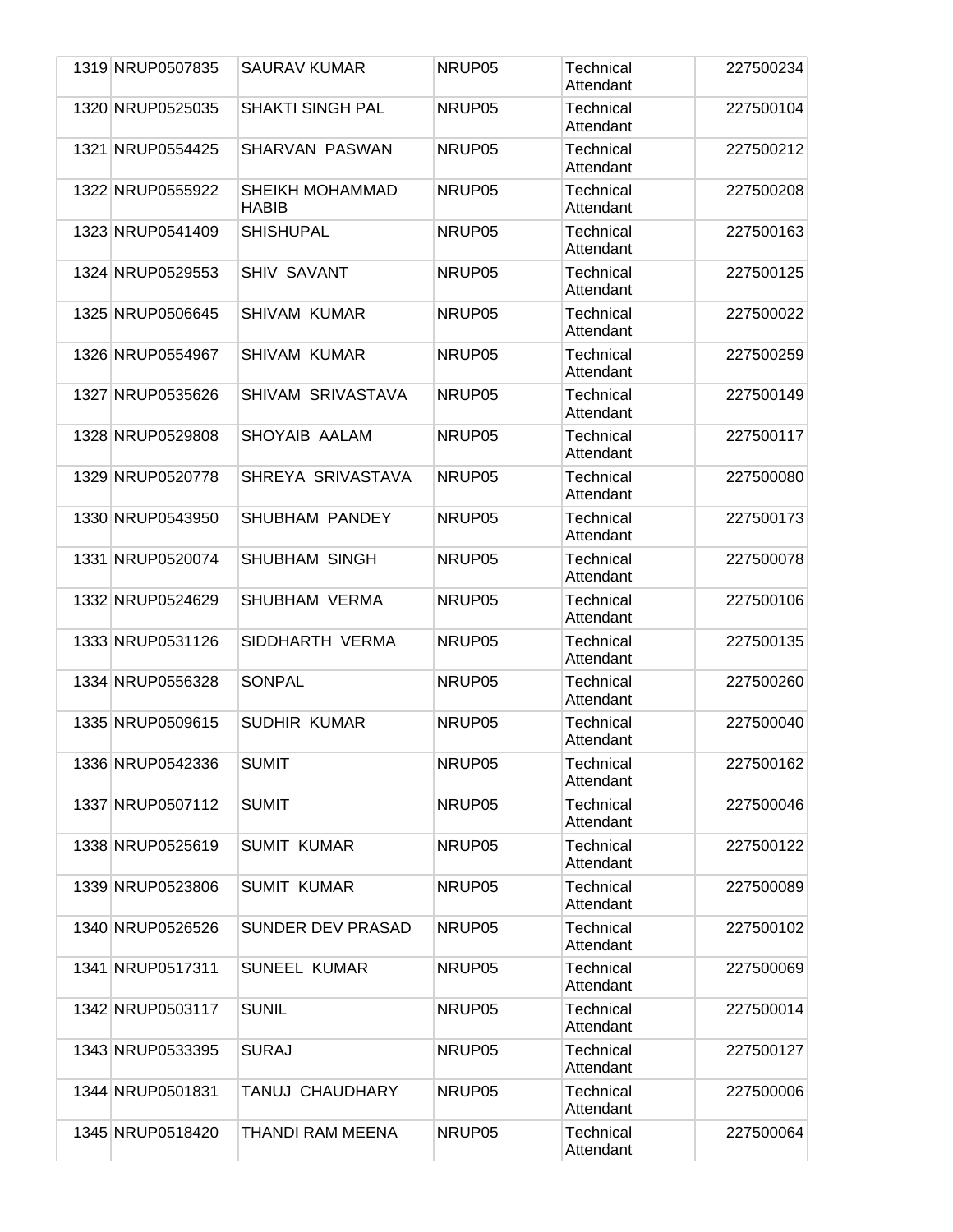| 1319 | NRUP0507835 | SAURAV KUMAR | NRUP05 | Technical Attendant | 227500234 |
|---|---|---|---|---|---|
| 1320 | NRUP0525035 | SHAKTI SINGH PAL | NRUP05 | Technical Attendant | 227500104 |
| 1321 | NRUP0554425 | SHARVAN PASWAN | NRUP05 | Technical Attendant | 227500212 |
| 1322 | NRUP0555922 | SHEIKH MOHAMMAD HABIB | NRUP05 | Technical Attendant | 227500208 |
| 1323 | NRUP0541409 | SHISHUPAL | NRUP05 | Technical Attendant | 227500163 |
| 1324 | NRUP0529553 | SHIV SAVANT | NRUP05 | Technical Attendant | 227500125 |
| 1325 | NRUP0506645 | SHIVAM KUMAR | NRUP05 | Technical Attendant | 227500022 |
| 1326 | NRUP0554967 | SHIVAM KUMAR | NRUP05 | Technical Attendant | 227500259 |
| 1327 | NRUP0535626 | SHIVAM SRIVASTAVA | NRUP05 | Technical Attendant | 227500149 |
| 1328 | NRUP0529808 | SHOYAIB AALAM | NRUP05 | Technical Attendant | 227500117 |
| 1329 | NRUP0520778 | SHREYA SRIVASTAVA | NRUP05 | Technical Attendant | 227500080 |
| 1330 | NRUP0543950 | SHUBHAM PANDEY | NRUP05 | Technical Attendant | 227500173 |
| 1331 | NRUP0520074 | SHUBHAM SINGH | NRUP05 | Technical Attendant | 227500078 |
| 1332 | NRUP0524629 | SHUBHAM VERMA | NRUP05 | Technical Attendant | 227500106 |
| 1333 | NRUP0531126 | SIDDHARTH VERMA | NRUP05 | Technical Attendant | 227500135 |
| 1334 | NRUP0556328 | SONPAL | NRUP05 | Technical Attendant | 227500260 |
| 1335 | NRUP0509615 | SUDHIR KUMAR | NRUP05 | Technical Attendant | 227500040 |
| 1336 | NRUP0542336 | SUMIT | NRUP05 | Technical Attendant | 227500162 |
| 1337 | NRUP0507112 | SUMIT | NRUP05 | Technical Attendant | 227500046 |
| 1338 | NRUP0525619 | SUMIT KUMAR | NRUP05 | Technical Attendant | 227500122 |
| 1339 | NRUP0523806 | SUMIT KUMAR | NRUP05 | Technical Attendant | 227500089 |
| 1340 | NRUP0526526 | SUNDER DEV PRASAD | NRUP05 | Technical Attendant | 227500102 |
| 1341 | NRUP0517311 | SUNEEL KUMAR | NRUP05 | Technical Attendant | 227500069 |
| 1342 | NRUP0503117 | SUNIL | NRUP05 | Technical Attendant | 227500014 |
| 1343 | NRUP0533395 | SURAJ | NRUP05 | Technical Attendant | 227500127 |
| 1344 | NRUP0501831 | TANUJ CHAUDHARY | NRUP05 | Technical Attendant | 227500006 |
| 1345 | NRUP0518420 | THANDI RAM MEENA | NRUP05 | Technical Attendant | 227500064 |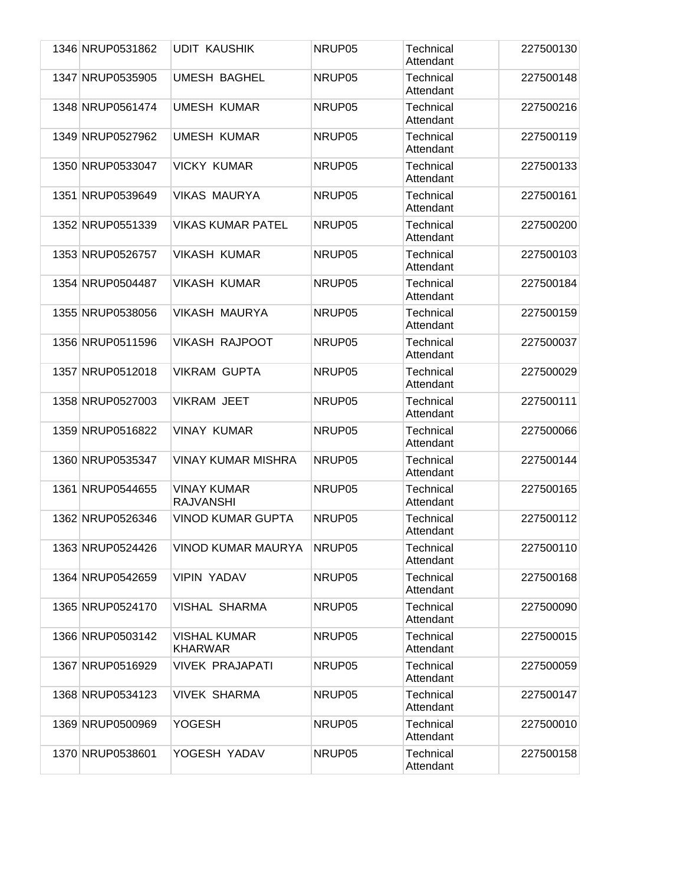| | | | | | |
|---|---|---|---|---|---|
| 1346 | NRUP0531862 | UDIT KAUSHIK | NRUP05 | Technical Attendant | 227500130 |
| 1347 | NRUP0535905 | UMESH BAGHEL | NRUP05 | Technical Attendant | 227500148 |
| 1348 | NRUP0561474 | UMESH KUMAR | NRUP05 | Technical Attendant | 227500216 |
| 1349 | NRUP0527962 | UMESH KUMAR | NRUP05 | Technical Attendant | 227500119 |
| 1350 | NRUP0533047 | VICKY KUMAR | NRUP05 | Technical Attendant | 227500133 |
| 1351 | NRUP0539649 | VIKAS MAURYA | NRUP05 | Technical Attendant | 227500161 |
| 1352 | NRUP0551339 | VIKAS KUMAR PATEL | NRUP05 | Technical Attendant | 227500200 |
| 1353 | NRUP0526757 | VIKASH KUMAR | NRUP05 | Technical Attendant | 227500103 |
| 1354 | NRUP0504487 | VIKASH KUMAR | NRUP05 | Technical Attendant | 227500184 |
| 1355 | NRUP0538056 | VIKASH MAURYA | NRUP05 | Technical Attendant | 227500159 |
| 1356 | NRUP0511596 | VIKASH RAJPOOT | NRUP05 | Technical Attendant | 227500037 |
| 1357 | NRUP0512018 | VIKRAM GUPTA | NRUP05 | Technical Attendant | 227500029 |
| 1358 | NRUP0527003 | VIKRAM JEET | NRUP05 | Technical Attendant | 227500111 |
| 1359 | NRUP0516822 | VINAY KUMAR | NRUP05 | Technical Attendant | 227500066 |
| 1360 | NRUP0535347 | VINAY KUMAR MISHRA | NRUP05 | Technical Attendant | 227500144 |
| 1361 | NRUP0544655 | VINAY KUMAR RAJVANSHI | NRUP05 | Technical Attendant | 227500165 |
| 1362 | NRUP0526346 | VINOD KUMAR GUPTA | NRUP05 | Technical Attendant | 227500112 |
| 1363 | NRUP0524426 | VINOD KUMAR MAURYA | NRUP05 | Technical Attendant | 227500110 |
| 1364 | NRUP0542659 | VIPIN YADAV | NRUP05 | Technical Attendant | 227500168 |
| 1365 | NRUP0524170 | VISHAL SHARMA | NRUP05 | Technical Attendant | 227500090 |
| 1366 | NRUP0503142 | VISHAL KUMAR KHARWAR | NRUP05 | Technical Attendant | 227500015 |
| 1367 | NRUP0516929 | VIVEK PRAJAPATI | NRUP05 | Technical Attendant | 227500059 |
| 1368 | NRUP0534123 | VIVEK SHARMA | NRUP05 | Technical Attendant | 227500147 |
| 1369 | NRUP0500969 | YOGESH | NRUP05 | Technical Attendant | 227500010 |
| 1370 | NRUP0538601 | YOGESH YADAV | NRUP05 | Technical Attendant | 227500158 |